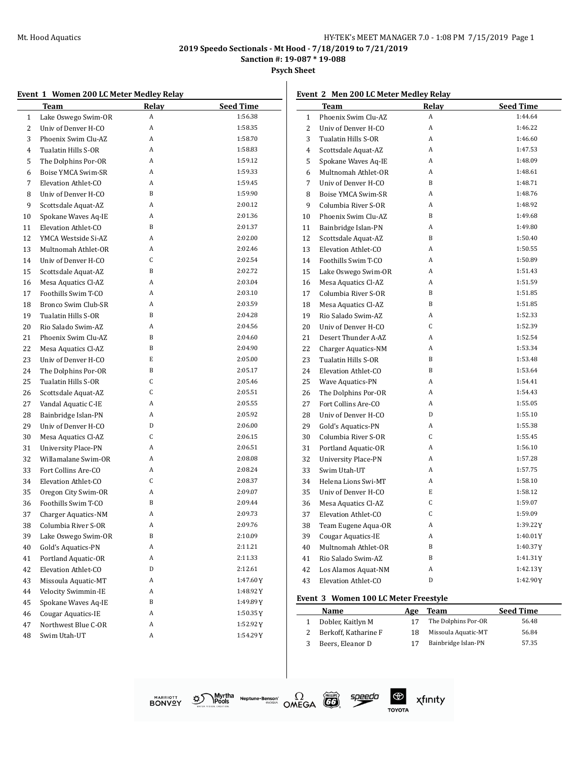2019 Speedo Sectionals - Mt Hood - 7/18/2019 to 7/21/2019

Sanction #: 19-087 * 19-088

Psych Sheet

### Event 1 Women 200 LC Meter Medley Relay

| | Team | Relay | Seed Time |
|---|---|---|---|
| 1 | Lake Oswego Swim-OR | A | 1:56.38 |
| 2 | Univ of Denver H-CO | A | 1:58.35 |
| 3 | Phoenix Swim Clu-AZ | A | 1:58.70 |
| 4 | Tualatin Hills S-OR | A | 1:58.83 |
| 5 | The Dolphins Por-OR | A | 1:59.12 |
| 6 | Boise YMCA Swim-SR | A | 1:59.33 |
| 7 | Elevation Athlet-CO | A | 1:59.45 |
| 8 | Univ of Denver H-CO | B | 1:59.90 |
| 9 | Scottsdale Aquat-AZ | A | 2:00.12 |
| 10 | Spokane Waves Aq-IE | A | 2:01.36 |
| 11 | Elevation Athlet-CO | B | 2:01.37 |
| 12 | YMCA Westside Si-AZ | A | 2:02.00 |
| 13 | Multnomah Athlet-OR | A | 2:02.46 |
| 14 | Univ of Denver H-CO | C | 2:02.54 |
| 15 | Scottsdale Aquat-AZ | B | 2:02.72 |
| 16 | Mesa Aquatics Cl-AZ | A | 2:03.04 |
| 17 | Foothills Swim T-CO | A | 2:03.10 |
| 18 | Bronco Swim Club-SR | A | 2:03.59 |
| 19 | Tualatin Hills S-OR | B | 2:04.28 |
| 20 | Rio Salado Swim-AZ | A | 2:04.56 |
| 21 | Phoenix Swim Clu-AZ | B | 2:04.60 |
| 22 | Mesa Aquatics Cl-AZ | B | 2:04.90 |
| 23 | Univ of Denver H-CO | E | 2:05.00 |
| 24 | The Dolphins Por-OR | B | 2:05.17 |
| 25 | Tualatin Hills S-OR | C | 2:05.46 |
| 26 | Scottsdale Aquat-AZ | C | 2:05.51 |
| 27 | Vandal Aquatic C-IE | A | 2:05.55 |
| 28 | Bainbridge Islan-PN | A | 2:05.92 |
| 29 | Univ of Denver H-CO | D | 2:06.00 |
| 30 | Mesa Aquatics Cl-AZ | C | 2:06.15 |
| 31 | University Place-PN | A | 2:06.51 |
| 32 | Willamalane Swim-OR | A | 2:08.08 |
| 33 | Fort Collins Are-CO | A | 2:08.24 |
| 34 | Elevation Athlet-CO | C | 2:08.37 |
| 35 | Oregon City Swim-OR | A | 2:09.07 |
| 36 | Foothills Swim T-CO | B | 2:09.44 |
| 37 | Charger Aquatics-NM | A | 2:09.73 |
| 38 | Columbia River S-OR | A | 2:09.76 |
| 39 | Lake Oswego Swim-OR | B | 2:10.09 |
| 40 | Gold's Aquatics-PN | A | 2:11.21 |
| 41 | Portland Aquatic-OR | A | 2:11.33 |
| 42 | Elevation Athlet-CO | D | 2:12.61 |
| 43 | Missoula Aquatic-MT | A | 1:47.60Y |
| 44 | Velocity Swimmin-IE | A | 1:48.92Y |
| 45 | Spokane Waves Aq-IE | B | 1:49.89Y |
| 46 | Cougar Aquatics-IE | A | 1:50.35Y |
| 47 | Northwest Blue C-OR | A | 1:52.92Y |
| 48 | Swim Utah-UT | A | 1:54.29Y |

### Event 2 Men 200 LC Meter Medley Relay

| | Team | Relay | Seed Time |
|---|---|---|---|
| 1 | Phoenix Swim Clu-AZ | A | 1:44.64 |
| 2 | Univ of Denver H-CO | A | 1:46.22 |
| 3 | Tualatin Hills S-OR | A | 1:46.60 |
| 4 | Scottsdale Aquat-AZ | A | 1:47.53 |
| 5 | Spokane Waves Aq-IE | A | 1:48.09 |
| 6 | Multnomah Athlet-OR | A | 1:48.61 |
| 7 | Univ of Denver H-CO | B | 1:48.71 |
| 8 | Boise YMCA Swim-SR | A | 1:48.76 |
| 9 | Columbia River S-OR | A | 1:48.92 |
| 10 | Phoenix Swim Clu-AZ | B | 1:49.68 |
| 11 | Bainbridge Islan-PN | A | 1:49.80 |
| 12 | Scottsdale Aquat-AZ | B | 1:50.40 |
| 13 | Elevation Athlet-CO | A | 1:50.55 |
| 14 | Foothills Swim T-CO | A | 1:50.89 |
| 15 | Lake Oswego Swim-OR | A | 1:51.43 |
| 16 | Mesa Aquatics Cl-AZ | A | 1:51.59 |
| 17 | Columbia River S-OR | B | 1:51.85 |
| 18 | Mesa Aquatics Cl-AZ | B | 1:51.85 |
| 19 | Rio Salado Swim-AZ | A | 1:52.33 |
| 20 | Univ of Denver H-CO | C | 1:52.39 |
| 21 | Desert Thunder A-AZ | A | 1:52.54 |
| 22 | Charger Aquatics-NM | A | 1:53.34 |
| 23 | Tualatin Hills S-OR | B | 1:53.48 |
| 24 | Elevation Athlet-CO | B | 1:53.64 |
| 25 | Wave Aquatics-PN | A | 1:54.41 |
| 26 | The Dolphins Por-OR | A | 1:54.43 |
| 27 | Fort Collins Are-CO | A | 1:55.05 |
| 28 | Univ of Denver H-CO | D | 1:55.10 |
| 29 | Gold's Aquatics-PN | A | 1:55.38 |
| 30 | Columbia River S-OR | C | 1:55.45 |
| 31 | Portland Aquatic-OR | A | 1:56.10 |
| 32 | University Place-PN | A | 1:57.28 |
| 33 | Swim Utah-UT | A | 1:57.75 |
| 34 | Helena Lions Swi-MT | A | 1:58.10 |
| 35 | Univ of Denver H-CO | E | 1:58.12 |
| 36 | Mesa Aquatics Cl-AZ | C | 1:59.07 |
| 37 | Elevation Athlet-CO | C | 1:59.09 |
| 38 | Team Eugene Aqua-OR | A | 1:39.22Y |
| 39 | Cougar Aquatics-IE | A | 1:40.01Y |
| 40 | Multnomah Athlet-OR | B | 1:40.37Y |
| 41 | Rio Salado Swim-AZ | B | 1:41.31Y |
| 42 | Los Alamos Aquat-NM | A | 1:42.13Y |
| 43 | Elevation Athlet-CO | D | 1:42.90Y |

### Event 3 Women 100 LC Meter Freestyle

| | Name | Age | Team | Seed Time |
|---|---|---|---|---|
| 1 | Dobler, Kaitlyn M | 17 | The Dolphins Por-OR | 56.48 |
| 2 | Berkoff, Katharine F | 18 | Missoula Aquatic-MT | 56.84 |
| 3 | Beers, Eleanor D | 17 | Bainbridge Islan-PN | 57.35 |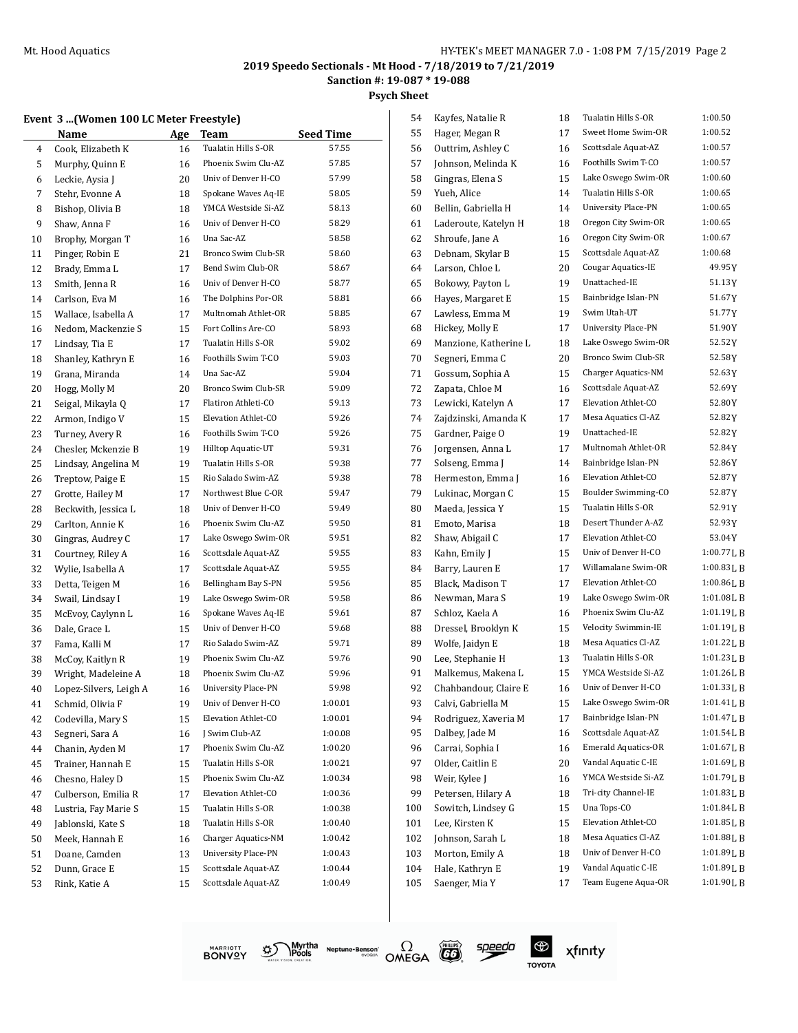## 2019 Speedo Sectionals - Mt Hood - 7/18/2019 to 7/21/2019

**Sanction #: 19-087 * 19-088**

**Psych Sheet**

### Event 3 ...(Women 100 LC Meter Freestyle)

| | Name | Age | Team | Seed Time |
|---|---|---|---|---|
| 4 | Cook, Elizabeth K | 16 | Tualatin Hills S-OR | 57.55 |
| 5 | Murphy, Quinn E | 16 | Phoenix Swim Clu-AZ | 57.85 |
| 6 | Leckie, Aysia J | 20 | Univ of Denver H-CO | 57.99 |
| 7 | Stehr, Evonne A | 18 | Spokane Waves Aq-IE | 58.05 |
| 8 | Bishop, Olivia B | 18 | YMCA Westside Si-AZ | 58.13 |
| 9 | Shaw, Anna F | 16 | Univ of Denver H-CO | 58.29 |
| 10 | Brophy, Morgan T | 16 | Una Sac-AZ | 58.58 |
| 11 | Pinger, Robin E | 21 | Bronco Swim Club-SR | 58.60 |
| 12 | Brady, Emma L | 17 | Bend Swim Club-OR | 58.67 |
| 13 | Smith, Jenna R | 16 | Univ of Denver H-CO | 58.77 |
| 14 | Carlson, Eva M | 16 | The Dolphins Por-OR | 58.81 |
| 15 | Wallace, Isabella A | 17 | Multnomah Athlet-OR | 58.85 |
| 16 | Nedom, Mackenzie S | 15 | Fort Collins Are-CO | 58.93 |
| 17 | Lindsay, Tia E | 17 | Tualatin Hills S-OR | 59.02 |
| 18 | Shanley, Kathryn E | 16 | Foothills Swim T-CO | 59.03 |
| 19 | Grana, Miranda | 14 | Una Sac-AZ | 59.04 |
| 20 | Hogg, Molly M | 20 | Bronco Swim Club-SR | 59.09 |
| 21 | Seigal, Mikayla Q | 17 | Flatiron Athleti-CO | 59.13 |
| 22 | Armon, Indigo V | 15 | Elevation Athlet-CO | 59.26 |
| 23 | Turney, Avery R | 16 | Foothills Swim T-CO | 59.26 |
| 24 | Chesler, Mckenzie B | 19 | Hilltop Aquatic-UT | 59.31 |
| 25 | Lindsay, Angelina M | 19 | Tualatin Hills S-OR | 59.38 |
| 26 | Treptow, Paige E | 15 | Rio Salado Swim-AZ | 59.38 |
| 27 | Grotte, Hailey M | 17 | Northwest Blue C-OR | 59.47 |
| 28 | Beckwith, Jessica L | 18 | Univ of Denver H-CO | 59.49 |
| 29 | Carlton, Annie K | 16 | Phoenix Swim Clu-AZ | 59.50 |
| 30 | Gingras, Audrey C | 17 | Lake Oswego Swim-OR | 59.51 |
| 31 | Courtney, Riley A | 16 | Scottsdale Aquat-AZ | 59.55 |
| 32 | Wylie, Isabella A | 17 | Scottsdale Aquat-AZ | 59.55 |
| 33 | Detta, Teigen M | 16 | Bellingham Bay S-PN | 59.56 |
| 34 | Swail, Lindsay I | 19 | Lake Oswego Swim-OR | 59.58 |
| 35 | McEvoy, Caylynn L | 16 | Spokane Waves Aq-IE | 59.61 |
| 36 | Dale, Grace L | 15 | Univ of Denver H-CO | 59.68 |
| 37 | Fama, Kalli M | 17 | Rio Salado Swim-AZ | 59.71 |
| 38 | McCoy, Kaitlyn R | 19 | Phoenix Swim Clu-AZ | 59.76 |
| 39 | Wright, Madeleine A | 18 | Phoenix Swim Clu-AZ | 59.96 |
| 40 | Lopez-Silvers, Leigh A | 16 | University Place-PN | 59.98 |
| 41 | Schmid, Olivia F | 19 | Univ of Denver H-CO | 1:00.01 |
| 42 | Codevilla, Mary S | 15 | Elevation Athlet-CO | 1:00.01 |
| 43 | Segneri, Sara A | 16 | J Swim Club-AZ | 1:00.08 |
| 44 | Chanin, Ayden M | 17 | Phoenix Swim Clu-AZ | 1:00.20 |
| 45 | Trainer, Hannah E | 15 | Tualatin Hills S-OR | 1:00.21 |
| 46 | Chesno, Haley D | 15 | Phoenix Swim Clu-AZ | 1:00.34 |
| 47 | Culberson, Emilia R | 17 | Elevation Athlet-CO | 1:00.36 |
| 48 | Lustria, Fay Marie S | 15 | Tualatin Hills S-OR | 1:00.38 |
| 49 | Jablonski, Kate S | 18 | Tualatin Hills S-OR | 1:00.40 |
| 50 | Meek, Hannah E | 16 | Charger Aquatics-NM | 1:00.42 |
| 51 | Doane, Camden | 13 | University Place-PN | 1:00.43 |
| 52 | Dunn, Grace E | 15 | Scottsdale Aquat-AZ | 1:00.44 |
| 53 | Rink, Katie A | 15 | Scottsdale Aquat-AZ | 1:00.49 |
| 54 | Kayfes, Natalie R | 18 | Tualatin Hills S-OR | 1:00.50 |
| 55 | Hager, Megan R | 17 | Sweet Home Swim-OR | 1:00.52 |
| 56 | Outtrim, Ashley C | 16 | Scottsdale Aquat-AZ | 1:00.57 |
| 57 | Johnson, Melinda K | 16 | Foothills Swim T-CO | 1:00.57 |
| 58 | Gingras, Elena S | 15 | Lake Oswego Swim-OR | 1:00.60 |
| 59 | Yueh, Alice | 14 | Tualatin Hills S-OR | 1:00.65 |
| 60 | Bellin, Gabriella H | 14 | University Place-PN | 1:00.65 |
| 61 | Laderoute, Katelyn H | 18 | Oregon City Swim-OR | 1:00.65 |
| 62 | Shroufe, Jane A | 16 | Oregon City Swim-OR | 1:00.67 |
| 63 | Debnam, Skylar B | 15 | Scottsdale Aquat-AZ | 1:00.68 |
| 64 | Larson, Chloe L | 20 | Cougar Aquatics-IE | 49.95Y |
| 65 | Bokowy, Payton L | 19 | Unattached-IE | 51.13Y |
| 66 | Hayes, Margaret E | 15 | Bainbridge Islan-PN | 51.67Y |
| 67 | Lawless, Emma M | 19 | Swim Utah-UT | 51.77Y |
| 68 | Hickey, Molly E | 17 | University Place-PN | 51.90Y |
| 69 | Manzione, Katherine L | 18 | Lake Oswego Swim-OR | 52.52Y |
| 70 | Segneri, Emma C | 20 | Bronco Swim Club-SR | 52.58Y |
| 71 | Gossum, Sophia A | 15 | Charger Aquatics-NM | 52.63Y |
| 72 | Zapata, Chloe M | 16 | Scottsdale Aquat-AZ | 52.69Y |
| 73 | Lewicki, Katelyn A | 17 | Elevation Athlet-CO | 52.80Y |
| 74 | Zajdzinski, Amanda K | 17 | Mesa Aquatics Cl-AZ | 52.82Y |
| 75 | Gardner, Paige O | 19 | Unattached-IE | 52.82Y |
| 76 | Jorgensen, Anna L | 17 | Multnomah Athlet-OR | 52.84Y |
| 77 | Solseng, Emma J | 14 | Bainbridge Islan-PN | 52.86Y |
| 78 | Hermeston, Emma J | 16 | Elevation Athlet-CO | 52.87Y |
| 79 | Lukinac, Morgan C | 15 | Boulder Swimming-CO | 52.87Y |
| 80 | Maeda, Jessica Y | 15 | Tualatin Hills S-OR | 52.91Y |
| 81 | Emoto, Marisa | 18 | Desert Thunder A-AZ | 52.93Y |
| 82 | Shaw, Abigail C | 17 | Elevation Athlet-CO | 53.04Y |
| 83 | Kahn, Emily J | 15 | Univ of Denver H-CO | 1:00.77L B |
| 84 | Barry, Lauren E | 17 | Willamalane Swim-OR | 1:00.83L B |
| 85 | Black, Madison T | 17 | Elevation Athlet-CO | 1:00.86L B |
| 86 | Newman, Mara S | 19 | Lake Oswego Swim-OR | 1:01.08L B |
| 87 | Schloz, Kaela A | 16 | Phoenix Swim Clu-AZ | 1:01.19L B |
| 88 | Dressel, Brooklyn K | 15 | Velocity Swimmin-IE | 1:01.19L B |
| 89 | Wolfe, Jaidyn E | 18 | Mesa Aquatics Cl-AZ | 1:01.22L B |
| 90 | Lee, Stephanie H | 13 | Tualatin Hills S-OR | 1:01.23L B |
| 91 | Malkemus, Makena L | 15 | YMCA Westside Si-AZ | 1:01.26L B |
| 92 | Chahbandour, Claire E | 16 | Univ of Denver H-CO | 1:01.33L B |
| 93 | Calvi, Gabriella M | 15 | Lake Oswego Swim-OR | 1:01.41L B |
| 94 | Rodriguez, Xaveria M | 17 | Bainbridge Islan-PN | 1:01.47L B |
| 95 | Dalbey, Jade M | 16 | Scottsdale Aquat-AZ | 1:01.54L B |
| 96 | Carrai, Sophia I | 16 | Emerald Aquatics-OR | 1:01.67L B |
| 97 | Older, Caitlin E | 20 | Vandal Aquatic C-IE | 1:01.69L B |
| 98 | Weir, Kylee J | 16 | YMCA Westside Si-AZ | 1:01.79L B |
| 99 | Petersen, Hilary A | 18 | Tri-city Channel-IE | 1:01.83L B |
| 100 | Sowitch, Lindsey G | 15 | Una Tops-CO | 1:01.84L B |
| 101 | Lee, Kirsten K | 15 | Elevation Athlet-CO | 1:01.85L B |
| 102 | Johnson, Sarah L | 18 | Mesa Aquatics Cl-AZ | 1:01.88L B |
| 103 | Morton, Emily A | 18 | Univ of Denver H-CO | 1:01.89L B |
| 104 | Hale, Kathryn E | 19 | Vandal Aquatic C-IE | 1:01.89L B |
| 105 | Saenger, Mia Y | 17 | Team Eugene Aqua-OR | 1:01.90L B |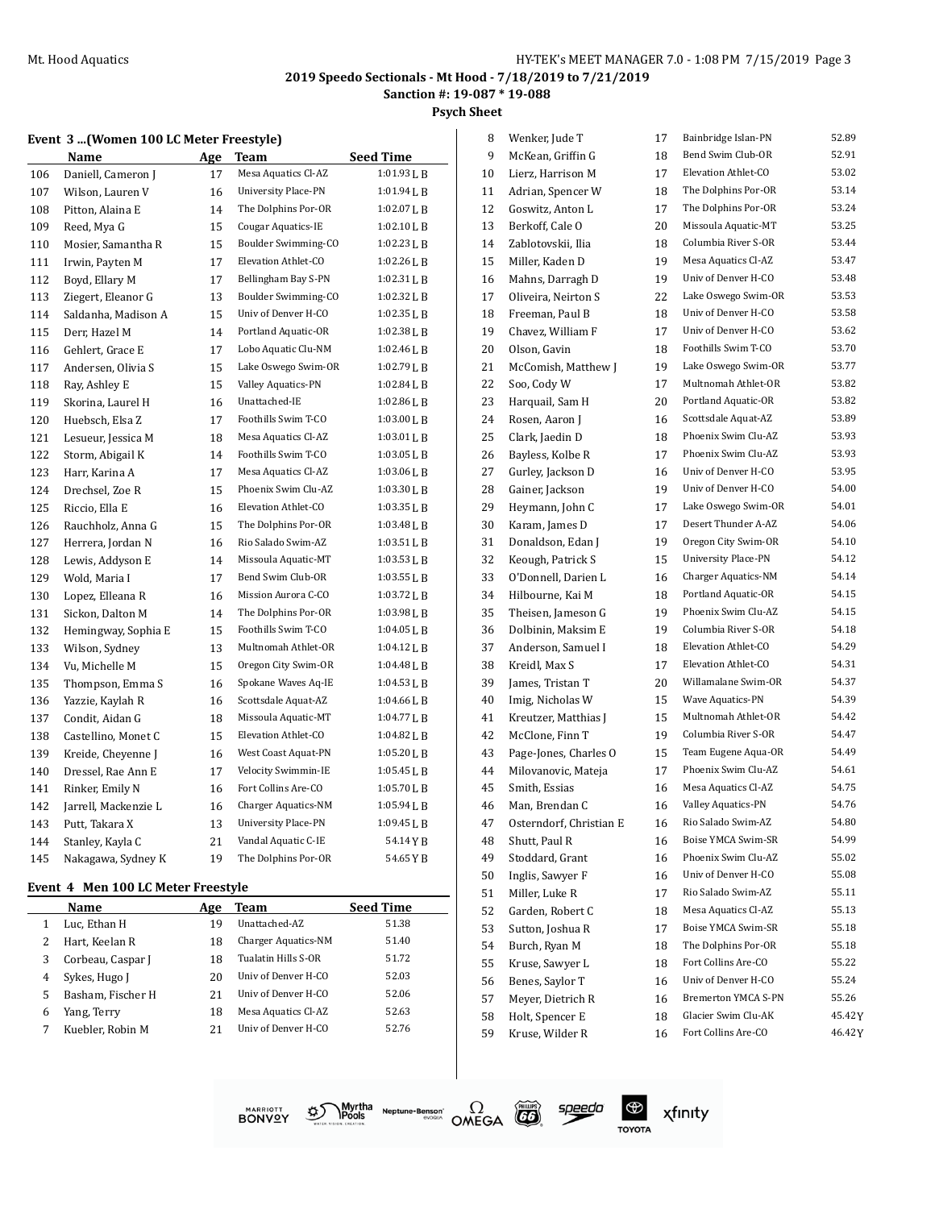## 2019 Speedo Sectionals - Mt Hood - 7/18/2019 to 7/21/2019

**Sanction #: 19-087 * 19-088**

**Psych Sheet**

### Event 3 ...(Women 100 LC Meter Freestyle)

| | Name | Age | Team | Seed Time |
|---|---|---|---|---|
| 106 | Daniell, Cameron J | 17 | Mesa Aquatics Cl-AZ | 1:01.93 L B |
| 107 | Wilson, Lauren V | 16 | University Place-PN | 1:01.94 L B |
| 108 | Pitton, Alaina E | 14 | The Dolphins Por-OR | 1:02.07 L B |
| 109 | Reed, Mya G | 15 | Cougar Aquatics-IE | 1:02.10 L B |
| 110 | Mosier, Samantha R | 15 | Boulder Swimming-CO | 1:02.23 L B |
| 111 | Irwin, Payten M | 17 | Elevation Athlet-CO | 1:02.26 L B |
| 112 | Boyd, Ellary M | 17 | Bellingham Bay S-PN | 1:02.31 L B |
| 113 | Ziegert, Eleanor G | 13 | Boulder Swimming-CO | 1:02.32 L B |
| 114 | Saldanha, Madison A | 15 | Univ of Denver H-CO | 1:02.35 L B |
| 115 | Derr, Hazel M | 14 | Portland Aquatic-OR | 1:02.38 L B |
| 116 | Gehlert, Grace E | 17 | Lobo Aquatic Clu-NM | 1:02.46 L B |
| 117 | Andersen, Olivia S | 15 | Lake Oswego Swim-OR | 1:02.79 L B |
| 118 | Ray, Ashley E | 15 | Valley Aquatics-PN | 1:02.84 L B |
| 119 | Skorina, Laurel H | 16 | Unattached-IE | 1:02.86 L B |
| 120 | Huebsch, Elsa Z | 17 | Foothills Swim T-CO | 1:03.00 L B |
| 121 | Lesueur, Jessica M | 18 | Mesa Aquatics Cl-AZ | 1:03.01 L B |
| 122 | Storm, Abigail K | 14 | Foothills Swim T-CO | 1:03.05 L B |
| 123 | Harr, Karina A | 17 | Mesa Aquatics Cl-AZ | 1:03.06 L B |
| 124 | Drechsel, Zoe R | 15 | Phoenix Swim Clu-AZ | 1:03.30 L B |
| 125 | Riccio, Ella E | 16 | Elevation Athlet-CO | 1:03.35 L B |
| 126 | Rauchholz, Anna G | 15 | The Dolphins Por-OR | 1:03.48 L B |
| 127 | Herrera, Jordan N | 16 | Rio Salado Swim-AZ | 1:03.51 L B |
| 128 | Lewis, Addyson E | 14 | Missoula Aquatic-MT | 1:03.53 L B |
| 129 | Wold, Maria I | 17 | Bend Swim Club-OR | 1:03.55 L B |
| 130 | Lopez, Elleana R | 16 | Mission Aurora C-CO | 1:03.72 L B |
| 131 | Sickon, Dalton M | 14 | The Dolphins Por-OR | 1:03.98 L B |
| 132 | Hemingway, Sophia E | 15 | Foothills Swim T-CO | 1:04.05 L B |
| 133 | Wilson, Sydney | 13 | Multnomah Athlet-OR | 1:04.12 L B |
| 134 | Vu, Michelle M | 15 | Oregon City Swim-OR | 1:04.48 L B |
| 135 | Thompson, Emma S | 16 | Spokane Waves Aq-IE | 1:04.53 L B |
| 136 | Yazzie, Kaylah R | 16 | Scottsdale Aquat-AZ | 1:04.66 L B |
| 137 | Condit, Aidan G | 18 | Missoula Aquatic-MT | 1:04.77 L B |
| 138 | Castellino, Monet C | 15 | Elevation Athlet-CO | 1:04.82 L B |
| 139 | Kreide, Cheyenne J | 16 | West Coast Aquat-PN | 1:05.20 L B |
| 140 | Dressel, Rae Ann E | 17 | Velocity Swimmin-IE | 1:05.45 L B |
| 141 | Rinker, Emily N | 16 | Fort Collins Are-CO | 1:05.70 L B |
| 142 | Jarrell, Mackenzie L | 16 | Charger Aquatics-NM | 1:05.94 L B |
| 143 | Putt, Takara X | 13 | University Place-PN | 1:09.45 L B |
| 144 | Stanley, Kayla C | 21 | Vandal Aquatic C-IE | 54.14 Y B |
| 145 | Nakagawa, Sydney K | 19 | The Dolphins Por-OR | 54.65 Y B |

### Event 4 Men 100 LC Meter Freestyle

| | Name | Age | Team | Seed Time |
|---|---|---|---|---|
| 1 | Luc, Ethan H | 19 | Unattached-AZ | 51.38 |
| 2 | Hart, Keelan R | 18 | Charger Aquatics-NM | 51.40 |
| 3 | Corbeau, Caspar J | 18 | Tualatin Hills S-OR | 51.72 |
| 4 | Sykes, Hugo J | 20 | Univ of Denver H-CO | 52.03 |
| 5 | Basham, Fischer H | 21 | Univ of Denver H-CO | 52.06 |
| 6 | Yang, Terry | 18 | Mesa Aquatics Cl-AZ | 52.63 |
| 7 | Kuebler, Robin M | 21 | Univ of Denver H-CO | 52.76 |
| 8 | Wenker, Jude T | 17 | Bainbridge Islan-PN | 52.89 |
| 9 | McKean, Griffin G | 18 | Bend Swim Club-OR | 52.91 |
| 10 | Lierz, Harrison M | 17 | Elevation Athlet-CO | 53.02 |
| 11 | Adrian, Spencer W | 18 | The Dolphins Por-OR | 53.14 |
| 12 | Goswitz, Anton L | 17 | The Dolphins Por-OR | 53.24 |
| 13 | Berkoff, Cale O | 20 | Missoula Aquatic-MT | 53.25 |
| 14 | Zablotovskii, Ilia | 18 | Columbia River S-OR | 53.44 |
| 15 | Miller, Kaden D | 19 | Mesa Aquatics Cl-AZ | 53.47 |
| 16 | Mahns, Darragh D | 19 | Univ of Denver H-CO | 53.48 |
| 17 | Oliveira, Neirton S | 22 | Lake Oswego Swim-OR | 53.53 |
| 18 | Freeman, Paul B | 18 | Univ of Denver H-CO | 53.58 |
| 19 | Chavez, William F | 17 | Univ of Denver H-CO | 53.62 |
| 20 | Olson, Gavin | 18 | Foothills Swim T-CO | 53.70 |
| 21 | McComish, Matthew J | 19 | Lake Oswego Swim-OR | 53.77 |
| 22 | Soo, Cody W | 17 | Multnomah Athlet-OR | 53.82 |
| 23 | Harquail, Sam H | 20 | Portland Aquatic-OR | 53.82 |
| 24 | Rosen, Aaron J | 16 | Scottsdale Aquat-AZ | 53.89 |
| 25 | Clark, Jaedin D | 18 | Phoenix Swim Clu-AZ | 53.93 |
| 26 | Bayless, Kolbe R | 17 | Phoenix Swim Clu-AZ | 53.93 |
| 27 | Gurley, Jackson D | 16 | Univ of Denver H-CO | 53.95 |
| 28 | Gainer, Jackson | 19 | Univ of Denver H-CO | 54.00 |
| 29 | Heymann, John C | 17 | Lake Oswego Swim-OR | 54.01 |
| 30 | Karam, James D | 17 | Desert Thunder A-AZ | 54.06 |
| 31 | Donaldson, Edan J | 19 | Oregon City Swim-OR | 54.10 |
| 32 | Keough, Patrick S | 15 | University Place-PN | 54.12 |
| 33 | O'Donnell, Darien L | 16 | Charger Aquatics-NM | 54.14 |
| 34 | Hilbourne, Kai M | 18 | Portland Aquatic-OR | 54.15 |
| 35 | Theisen, Jameson G | 19 | Phoenix Swim Clu-AZ | 54.15 |
| 36 | Dolbinin, Maksim E | 19 | Columbia River S-OR | 54.18 |
| 37 | Anderson, Samuel I | 18 | Elevation Athlet-CO | 54.29 |
| 38 | Kreidl, Max S | 17 | Elevation Athlet-CO | 54.31 |
| 39 | James, Tristan T | 20 | Willamalane Swim-OR | 54.37 |
| 40 | Imig, Nicholas W | 15 | Wave Aquatics-PN | 54.39 |
| 41 | Kreutzer, Matthias J | 15 | Multnomah Athlet-OR | 54.42 |
| 42 | McClone, Finn T | 19 | Columbia River S-OR | 54.47 |
| 43 | Page-Jones, Charles O | 15 | Team Eugene Aqua-OR | 54.49 |
| 44 | Milovanovic, Mateja | 17 | Phoenix Swim Clu-AZ | 54.61 |
| 45 | Smith, Essias | 16 | Mesa Aquatics Cl-AZ | 54.75 |
| 46 | Man, Brendan C | 16 | Valley Aquatics-PN | 54.76 |
| 47 | Osterndorf, Christian E | 16 | Rio Salado Swim-AZ | 54.80 |
| 48 | Shutt, Paul R | 16 | Boise YMCA Swim-SR | 54.99 |
| 49 | Stoddard, Grant | 16 | Phoenix Swim Clu-AZ | 55.02 |
| 50 | Inglis, Sawyer F | 16 | Univ of Denver H-CO | 55.08 |
| 51 | Miller, Luke R | 17 | Rio Salado Swim-AZ | 55.11 |
| 52 | Garden, Robert C | 18 | Mesa Aquatics Cl-AZ | 55.13 |
| 53 | Sutton, Joshua R | 17 | Boise YMCA Swim-SR | 55.18 |
| 54 | Burch, Ryan M | 18 | The Dolphins Por-OR | 55.18 |
| 55 | Kruse, Sawyer L | 18 | Fort Collins Are-CO | 55.22 |
| 56 | Benes, Saylor T | 16 | Univ of Denver H-CO | 55.24 |
| 57 | Meyer, Dietrich R | 16 | Bremerton YMCA S-PN | 55.26 |
| 58 | Holt, Spencer E | 18 | Glacier Swim Clu-AK | 45.42 Y |
| 59 | Kruse, Wilder R | 16 | Fort Collins Are-CO | 46.42 Y |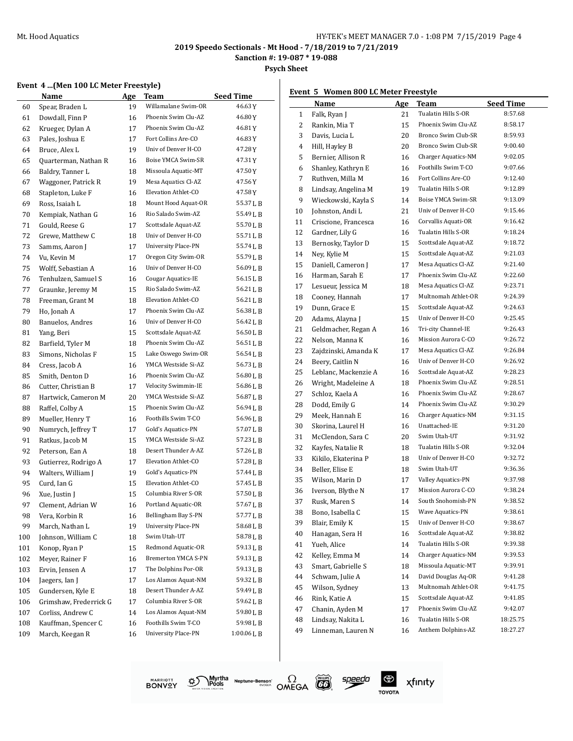## 2019 Speedo Sectionals - Mt Hood - 7/18/2019 to 7/21/2019

**Sanction #: 19-087 * 19-088**

**Psych Sheet**

### Event 4 ...(Men 100 LC Meter Freestyle)

| | Name | Age | Team | Seed Time |
|---|---|---|---|---|
| 60 | Spear, Braden L | 19 | Willamalane Swim-OR | 46.63Y |
| 61 | Dowdall, Finn P | 16 | Phoenix Swim Clu-AZ | 46.80Y |
| 62 | Krueger, Dylan A | 17 | Phoenix Swim Clu-AZ | 46.81Y |
| 63 | Pales, Joshua E | 17 | Fort Collins Are-CO | 46.83Y |
| 64 | Bruce, Alex L | 19 | Univ of Denver H-CO | 47.28Y |
| 65 | Quarterman, Nathan R | 16 | Boise YMCA Swim-SR | 47.31Y |
| 66 | Baldry, Tanner L | 18 | Missoula Aquatic-MT | 47.50Y |
| 67 | Waggoner, Patrick R | 19 | Mesa Aquatics Cl-AZ | 47.56Y |
| 68 | Stapleton, Luke F | 16 | Elevation Athlet-CO | 47.58Y |
| 69 | Ross, Isaiah L | 18 | Mount Hood Aquat-OR | 55.37L B |
| 70 | Kempiak, Nathan G | 16 | Rio Salado Swim-AZ | 55.49L B |
| 71 | Gould, Reese G | 17 | Scottsdale Aquat-AZ | 55.70L B |
| 72 | Grewe, Matthew C | 18 | Univ of Denver H-CO | 55.71L B |
| 73 | Samms, Aaron J | 17 | University Place-PN | 55.74L B |
| 74 | Vu, Kevin M | 17 | Oregon City Swim-OR | 55.79L B |
| 75 | Wolff, Sebastian A | 16 | Univ of Denver H-CO | 56.09L B |
| 76 | Tenhulzen, Samuel S | 16 | Cougar Aquatics-IE | 56.15L B |
| 77 | Graunke, Jeremy M | 15 | Rio Salado Swim-AZ | 56.21L B |
| 78 | Freeman, Grant M | 18 | Elevation Athlet-CO | 56.21L B |
| 79 | Ho, Jonah A | 17 | Phoenix Swim Clu-AZ | 56.38L B |
| 80 | Banuelos, Andres | 16 | Univ of Denver H-CO | 56.42L B |
| 81 | Yang, Beri | 15 | Scottsdale Aquat-AZ | 56.50L B |
| 82 | Barfield, Tyler M | 18 | Phoenix Swim Clu-AZ | 56.51L B |
| 83 | Simons, Nicholas F | 15 | Lake Oswego Swim-OR | 56.54L B |
| 84 | Cress, Jacob A | 16 | YMCA Westside Si-AZ | 56.73L B |
| 85 | Smith, Denton D | 16 | Phoenix Swim Clu-AZ | 56.80L B |
| 86 | Cutter, Christian B | 17 | Velocity Swimmin-IE | 56.86L B |
| 87 | Hartwick, Cameron M | 20 | YMCA Westside Si-AZ | 56.87L B |
| 88 | Raffel, Colby A | 15 | Phoenix Swim Clu-AZ | 56.94L B |
| 89 | Mueller, Henry T | 16 | Foothills Swim T-CO | 56.96L B |
| 90 | Numrych, Jeffrey T | 17 | Gold's Aquatics-PN | 57.07L B |
| 91 | Ratkus, Jacob M | 15 | YMCA Westside Si-AZ | 57.23L B |
| 92 | Peterson, Ean A | 18 | Desert Thunder A-AZ | 57.26L B |
| 93 | Gutierrez, Rodrigo A | 17 | Elevation Athlet-CO | 57.28L B |
| 94 | Walters, William J | 19 | Gold's Aquatics-PN | 57.44L B |
| 95 | Curd, Ian G | 15 | Elevation Athlet-CO | 57.45L B |
| 96 | Xue, Justin J | 15 | Columbia River S-OR | 57.50L B |
| 97 | Clement, Adrian W | 16 | Portland Aquatic-OR | 57.67L B |
| 98 | Vera, Korbin R | 16 | Bellingham Bay S-PN | 57.77L B |
| 99 | March, Nathan L | 19 | University Place-PN | 58.68L B |
| 100 | Johnson, William C | 18 | Swim Utah-UT | 58.78L B |
| 101 | Konop, Ryan P | 15 | Redmond Aquatic-OR | 59.13L B |
| 102 | Meyer, Rainer F | 16 | Bremerton YMCA S-PN | 59.13L B |
| 103 | Ervin, Jensen A | 17 | The Dolphins Por-OR | 59.13L B |
| 104 | Jaegers, Ian J | 17 | Los Alamos Aquat-NM | 59.32L B |
| 105 | Gundersen, Kyle E | 18 | Desert Thunder A-AZ | 59.49L B |
| 106 | Grimshaw, Frederrick G | 17 | Columbia River S-OR | 59.62L B |
| 107 | Corliss, Andrew C | 14 | Los Alamos Aquat-NM | 59.80L B |
| 108 | Kauffman, Spencer C | 16 | Foothills Swim T-CO | 59.98L B |
| 109 | March, Keegan R | 16 | University Place-PN | 1:00.06L B |

### Event 5 Women 800 LC Meter Freestyle

| | Name | Age | Team | Seed Time |
|---|---|---|---|---|
| 1 | Falk, Ryan J | 21 | Tualatin Hills S-OR | 8:57.68 |
| 2 | Rankin, Mia T | 15 | Phoenix Swim Clu-AZ | 8:58.17 |
| 3 | Davis, Lucia L | 20 | Bronco Swim Club-SR | 8:59.93 |
| 4 | Hill, Hayley B | 20 | Bronco Swim Club-SR | 9:00.40 |
| 5 | Bernier, Allison R | 16 | Charger Aquatics-NM | 9:02.05 |
| 6 | Shanley, Kathryn E | 16 | Foothills Swim T-CO | 9:07.66 |
| 7 | Ruthven, Milla M | 16 | Fort Collins Are-CO | 9:12.40 |
| 8 | Lindsay, Angelina M | 19 | Tualatin Hills S-OR | 9:12.89 |
| 9 | Wieckowski, Kayla S | 14 | Boise YMCA Swim-SR | 9:13.09 |
| 10 | Johnston, Andi L | 21 | Univ of Denver H-CO | 9:15.46 |
| 11 | Criscione, Francesca | 16 | Corvallis Aquati-OR | 9:16.42 |
| 12 | Gardner, Lily G | 16 | Tualatin Hills S-OR | 9:18.24 |
| 13 | Bernosky, Taylor D | 15 | Scottsdale Aquat-AZ | 9:18.72 |
| 14 | Ney, Kylie M | 15 | Scottsdale Aquat-AZ | 9:21.03 |
| 15 | Daniell, Cameron J | 17 | Mesa Aquatics Cl-AZ | 9:21.40 |
| 16 | Harman, Sarah E | 17 | Phoenix Swim Clu-AZ | 9:22.60 |
| 17 | Lesueur, Jessica M | 18 | Mesa Aquatics Cl-AZ | 9:23.71 |
| 18 | Cooney, Hannah | 17 | Multnomah Athlet-OR | 9:24.39 |
| 19 | Dunn, Grace E | 15 | Scottsdale Aquat-AZ | 9:24.63 |
| 20 | Adams, Alayna J | 15 | Univ of Denver H-CO | 9:25.45 |
| 21 | Geldmacher, Regan A | 16 | Tri-city Channel-IE | 9:26.43 |
| 22 | Nelson, Manna K | 16 | Mission Aurora C-CO | 9:26.72 |
| 23 | Zajdzinski, Amanda K | 17 | Mesa Aquatics Cl-AZ | 9:26.84 |
| 24 | Beery, Caitlin N | 16 | Univ of Denver H-CO | 9:26.92 |
| 25 | Leblanc, Mackenzie A | 16 | Scottsdale Aquat-AZ | 9:28.23 |
| 26 | Wright, Madeleine A | 18 | Phoenix Swim Clu-AZ | 9:28.51 |
| 27 | Schloz, Kaela A | 16 | Phoenix Swim Clu-AZ | 9:28.67 |
| 28 | Dodd, Emily G | 14 | Phoenix Swim Clu-AZ | 9:30.29 |
| 29 | Meek, Hannah E | 16 | Charger Aquatics-NM | 9:31.15 |
| 30 | Skorina, Laurel H | 16 | Unattached-IE | 9:31.20 |
| 31 | McClendon, Sara C | 20 | Swim Utah-UT | 9:31.92 |
| 32 | Kayfes, Natalie R | 18 | Tualatin Hills S-OR | 9:32.04 |
| 33 | Kikilo, Ekaterina P | 18 | Univ of Denver H-CO | 9:32.72 |
| 34 | Beller, Elise E | 18 | Swim Utah-UT | 9:36.36 |
| 35 | Wilson, Marin D | 17 | Valley Aquatics-PN | 9:37.98 |
| 36 | Iverson, Blythe N | 17 | Mission Aurora C-CO | 9:38.24 |
| 37 | Rusk, Maren S | 14 | South Snohomish-PN | 9:38.52 |
| 38 | Bono, Isabella C | 15 | Wave Aquatics-PN | 9:38.61 |
| 39 | Blair, Emily K | 15 | Univ of Denver H-CO | 9:38.67 |
| 40 | Hanagan, Sera H | 16 | Scottsdale Aquat-AZ | 9:38.82 |
| 41 | Yueh, Alice | 14 | Tualatin Hills S-OR | 9:39.38 |
| 42 | Kelley, Emma M | 14 | Charger Aquatics-NM | 9:39.53 |
| 43 | Smart, Gabrielle S | 18 | Missoula Aquatic-MT | 9:39.91 |
| 44 | Schwam, Julie A | 14 | David Douglas Aq-OR | 9:41.28 |
| 45 | Wilson, Sydney | 13 | Multnomah Athlet-OR | 9:41.75 |
| 46 | Rink, Katie A | 15 | Scottsdale Aquat-AZ | 9:41.85 |
| 47 | Chanin, Ayden M | 17 | Phoenix Swim Clu-AZ | 9:42.07 |
| 48 | Lindsay, Nakita L | 16 | Tualatin Hills S-OR | 18:25.75 |
| 49 | Linneman, Lauren N | 16 | Anthem Dolphins-AZ | 18:27.27 |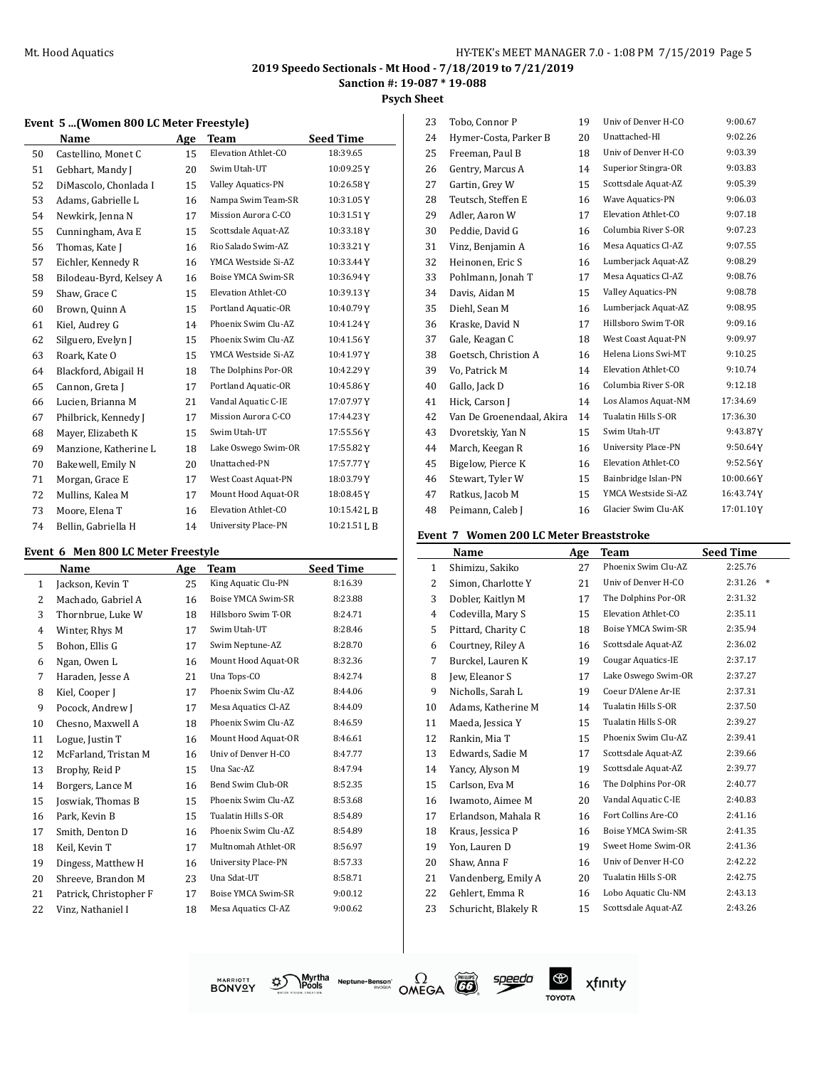## 2019 Speedo Sectionals - Mt Hood - 7/18/2019 to 7/21/2019

**Sanction #: 19-087 * 19-088**

**Psych Sheet**

### Event 5 ...(Women 800 LC Meter Freestyle)

| | Name | Age | Team | Seed Time |
|---|---|---|---|---|
| 50 | Castellino, Monet C | 15 | Elevation Athlet-CO | 18:39.65 |
| 51 | Gebhart, Mandy J | 20 | Swim Utah-UT | 10:09.25 Y |
| 52 | DiMascolo, Chonlada I | 15 | Valley Aquatics-PN | 10:26.58 Y |
| 53 | Adams, Gabrielle L | 16 | Nampa Swim Team-SR | 10:31.05 Y |
| 54 | Newkirk, Jenna N | 17 | Mission Aurora C-CO | 10:31.51 Y |
| 55 | Cunningham, Ava E | 15 | Scottsdale Aquat-AZ | 10:33.18 Y |
| 56 | Thomas, Kate J | 16 | Rio Salado Swim-AZ | 10:33.21 Y |
| 57 | Eichler, Kennedy R | 16 | YMCA Westside Si-AZ | 10:33.44 Y |
| 58 | Bilodeau-Byrd, Kelsey A | 16 | Boise YMCA Swim-SR | 10:36.94 Y |
| 59 | Shaw, Grace C | 15 | Elevation Athlet-CO | 10:39.13 Y |
| 60 | Brown, Quinn A | 15 | Portland Aquatic-OR | 10:40.79 Y |
| 61 | Kiel, Audrey G | 14 | Phoenix Swim Clu-AZ | 10:41.24 Y |
| 62 | Silguero, Evelyn J | 15 | Phoenix Swim Clu-AZ | 10:41.56 Y |
| 63 | Roark, Kate O | 15 | YMCA Westside Si-AZ | 10:41.97 Y |
| 64 | Blackford, Abigail H | 18 | The Dolphins Por-OR | 10:42.29 Y |
| 65 | Cannon, Greta J | 17 | Portland Aquatic-OR | 10:45.86 Y |
| 66 | Lucien, Brianna M | 21 | Vandal Aquatic C-IE | 17:07.97 Y |
| 67 | Philbrick, Kennedy J | 17 | Mission Aurora C-CO | 17:44.23 Y |
| 68 | Mayer, Elizabeth K | 15 | Swim Utah-UT | 17:55.56 Y |
| 69 | Manzione, Katherine L | 18 | Lake Oswego Swim-OR | 17:55.82 Y |
| 70 | Bakewell, Emily N | 20 | Unattached-PN | 17:57.77 Y |
| 71 | Morgan, Grace E | 17 | West Coast Aquat-PN | 18:03.79 Y |
| 72 | Mullins, Kalea M | 17 | Mount Hood Aquat-OR | 18:08.45 Y |
| 73 | Moore, Elena T | 16 | Elevation Athlet-CO | 10:15.42 L B |
| 74 | Bellin, Gabriella H | 14 | University Place-PN | 10:21.51 L B |

### Event 6 Men 800 LC Meter Freestyle

| | Name | Age | Team | Seed Time |
|---|---|---|---|---|
| 1 | Jackson, Kevin T | 25 | King Aquatic Clu-PN | 8:16.39 |
| 2 | Machado, Gabriel A | 16 | Boise YMCA Swim-SR | 8:23.88 |
| 3 | Thornbrue, Luke W | 18 | Hillsboro Swim T-OR | 8:24.71 |
| 4 | Winter, Rhys M | 17 | Swim Utah-UT | 8:28.46 |
| 5 | Bohon, Ellis G | 17 | Swim Neptune-AZ | 8:28.70 |
| 6 | Ngan, Owen L | 16 | Mount Hood Aquat-OR | 8:32.36 |
| 7 | Haraden, Jesse A | 21 | Una Tops-CO | 8:42.74 |
| 8 | Kiel, Cooper J | 17 | Phoenix Swim Clu-AZ | 8:44.06 |
| 9 | Pocock, Andrew J | 17 | Mesa Aquatics Cl-AZ | 8:44.09 |
| 10 | Chesno, Maxwell A | 18 | Phoenix Swim Clu-AZ | 8:46.59 |
| 11 | Logue, Justin T | 16 | Mount Hood Aquat-OR | 8:46.61 |
| 12 | McFarland, Tristan M | 16 | Univ of Denver H-CO | 8:47.77 |
| 13 | Brophy, Reid P | 15 | Una Sac-AZ | 8:47.94 |
| 14 | Borgers, Lance M | 16 | Bend Swim Club-OR | 8:52.35 |
| 15 | Joswiak, Thomas B | 15 | Phoenix Swim Clu-AZ | 8:53.68 |
| 16 | Park, Kevin B | 15 | Tualatin Hills S-OR | 8:54.89 |
| 17 | Smith, Denton D | 16 | Phoenix Swim Clu-AZ | 8:54.89 |
| 18 | Keil, Kevin T | 17 | Multnomah Athlet-OR | 8:56.97 |
| 19 | Dingess, Matthew H | 16 | University Place-PN | 8:57.33 |
| 20 | Shreeve, Brandon M | 23 | Una Sdat-UT | 8:58.71 |
| 21 | Patrick, Christopher F | 17 | Boise YMCA Swim-SR | 9:00.12 |
| 22 | Vinz, Nathaniel I | 18 | Mesa Aquatics Cl-AZ | 9:00.62 |
| 23 | Tobo, Connor P | 19 | Univ of Denver H-CO | 9:00.67 |
| 24 | Hymer-Costa, Parker B | 20 | Unattached-HI | 9:02.26 |
| 25 | Freeman, Paul B | 18 | Univ of Denver H-CO | 9:03.39 |
| 26 | Gentry, Marcus A | 14 | Superior Stingra-OR | 9:03.83 |
| 27 | Gartin, Grey W | 15 | Scottsdale Aquat-AZ | 9:05.39 |
| 28 | Teutsch, Steffen E | 16 | Wave Aquatics-PN | 9:06.03 |
| 29 | Adler, Aaron W | 17 | Elevation Athlet-CO | 9:07.18 |
| 30 | Peddie, David G | 16 | Columbia River S-OR | 9:07.23 |
| 31 | Vinz, Benjamin A | 16 | Mesa Aquatics Cl-AZ | 9:07.55 |
| 32 | Heinonen, Eric S | 16 | Lumberjack Aquat-AZ | 9:08.29 |
| 33 | Pohlmann, Jonah T | 17 | Mesa Aquatics Cl-AZ | 9:08.76 |
| 34 | Davis, Aidan M | 15 | Valley Aquatics-PN | 9:08.78 |
| 35 | Diehl, Sean M | 16 | Lumberjack Aquat-AZ | 9:08.95 |
| 36 | Kraske, David N | 17 | Hillsboro Swim T-OR | 9:09.16 |
| 37 | Gale, Keagan C | 18 | West Coast Aquat-PN | 9:09.97 |
| 38 | Goetsch, Christion A | 16 | Helena Lions Swi-MT | 9:10.25 |
| 39 | Vo, Patrick M | 14 | Elevation Athlet-CO | 9:10.74 |
| 40 | Gallo, Jack D | 16 | Columbia River S-OR | 9:12.18 |
| 41 | Hick, Carson J | 14 | Los Alamos Aquat-NM | 17:34.69 |
| 42 | Van De Groenendaal, Akira | 14 | Tualatin Hills S-OR | 17:36.30 |
| 43 | Dvoretskiy, Yan N | 15 | Swim Utah-UT | 9:43.87 Y |
| 44 | March, Keegan R | 16 | University Place-PN | 9:50.64 Y |
| 45 | Bigelow, Pierce K | 16 | Elevation Athlet-CO | 9:52.56 Y |
| 46 | Stewart, Tyler W | 15 | Bainbridge Islan-PN | 10:00.66 Y |
| 47 | Ratkus, Jacob M | 15 | YMCA Westside Si-AZ | 16:43.74 Y |
| 48 | Peimann, Caleb J | 16 | Glacier Swim Clu-AK | 17:01.10 Y |

### Event 7 Women 200 LC Meter Breaststroke

| | Name | Age | Team | Seed Time |
|---|---|---|---|---|
| 1 | Shimizu, Sakiko | 27 | Phoenix Swim Clu-AZ | 2:25.76 |
| 2 | Simon, Charlotte Y | 21 | Univ of Denver H-CO | 2:31.26 * |
| 3 | Dobler, Kaitlyn M | 17 | The Dolphins Por-OR | 2:31.32 |
| 4 | Codevilla, Mary S | 15 | Elevation Athlet-CO | 2:35.11 |
| 5 | Pittard, Charity C | 18 | Boise YMCA Swim-SR | 2:35.94 |
| 6 | Courtney, Riley A | 16 | Scottsdale Aquat-AZ | 2:36.02 |
| 7 | Burckel, Lauren K | 19 | Cougar Aquatics-IE | 2:37.17 |
| 8 | Jew, Eleanor S | 17 | Lake Oswego Swim-OR | 2:37.27 |
| 9 | Nicholls, Sarah L | 19 | Coeur D'Alene Ar-IE | 2:37.31 |
| 10 | Adams, Katherine M | 14 | Tualatin Hills S-OR | 2:37.50 |
| 11 | Maeda, Jessica Y | 15 | Tualatin Hills S-OR | 2:39.27 |
| 12 | Rankin, Mia T | 15 | Phoenix Swim Clu-AZ | 2:39.41 |
| 13 | Edwards, Sadie M | 17 | Scottsdale Aquat-AZ | 2:39.66 |
| 14 | Yancy, Alyson M | 19 | Scottsdale Aquat-AZ | 2:39.77 |
| 15 | Carlson, Eva M | 16 | The Dolphins Por-OR | 2:40.77 |
| 16 | Iwamoto, Aimee M | 20 | Vandal Aquatic C-IE | 2:40.83 |
| 17 | Erlandson, Mahala R | 16 | Fort Collins Are-CO | 2:41.16 |
| 18 | Kraus, Jessica P | 16 | Boise YMCA Swim-SR | 2:41.35 |
| 19 | Yon, Lauren D | 19 | Sweet Home Swim-OR | 2:41.36 |
| 20 | Shaw, Anna F | 16 | Univ of Denver H-CO | 2:42.22 |
| 21 | Vandenberg, Emily A | 20 | Tualatin Hills S-OR | 2:42.75 |
| 22 | Gehlert, Emma R | 16 | Lobo Aquatic Clu-NM | 2:43.13 |
| 23 | Schuricht, Blakely R | 15 | Scottsdale Aquat-AZ | 2:43.26 |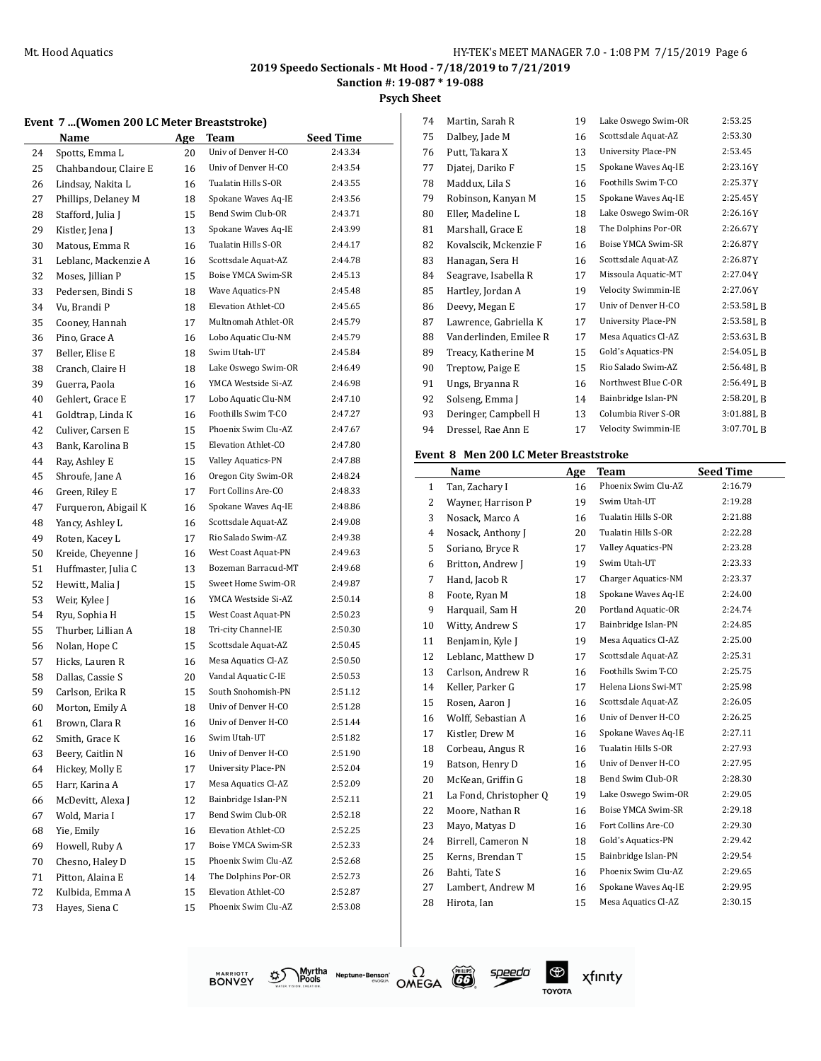## 2019 Speedo Sectionals - Mt Hood - 7/18/2019 to 7/21/2019

**Sanction #: 19-087 * 19-088**

**Psych Sheet**

### Event 7 ...(Women 200 LC Meter Breaststroke)

| | Name | Age | Team | Seed Time |
|---|---|---|---|---|
| 24 | Spotts, Emma L | 20 | Univ of Denver H-CO | 2:43.34 |
| 25 | Chahbandour, Claire E | 16 | Univ of Denver H-CO | 2:43.54 |
| 26 | Lindsay, Nakita L | 16 | Tualatin Hills S-OR | 2:43.55 |
| 27 | Phillips, Delaney M | 18 | Spokane Waves Aq-IE | 2:43.56 |
| 28 | Stafford, Julia J | 15 | Bend Swim Club-OR | 2:43.71 |
| 29 | Kistler, Jena J | 13 | Spokane Waves Aq-IE | 2:43.99 |
| 30 | Matous, Emma R | 16 | Tualatin Hills S-OR | 2:44.17 |
| 31 | Leblanc, Mackenzie A | 16 | Scottsdale Aquat-AZ | 2:44.78 |
| 32 | Moses, Jillian P | 15 | Boise YMCA Swim-SR | 2:45.13 |
| 33 | Pedersen, Bindi S | 18 | Wave Aquatics-PN | 2:45.48 |
| 34 | Vu, Brandi P | 18 | Elevation Athlet-CO | 2:45.65 |
| 35 | Cooney, Hannah | 17 | Multnomah Athlet-OR | 2:45.79 |
| 36 | Pino, Grace A | 16 | Lobo Aquatic Clu-NM | 2:45.79 |
| 37 | Beller, Elise E | 18 | Swim Utah-UT | 2:45.84 |
| 38 | Cranch, Claire H | 18 | Lake Oswego Swim-OR | 2:46.49 |
| 39 | Guerra, Paola | 16 | YMCA Westside Si-AZ | 2:46.98 |
| 40 | Gehlert, Grace E | 17 | Lobo Aquatic Clu-NM | 2:47.10 |
| 41 | Goldtrap, Linda K | 16 | Foothills Swim T-CO | 2:47.27 |
| 42 | Culiver, Carsen E | 15 | Phoenix Swim Clu-AZ | 2:47.67 |
| 43 | Bank, Karolina B | 15 | Elevation Athlet-CO | 2:47.80 |
| 44 | Ray, Ashley E | 15 | Valley Aquatics-PN | 2:47.88 |
| 45 | Shroufe, Jane A | 16 | Oregon City Swim-OR | 2:48.24 |
| 46 | Green, Riley E | 17 | Fort Collins Are-CO | 2:48.33 |
| 47 | Furqueron, Abigail K | 16 | Spokane Waves Aq-IE | 2:48.86 |
| 48 | Yancy, Ashley L | 16 | Scottsdale Aquat-AZ | 2:49.08 |
| 49 | Roten, Kacey L | 17 | Rio Salado Swim-AZ | 2:49.38 |
| 50 | Kreide, Cheyenne J | 16 | West Coast Aquat-PN | 2:49.63 |
| 51 | Huffmaster, Julia C | 13 | Bozeman Barracud-MT | 2:49.68 |
| 52 | Hewitt, Malia J | 15 | Sweet Home Swim-OR | 2:49.87 |
| 53 | Weir, Kylee J | 16 | YMCA Westside Si-AZ | 2:50.14 |
| 54 | Ryu, Sophia H | 15 | West Coast Aquat-PN | 2:50.23 |
| 55 | Thurber, Lillian A | 18 | Tri-city Channel-IE | 2:50.30 |
| 56 | Nolan, Hope C | 15 | Scottsdale Aquat-AZ | 2:50.45 |
| 57 | Hicks, Lauren R | 16 | Mesa Aquatics Cl-AZ | 2:50.50 |
| 58 | Dallas, Cassie S | 20 | Vandal Aquatic C-IE | 2:50.53 |
| 59 | Carlson, Erika R | 15 | South Snohomish-PN | 2:51.12 |
| 60 | Morton, Emily A | 18 | Univ of Denver H-CO | 2:51.28 |
| 61 | Brown, Clara R | 16 | Univ of Denver H-CO | 2:51.44 |
| 62 | Smith, Grace K | 16 | Swim Utah-UT | 2:51.82 |
| 63 | Beery, Caitlin N | 16 | Univ of Denver H-CO | 2:51.90 |
| 64 | Hickey, Molly E | 17 | University Place-PN | 2:52.04 |
| 65 | Harr, Karina A | 17 | Mesa Aquatics Cl-AZ | 2:52.09 |
| 66 | McDevitt, Alexa J | 12 | Bainbridge Islan-PN | 2:52.11 |
| 67 | Wold, Maria I | 17 | Bend Swim Club-OR | 2:52.18 |
| 68 | Yie, Emily | 16 | Elevation Athlet-CO | 2:52.25 |
| 69 | Howell, Ruby A | 17 | Boise YMCA Swim-SR | 2:52.33 |
| 70 | Chesno, Haley D | 15 | Phoenix Swim Clu-AZ | 2:52.68 |
| 71 | Pitton, Alaina E | 14 | The Dolphins Por-OR | 2:52.73 |
| 72 | Kulbida, Emma A | 15 | Elevation Athlet-CO | 2:52.87 |
| 73 | Hayes, Siena C | 15 | Phoenix Swim Clu-AZ | 2:53.08 |
| 74 | Martin, Sarah R | 19 | Lake Oswego Swim-OR | 2:53.25 |
| 75 | Dalbey, Jade M | 16 | Scottsdale Aquat-AZ | 2:53.30 |
| 76 | Putt, Takara X | 13 | University Place-PN | 2:53.45 |
| 77 | Djatej, Dariko F | 15 | Spokane Waves Aq-IE | 2:23.16Y |
| 78 | Maddux, Lila S | 16 | Foothills Swim T-CO | 2:25.37Y |
| 79 | Robinson, Kanyan M | 15 | Spokane Waves Aq-IE | 2:25.45Y |
| 80 | Eller, Madeline L | 18 | Lake Oswego Swim-OR | 2:26.16Y |
| 81 | Marshall, Grace E | 18 | The Dolphins Por-OR | 2:26.67Y |
| 82 | Kovalscik, Mckenzie F | 16 | Boise YMCA Swim-SR | 2:26.87Y |
| 83 | Hanagan, Sera H | 16 | Scottsdale Aquat-AZ | 2:26.87Y |
| 84 | Seagrave, Isabella R | 17 | Missoula Aquatic-MT | 2:27.04Y |
| 85 | Hartley, Jordan A | 19 | Velocity Swimmin-IE | 2:27.06Y |
| 86 | Deevy, Megan E | 17 | Univ of Denver H-CO | 2:53.58L B |
| 87 | Lawrence, Gabriella K | 17 | University Place-PN | 2:53.58L B |
| 88 | Vanderlinden, Emilee R | 17 | Mesa Aquatics Cl-AZ | 2:53.63L B |
| 89 | Treacy, Katherine M | 15 | Gold's Aquatics-PN | 2:54.05L B |
| 90 | Treptow, Paige E | 15 | Rio Salado Swim-AZ | 2:56.48L B |
| 91 | Ungs, Bryanna R | 16 | Northwest Blue C-OR | 2:56.49L B |
| 92 | Solseng, Emma J | 14 | Bainbridge Islan-PN | 2:58.20L B |
| 93 | Deringer, Campbell H | 13 | Columbia River S-OR | 3:01.88L B |
| 94 | Dressel, Rae Ann E | 17 | Velocity Swimmin-IE | 3:07.70L B |

### Event 8 Men 200 LC Meter Breaststroke

| | Name | Age | Team | Seed Time |
|---|---|---|---|---|
| 1 | Tan, Zachary I | 16 | Phoenix Swim Clu-AZ | 2:16.79 |
| 2 | Wayner, Harrison P | 19 | Swim Utah-UT | 2:19.28 |
| 3 | Nosack, Marco A | 16 | Tualatin Hills S-OR | 2:21.88 |
| 4 | Nosack, Anthony J | 20 | Tualatin Hills S-OR | 2:22.28 |
| 5 | Soriano, Bryce R | 17 | Valley Aquatics-PN | 2:23.28 |
| 6 | Britton, Andrew J | 19 | Swim Utah-UT | 2:23.33 |
| 7 | Hand, Jacob R | 17 | Charger Aquatics-NM | 2:23.37 |
| 8 | Foote, Ryan M | 18 | Spokane Waves Aq-IE | 2:24.00 |
| 9 | Harquail, Sam H | 20 | Portland Aquatic-OR | 2:24.74 |
| 10 | Witty, Andrew S | 17 | Bainbridge Islan-PN | 2:24.85 |
| 11 | Benjamin, Kyle J | 19 | Mesa Aquatics Cl-AZ | 2:25.00 |
| 12 | Leblanc, Matthew D | 17 | Scottsdale Aquat-AZ | 2:25.31 |
| 13 | Carlson, Andrew R | 16 | Foothills Swim T-CO | 2:25.75 |
| 14 | Keller, Parker G | 17 | Helena Lions Swi-MT | 2:25.98 |
| 15 | Rosen, Aaron J | 16 | Scottsdale Aquat-AZ | 2:26.05 |
| 16 | Wolff, Sebastian A | 16 | Univ of Denver H-CO | 2:26.25 |
| 17 | Kistler, Drew M | 16 | Spokane Waves Aq-IE | 2:27.11 |
| 18 | Corbeau, Angus R | 16 | Tualatin Hills S-OR | 2:27.93 |
| 19 | Batson, Henry D | 16 | Univ of Denver H-CO | 2:27.95 |
| 20 | McKean, Griffin G | 18 | Bend Swim Club-OR | 2:28.30 |
| 21 | La Fond, Christopher Q | 19 | Lake Oswego Swim-OR | 2:29.05 |
| 22 | Moore, Nathan R | 16 | Boise YMCA Swim-SR | 2:29.18 |
| 23 | Mayo, Matyas D | 16 | Fort Collins Are-CO | 2:29.30 |
| 24 | Birrell, Cameron N | 18 | Gold's Aquatics-PN | 2:29.42 |
| 25 | Kerns, Brendan T | 15 | Bainbridge Islan-PN | 2:29.54 |
| 26 | Bahti, Tate S | 16 | Phoenix Swim Clu-AZ | 2:29.65 |
| 27 | Lambert, Andrew M | 16 | Spokane Waves Aq-IE | 2:29.95 |
| 28 | Hirota, Ian | 15 | Mesa Aquatics Cl-AZ | 2:30.15 |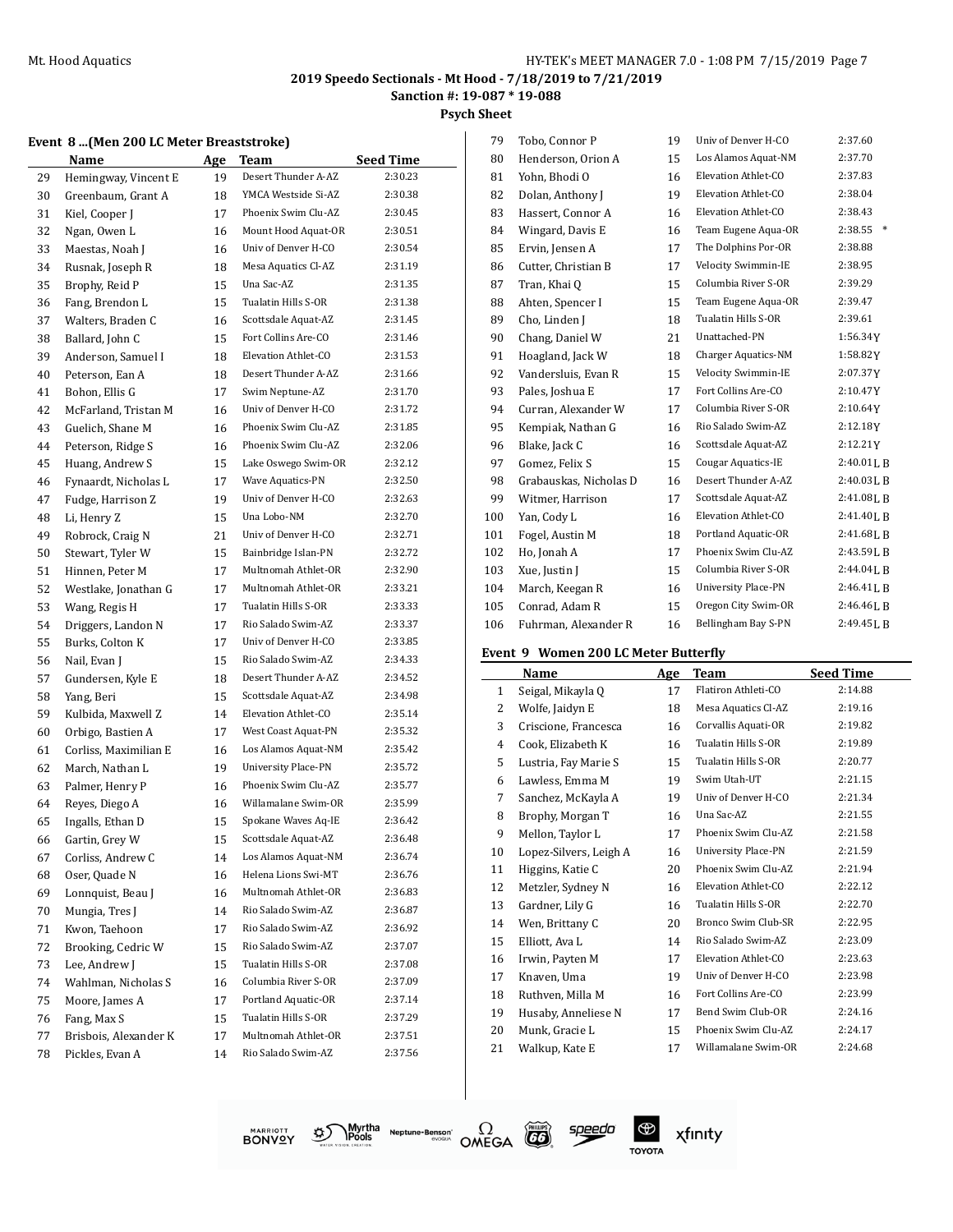## 2019 Speedo Sectionals - Mt Hood - 7/18/2019 to 7/21/2019

**Sanction #: 19-087 * 19-088**

**Psych Sheet**

### Event 8 ...(Men 200 LC Meter Breaststroke)

| | Name | Age | Team | Seed Time |
|---|---|---|---|---|
| 29 | Hemingway, Vincent E | 19 | Desert Thunder A-AZ | 2:30.23 |
| 30 | Greenbaum, Grant A | 18 | YMCA Westside Si-AZ | 2:30.38 |
| 31 | Kiel, Cooper J | 17 | Phoenix Swim Clu-AZ | 2:30.45 |
| 32 | Ngan, Owen L | 16 | Mount Hood Aquat-OR | 2:30.51 |
| 33 | Maestas, Noah J | 16 | Univ of Denver H-CO | 2:30.54 |
| 34 | Rusnak, Joseph R | 18 | Mesa Aquatics Cl-AZ | 2:31.19 |
| 35 | Brophy, Reid P | 15 | Una Sac-AZ | 2:31.35 |
| 36 | Fang, Brendon L | 15 | Tualatin Hills S-OR | 2:31.38 |
| 37 | Walters, Braden C | 16 | Scottsdale Aquat-AZ | 2:31.45 |
| 38 | Ballard, John C | 15 | Fort Collins Are-CO | 2:31.46 |
| 39 | Anderson, Samuel I | 18 | Elevation Athlet-CO | 2:31.53 |
| 40 | Peterson, Ean A | 18 | Desert Thunder A-AZ | 2:31.66 |
| 41 | Bohon, Ellis G | 17 | Swim Neptune-AZ | 2:31.70 |
| 42 | McFarland, Tristan M | 16 | Univ of Denver H-CO | 2:31.72 |
| 43 | Guelich, Shane M | 16 | Phoenix Swim Clu-AZ | 2:31.85 |
| 44 | Peterson, Ridge S | 16 | Phoenix Swim Clu-AZ | 2:32.06 |
| 45 | Huang, Andrew S | 15 | Lake Oswego Swim-OR | 2:32.12 |
| 46 | Fynaardt, Nicholas L | 17 | Wave Aquatics-PN | 2:32.50 |
| 47 | Fudge, Harrison Z | 19 | Univ of Denver H-CO | 2:32.63 |
| 48 | Li, Henry Z | 15 | Una Lobo-NM | 2:32.70 |
| 49 | Robrock, Craig N | 21 | Univ of Denver H-CO | 2:32.71 |
| 50 | Stewart, Tyler W | 15 | Bainbridge Islan-PN | 2:32.72 |
| 51 | Hinnen, Peter M | 17 | Multnomah Athlet-OR | 2:32.90 |
| 52 | Westlake, Jonathan G | 17 | Multnomah Athlet-OR | 2:33.21 |
| 53 | Wang, Regis H | 17 | Tualatin Hills S-OR | 2:33.33 |
| 54 | Driggers, Landon N | 17 | Rio Salado Swim-AZ | 2:33.37 |
| 55 | Burks, Colton K | 17 | Univ of Denver H-CO | 2:33.85 |
| 56 | Nail, Evan J | 15 | Rio Salado Swim-AZ | 2:34.33 |
| 57 | Gundersen, Kyle E | 18 | Desert Thunder A-AZ | 2:34.52 |
| 58 | Yang, Beri | 15 | Scottsdale Aquat-AZ | 2:34.98 |
| 59 | Kulbida, Maxwell Z | 14 | Elevation Athlet-CO | 2:35.14 |
| 60 | Orbigo, Bastien A | 17 | West Coast Aquat-PN | 2:35.32 |
| 61 | Corliss, Maximilian E | 16 | Los Alamos Aquat-NM | 2:35.42 |
| 62 | March, Nathan L | 19 | University Place-PN | 2:35.72 |
| 63 | Palmer, Henry P | 16 | Phoenix Swim Clu-AZ | 2:35.77 |
| 64 | Reyes, Diego A | 16 | Willamalane Swim-OR | 2:35.99 |
| 65 | Ingalls, Ethan D | 15 | Spokane Waves Aq-IE | 2:36.42 |
| 66 | Gartin, Grey W | 15 | Scottsdale Aquat-AZ | 2:36.48 |
| 67 | Corliss, Andrew C | 14 | Los Alamos Aquat-NM | 2:36.74 |
| 68 | Oser, Quade N | 16 | Helena Lions Swi-MT | 2:36.76 |
| 69 | Lonnquist, Beau J | 16 | Multnomah Athlet-OR | 2:36.83 |
| 70 | Mungia, Tres J | 14 | Rio Salado Swim-AZ | 2:36.87 |
| 71 | Kwon, Taehoon | 17 | Rio Salado Swim-AZ | 2:36.92 |
| 72 | Brooking, Cedric W | 15 | Rio Salado Swim-AZ | 2:37.07 |
| 73 | Lee, Andrew J | 15 | Tualatin Hills S-OR | 2:37.08 |
| 74 | Wahlman, Nicholas S | 16 | Columbia River S-OR | 2:37.09 |
| 75 | Moore, James A | 17 | Portland Aquatic-OR | 2:37.14 |
| 76 | Fang, Max S | 15 | Tualatin Hills S-OR | 2:37.29 |
| 77 | Brisbois, Alexander K | 17 | Multnomah Athlet-OR | 2:37.51 |
| 78 | Pickles, Evan A | 14 | Rio Salado Swim-AZ | 2:37.56 |
| 79 | Tobo, Connor P | 19 | Univ of Denver H-CO | 2:37.60 |
| 80 | Henderson, Orion A | 15 | Los Alamos Aquat-NM | 2:37.70 |
| 81 | Yohn, Bhodi O | 16 | Elevation Athlet-CO | 2:37.83 |
| 82 | Dolan, Anthony J | 19 | Elevation Athlet-CO | 2:38.04 |
| 83 | Hassert, Connor A | 16 | Elevation Athlet-CO | 2:38.43 |
| 84 | Wingard, Davis E | 16 | Team Eugene Aqua-OR | 2:38.55 * |
| 85 | Ervin, Jensen A | 17 | The Dolphins Por-OR | 2:38.88 |
| 86 | Cutter, Christian B | 17 | Velocity Swimmin-IE | 2:38.95 |
| 87 | Tran, Khai Q | 15 | Columbia River S-OR | 2:39.29 |
| 88 | Ahten, Spencer I | 15 | Team Eugene Aqua-OR | 2:39.47 |
| 89 | Cho, Linden J | 18 | Tualatin Hills S-OR | 2:39.61 |
| 90 | Chang, Daniel W | 21 | Unattached-PN | 1:56.34Y |
| 91 | Hoagland, Jack W | 18 | Charger Aquatics-NM | 1:58.82Y |
| 92 | Vandersluis, Evan R | 15 | Velocity Swimmin-IE | 2:07.37Y |
| 93 | Pales, Joshua E | 17 | Fort Collins Are-CO | 2:10.47Y |
| 94 | Curran, Alexander W | 17 | Columbia River S-OR | 2:10.64Y |
| 95 | Kempiak, Nathan G | 16 | Rio Salado Swim-AZ | 2:12.18Y |
| 96 | Blake, Jack C | 16 | Scottsdale Aquat-AZ | 2:12.21Y |
| 97 | Gomez, Felix S | 15 | Cougar Aquatics-IE | 2:40.01L B |
| 98 | Grabauskas, Nicholas D | 16 | Desert Thunder A-AZ | 2:40.03L B |
| 99 | Witmer, Harrison | 17 | Scottsdale Aquat-AZ | 2:41.08L B |
| 100 | Yan, Cody L | 16 | Elevation Athlet-CO | 2:41.40L B |
| 101 | Fogel, Austin M | 18 | Portland Aquatic-OR | 2:41.68L B |
| 102 | Ho, Jonah A | 17 | Phoenix Swim Clu-AZ | 2:43.59L B |
| 103 | Xue, Justin J | 15 | Columbia River S-OR | 2:44.04L B |
| 104 | March, Keegan R | 16 | University Place-PN | 2:46.41L B |
| 105 | Conrad, Adam R | 15 | Oregon City Swim-OR | 2:46.46L B |
| 106 | Fuhrman, Alexander R | 16 | Bellingham Bay S-PN | 2:49.45L B |

### Event 9 Women 200 LC Meter Butterfly

| | Name | Age | Team | Seed Time |
|---|---|---|---|---|
| 1 | Seigal, Mikayla Q | 17 | Flatiron Athleti-CO | 2:14.88 |
| 2 | Wolfe, Jaidyn E | 18 | Mesa Aquatics Cl-AZ | 2:19.16 |
| 3 | Criscione, Francesca | 16 | Corvallis Aquati-OR | 2:19.82 |
| 4 | Cook, Elizabeth K | 16 | Tualatin Hills S-OR | 2:19.89 |
| 5 | Lustria, Fay Marie S | 15 | Tualatin Hills S-OR | 2:20.77 |
| 6 | Lawless, Emma M | 19 | Swim Utah-UT | 2:21.15 |
| 7 | Sanchez, McKayla A | 19 | Univ of Denver H-CO | 2:21.34 |
| 8 | Brophy, Morgan T | 16 | Una Sac-AZ | 2:21.55 |
| 9 | Mellon, Taylor L | 17 | Phoenix Swim Clu-AZ | 2:21.58 |
| 10 | Lopez-Silvers, Leigh A | 16 | University Place-PN | 2:21.59 |
| 11 | Higgins, Katie C | 20 | Phoenix Swim Clu-AZ | 2:21.94 |
| 12 | Metzler, Sydney N | 16 | Elevation Athlet-CO | 2:22.12 |
| 13 | Gardner, Lily G | 16 | Tualatin Hills S-OR | 2:22.70 |
| 14 | Wen, Brittany C | 20 | Bronco Swim Club-SR | 2:22.95 |
| 15 | Elliott, Ava L | 14 | Rio Salado Swim-AZ | 2:23.09 |
| 16 | Irwin, Payten M | 17 | Elevation Athlet-CO | 2:23.63 |
| 17 | Knaven, Uma | 19 | Univ of Denver H-CO | 2:23.98 |
| 18 | Ruthven, Milla M | 16 | Fort Collins Are-CO | 2:23.99 |
| 19 | Husaby, Anneliese N | 17 | Bend Swim Club-OR | 2:24.16 |
| 20 | Munk, Gracie L | 15 | Phoenix Swim Clu-AZ | 2:24.17 |
| 21 | Walkup, Kate E | 17 | Willamalane Swim-OR | 2:24.68 |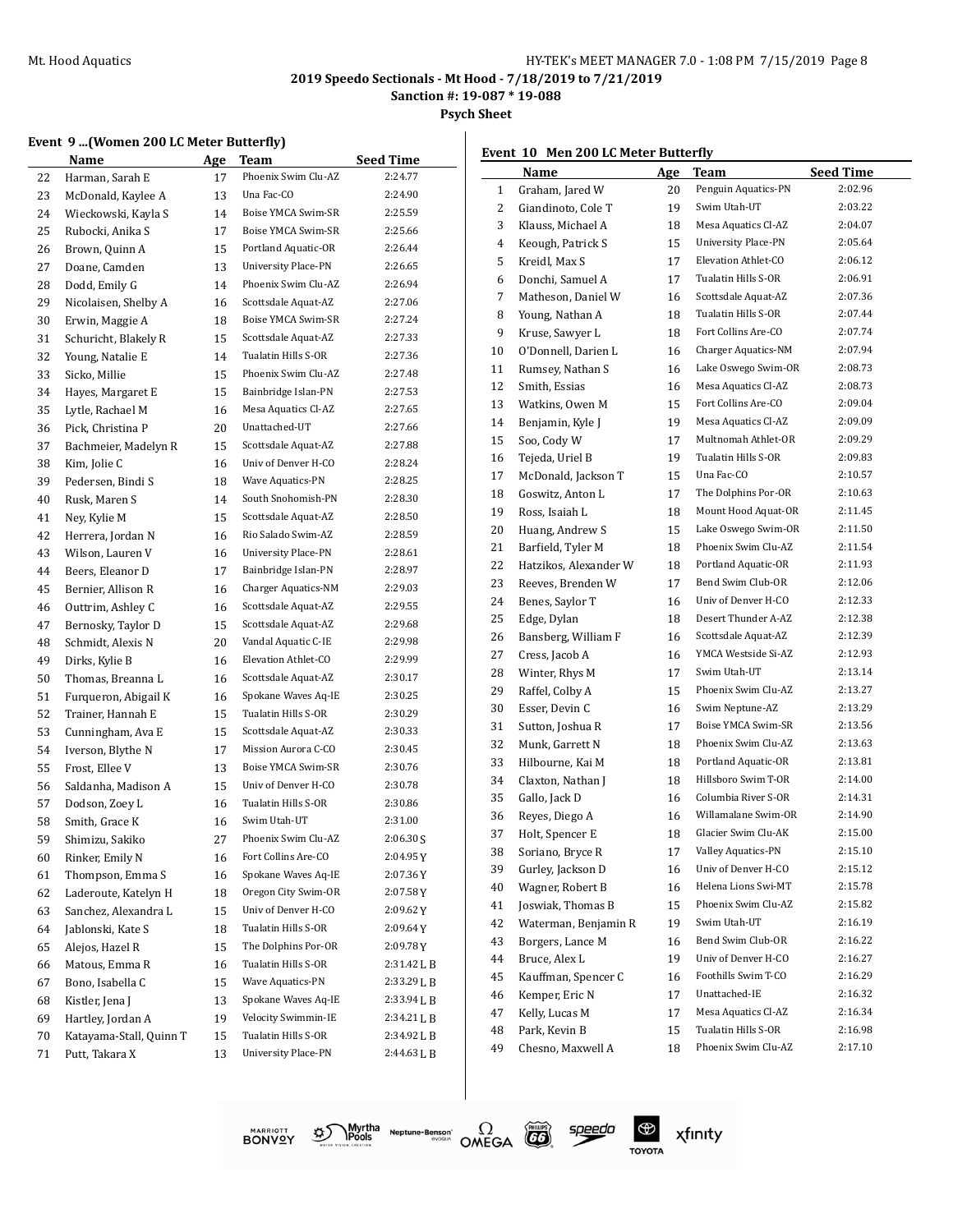## 2019 Speedo Sectionals - Mt Hood - 7/18/2019 to 7/21/2019

**Sanction #: 19-087 * 19-088**

**Psych Sheet**

### Event 9 ...(Women 200 LC Meter Butterfly)

| | Name | Age | Team | Seed Time |
|---|---|---|---|---|
| 22 | Harman, Sarah E | 17 | Phoenix Swim Clu-AZ | 2:24.77 |
| 23 | McDonald, Kaylee A | 13 | Una Fac-CO | 2:24.90 |
| 24 | Wieckowski, Kayla S | 14 | Boise YMCA Swim-SR | 2:25.59 |
| 25 | Rubocki, Anika S | 17 | Boise YMCA Swim-SR | 2:25.66 |
| 26 | Brown, Quinn A | 15 | Portland Aquatic-OR | 2:26.44 |
| 27 | Doane, Camden | 13 | University Place-PN | 2:26.65 |
| 28 | Dodd, Emily G | 14 | Phoenix Swim Clu-AZ | 2:26.94 |
| 29 | Nicolaisen, Shelby A | 16 | Scottsdale Aquat-AZ | 2:27.06 |
| 30 | Erwin, Maggie A | 18 | Boise YMCA Swim-SR | 2:27.24 |
| 31 | Schuricht, Blakely R | 15 | Scottsdale Aquat-AZ | 2:27.33 |
| 32 | Young, Natalie E | 14 | Tualatin Hills S-OR | 2:27.36 |
| 33 | Sicko, Millie | 15 | Phoenix Swim Clu-AZ | 2:27.48 |
| 34 | Hayes, Margaret E | 15 | Bainbridge Islan-PN | 2:27.53 |
| 35 | Lytle, Rachael M | 16 | Mesa Aquatics Cl-AZ | 2:27.65 |
| 36 | Pick, Christina P | 20 | Unattached-UT | 2:27.66 |
| 37 | Bachmeier, Madelyn R | 15 | Scottsdale Aquat-AZ | 2:27.88 |
| 38 | Kim, Jolie C | 16 | Univ of Denver H-CO | 2:28.24 |
| 39 | Pedersen, Bindi S | 18 | Wave Aquatics-PN | 2:28.25 |
| 40 | Rusk, Maren S | 14 | South Snohomish-PN | 2:28.30 |
| 41 | Ney, Kylie M | 15 | Scottsdale Aquat-AZ | 2:28.50 |
| 42 | Herrera, Jordan N | 16 | Rio Salado Swim-AZ | 2:28.59 |
| 43 | Wilson, Lauren V | 16 | University Place-PN | 2:28.61 |
| 44 | Beers, Eleanor D | 17 | Bainbridge Islan-PN | 2:28.97 |
| 45 | Bernier, Allison R | 16 | Charger Aquatics-NM | 2:29.03 |
| 46 | Outtrim, Ashley C | 16 | Scottsdale Aquat-AZ | 2:29.55 |
| 47 | Bernosky, Taylor D | 15 | Scottsdale Aquat-AZ | 2:29.68 |
| 48 | Schmidt, Alexis N | 20 | Vandal Aquatic C-IE | 2:29.98 |
| 49 | Dirks, Kylie B | 16 | Elevation Athlet-CO | 2:29.99 |
| 50 | Thomas, Breanna L | 16 | Scottsdale Aquat-AZ | 2:30.17 |
| 51 | Furqueron, Abigail K | 16 | Spokane Waves Aq-IE | 2:30.25 |
| 52 | Trainer, Hannah E | 15 | Tualatin Hills S-OR | 2:30.29 |
| 53 | Cunningham, Ava E | 15 | Scottsdale Aquat-AZ | 2:30.33 |
| 54 | Iverson, Blythe N | 17 | Mission Aurora C-CO | 2:30.45 |
| 55 | Frost, Ellee V | 13 | Boise YMCA Swim-SR | 2:30.76 |
| 56 | Saldanha, Madison A | 15 | Univ of Denver H-CO | 2:30.78 |
| 57 | Dodson, Zoey L | 16 | Tualatin Hills S-OR | 2:30.86 |
| 58 | Smith, Grace K | 16 | Swim Utah-UT | 2:31.00 |
| 59 | Shimizu, Sakiko | 27 | Phoenix Swim Clu-AZ | 2:06.30 S |
| 60 | Rinker, Emily N | 16 | Fort Collins Are-CO | 2:04.95 Y |
| 61 | Thompson, Emma S | 16 | Spokane Waves Aq-IE | 2:07.36 Y |
| 62 | Laderoute, Katelyn H | 18 | Oregon City Swim-OR | 2:07.58 Y |
| 63 | Sanchez, Alexandra L | 15 | Univ of Denver H-CO | 2:09.62 Y |
| 64 | Jablonski, Kate S | 18 | Tualatin Hills S-OR | 2:09.64 Y |
| 65 | Alejos, Hazel R | 15 | The Dolphins Por-OR | 2:09.78 Y |
| 66 | Matous, Emma R | 16 | Tualatin Hills S-OR | 2:31.42 L B |
| 67 | Bono, Isabella C | 15 | Wave Aquatics-PN | 2:33.29 L B |
| 68 | Kistler, Jena J | 13 | Spokane Waves Aq-IE | 2:33.94 L B |
| 69 | Hartley, Jordan A | 19 | Velocity Swimmin-IE | 2:34.21 L B |
| 70 | Katayama-Stall, Quinn T | 15 | Tualatin Hills S-OR | 2:34.92 L B |
| 71 | Putt, Takara X | 13 | University Place-PN | 2:44.63 L B |

### Event 10 Men 200 LC Meter Butterfly

| | Name | Age | Team | Seed Time |
|---|---|---|---|---|
| 1 | Graham, Jared W | 20 | Penguin Aquatics-PN | 2:02.96 |
| 2 | Giandinoto, Cole T | 19 | Swim Utah-UT | 2:03.22 |
| 3 | Klauss, Michael A | 18 | Mesa Aquatics Cl-AZ | 2:04.07 |
| 4 | Keough, Patrick S | 15 | University Place-PN | 2:05.64 |
| 5 | Kreidl, Max S | 17 | Elevation Athlet-CO | 2:06.12 |
| 6 | Donchi, Samuel A | 17 | Tualatin Hills S-OR | 2:06.91 |
| 7 | Matheson, Daniel W | 16 | Scottsdale Aquat-AZ | 2:07.36 |
| 8 | Young, Nathan A | 18 | Tualatin Hills S-OR | 2:07.44 |
| 9 | Kruse, Sawyer L | 18 | Fort Collins Are-CO | 2:07.74 |
| 10 | O'Donnell, Darien L | 16 | Charger Aquatics-NM | 2:07.94 |
| 11 | Rumsey, Nathan S | 16 | Lake Oswego Swim-OR | 2:08.73 |
| 12 | Smith, Essias | 16 | Mesa Aquatics Cl-AZ | 2:08.73 |
| 13 | Watkins, Owen M | 15 | Fort Collins Are-CO | 2:09.04 |
| 14 | Benjamin, Kyle J | 19 | Mesa Aquatics Cl-AZ | 2:09.09 |
| 15 | Soo, Cody W | 17 | Multnomah Athlet-OR | 2:09.29 |
| 16 | Tejeda, Uriel B | 19 | Tualatin Hills S-OR | 2:09.83 |
| 17 | McDonald, Jackson T | 15 | Una Fac-CO | 2:10.57 |
| 18 | Goswitz, Anton L | 17 | The Dolphins Por-OR | 2:10.63 |
| 19 | Ross, Isaiah L | 18 | Mount Hood Aquat-OR | 2:11.45 |
| 20 | Huang, Andrew S | 15 | Lake Oswego Swim-OR | 2:11.50 |
| 21 | Barfield, Tyler M | 18 | Phoenix Swim Clu-AZ | 2:11.54 |
| 22 | Hatzikos, Alexander W | 18 | Portland Aquatic-OR | 2:11.93 |
| 23 | Reeves, Brenden W | 17 | Bend Swim Club-OR | 2:12.06 |
| 24 | Benes, Saylor T | 16 | Univ of Denver H-CO | 2:12.33 |
| 25 | Edge, Dylan | 18 | Desert Thunder A-AZ | 2:12.38 |
| 26 | Bansberg, William F | 16 | Scottsdale Aquat-AZ | 2:12.39 |
| 27 | Cress, Jacob A | 16 | YMCA Westside Si-AZ | 2:12.93 |
| 28 | Winter, Rhys M | 17 | Swim Utah-UT | 2:13.14 |
| 29 | Raffel, Colby A | 15 | Phoenix Swim Clu-AZ | 2:13.27 |
| 30 | Esser, Devin C | 16 | Swim Neptune-AZ | 2:13.29 |
| 31 | Sutton, Joshua R | 17 | Boise YMCA Swim-SR | 2:13.56 |
| 32 | Munk, Garrett N | 18 | Phoenix Swim Clu-AZ | 2:13.63 |
| 33 | Hilbourne, Kai M | 18 | Portland Aquatic-OR | 2:13.81 |
| 34 | Claxton, Nathan J | 18 | Hillsboro Swim T-OR | 2:14.00 |
| 35 | Gallo, Jack D | 16 | Columbia River S-OR | 2:14.31 |
| 36 | Reyes, Diego A | 16 | Willamalane Swim-OR | 2:14.90 |
| 37 | Holt, Spencer E | 18 | Glacier Swim Clu-AK | 2:15.00 |
| 38 | Soriano, Bryce R | 17 | Valley Aquatics-PN | 2:15.10 |
| 39 | Gurley, Jackson D | 16 | Univ of Denver H-CO | 2:15.12 |
| 40 | Wagner, Robert B | 16 | Helena Lions Swi-MT | 2:15.78 |
| 41 | Joswiak, Thomas B | 15 | Phoenix Swim Clu-AZ | 2:15.82 |
| 42 | Waterman, Benjamin R | 19 | Swim Utah-UT | 2:16.19 |
| 43 | Borgers, Lance M | 16 | Bend Swim Club-OR | 2:16.22 |
| 44 | Bruce, Alex L | 19 | Univ of Denver H-CO | 2:16.27 |
| 45 | Kauffman, Spencer C | 16 | Foothills Swim T-CO | 2:16.29 |
| 46 | Kemper, Eric N | 17 | Unattached-IE | 2:16.32 |
| 47 | Kelly, Lucas M | 17 | Mesa Aquatics Cl-AZ | 2:16.34 |
| 48 | Park, Kevin B | 15 | Tualatin Hills S-OR | 2:16.98 |
| 49 | Chesno, Maxwell A | 18 | Phoenix Swim Clu-AZ | 2:17.10 |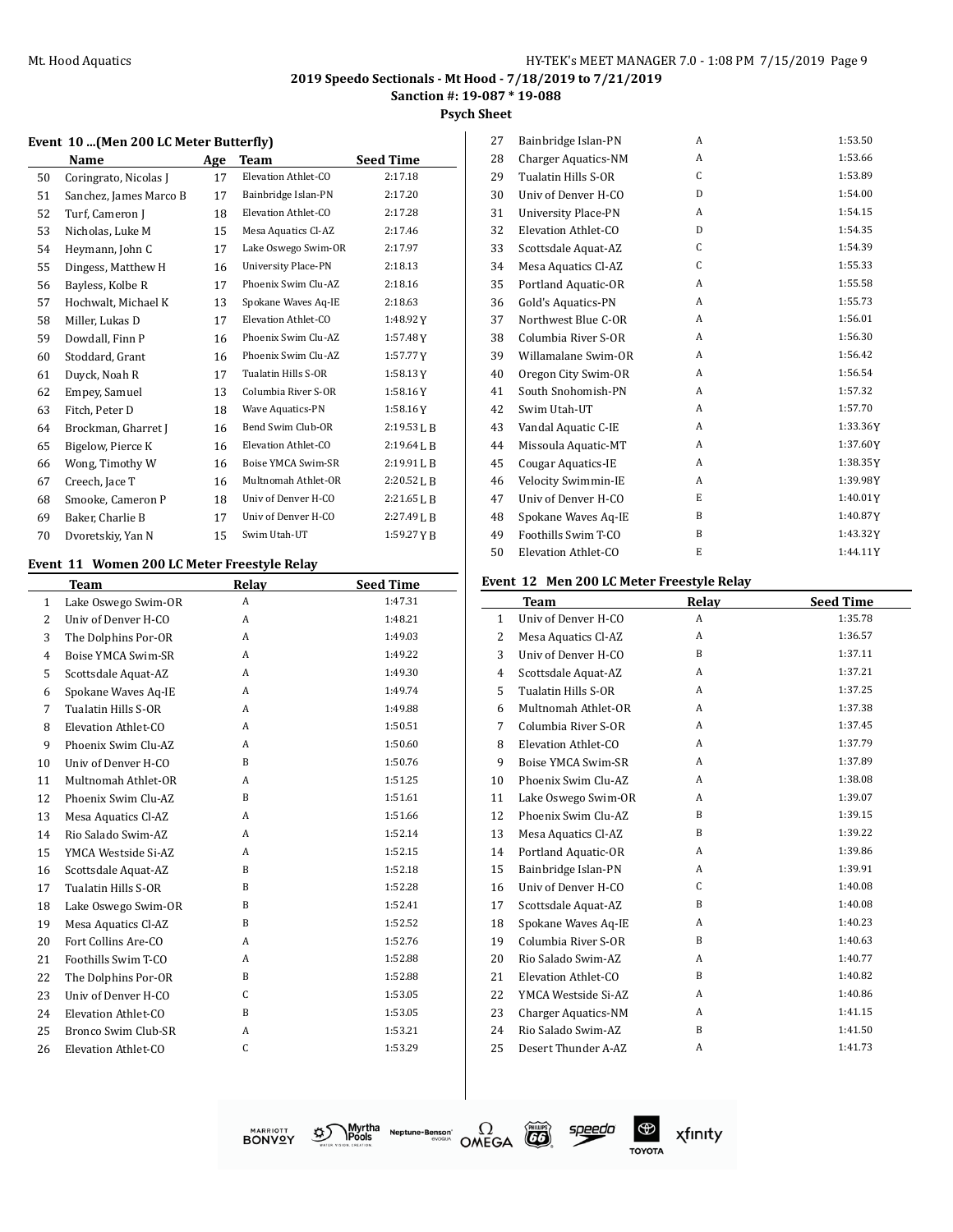## 2019 Speedo Sectionals - Mt Hood - 7/18/2019 to 7/21/2019

**Sanction #: 19-087 * 19-088**

**Psych Sheet**

### Event 10 ...(Men 200 LC Meter Butterfly)

| | Name | Age | Team | Seed Time |
|---|---|---|---|---|
| 50 | Coringrato, Nicolas J | 17 | Elevation Athlet-CO | 2:17.18 |
| 51 | Sanchez, James Marco B | 17 | Bainbridge Islan-PN | 2:17.20 |
| 52 | Turf, Cameron J | 18 | Elevation Athlet-CO | 2:17.28 |
| 53 | Nicholas, Luke M | 15 | Mesa Aquatics Cl-AZ | 2:17.46 |
| 54 | Heymann, John C | 17 | Lake Oswego Swim-OR | 2:17.97 |
| 55 | Dingess, Matthew H | 16 | University Place-PN | 2:18.13 |
| 56 | Bayless, Kolbe R | 17 | Phoenix Swim Clu-AZ | 2:18.16 |
| 57 | Hochwalt, Michael K | 13 | Spokane Waves Aq-IE | 2:18.63 |
| 58 | Miller, Lukas D | 17 | Elevation Athlet-CO | 1:48.92 Y |
| 59 | Dowdall, Finn P | 16 | Phoenix Swim Clu-AZ | 1:57.48 Y |
| 60 | Stoddard, Grant | 16 | Phoenix Swim Clu-AZ | 1:57.77 Y |
| 61 | Duyck, Noah R | 17 | Tualatin Hills S-OR | 1:58.13 Y |
| 62 | Empey, Samuel | 13 | Columbia River S-OR | 1:58.16 Y |
| 63 | Fitch, Peter D | 18 | Wave Aquatics-PN | 1:58.16 Y |
| 64 | Brockman, Gharret J | 16 | Bend Swim Club-OR | 2:19.53 L B |
| 65 | Bigelow, Pierce K | 16 | Elevation Athlet-CO | 2:19.64 L B |
| 66 | Wong, Timothy W | 16 | Boise YMCA Swim-SR | 2:19.91 L B |
| 67 | Creech, Jace T | 16 | Multnomah Athlet-OR | 2:20.52 L B |
| 68 | Smooke, Cameron P | 18 | Univ of Denver H-CO | 2:21.65 L B |
| 69 | Baker, Charlie B | 17 | Univ of Denver H-CO | 2:27.49 L B |
| 70 | Dvoretskiy, Yan N | 15 | Swim Utah-UT | 1:59.27 Y B |

### Event 11 Women 200 LC Meter Freestyle Relay

| | Team | Relay | Seed Time |
|---|---|---|---|
| 1 | Lake Oswego Swim-OR | A | 1:47.31 |
| 2 | Univ of Denver H-CO | A | 1:48.21 |
| 3 | The Dolphins Por-OR | A | 1:49.03 |
| 4 | Boise YMCA Swim-SR | A | 1:49.22 |
| 5 | Scottsdale Aquat-AZ | A | 1:49.30 |
| 6 | Spokane Waves Aq-IE | A | 1:49.74 |
| 7 | Tualatin Hills S-OR | A | 1:49.88 |
| 8 | Elevation Athlet-CO | A | 1:50.51 |
| 9 | Phoenix Swim Clu-AZ | A | 1:50.60 |
| 10 | Univ of Denver H-CO | B | 1:50.76 |
| 11 | Multnomah Athlet-OR | A | 1:51.25 |
| 12 | Phoenix Swim Clu-AZ | B | 1:51.61 |
| 13 | Mesa Aquatics Cl-AZ | A | 1:51.66 |
| 14 | Rio Salado Swim-AZ | A | 1:52.14 |
| 15 | YMCA Westside Si-AZ | A | 1:52.15 |
| 16 | Scottsdale Aquat-AZ | B | 1:52.18 |
| 17 | Tualatin Hills S-OR | B | 1:52.28 |
| 18 | Lake Oswego Swim-OR | B | 1:52.41 |
| 19 | Mesa Aquatics Cl-AZ | B | 1:52.52 |
| 20 | Fort Collins Are-CO | A | 1:52.76 |
| 21 | Foothills Swim T-CO | A | 1:52.88 |
| 22 | The Dolphins Por-OR | B | 1:52.88 |
| 23 | Univ of Denver H-CO | C | 1:53.05 |
| 24 | Elevation Athlet-CO | B | 1:53.05 |
| 25 | Bronco Swim Club-SR | A | 1:53.21 |
| 26 | Elevation Athlet-CO | C | 1:53.29 |
| 27 | Bainbridge Islan-PN | A | 1:53.50 |
| 28 | Charger Aquatics-NM | A | 1:53.66 |
| 29 | Tualatin Hills S-OR | C | 1:53.89 |
| 30 | Univ of Denver H-CO | D | 1:54.00 |
| 31 | University Place-PN | A | 1:54.15 |
| 32 | Elevation Athlet-CO | D | 1:54.35 |
| 33 | Scottsdale Aquat-AZ | C | 1:54.39 |
| 34 | Mesa Aquatics Cl-AZ | C | 1:55.33 |
| 35 | Portland Aquatic-OR | A | 1:55.58 |
| 36 | Gold's Aquatics-PN | A | 1:55.73 |
| 37 | Northwest Blue C-OR | A | 1:56.01 |
| 38 | Columbia River S-OR | A | 1:56.30 |
| 39 | Willamalane Swim-OR | A | 1:56.42 |
| 40 | Oregon City Swim-OR | A | 1:56.54 |
| 41 | South Snohomish-PN | A | 1:57.32 |
| 42 | Swim Utah-UT | A | 1:57.70 |
| 43 | Vandal Aquatic C-IE | A | 1:33.36 Y |
| 44 | Missoula Aquatic-MT | A | 1:37.60 Y |
| 45 | Cougar Aquatics-IE | A | 1:38.35 Y |
| 46 | Velocity Swimmin-IE | A | 1:39.98 Y |
| 47 | Univ of Denver H-CO | E | 1:40.01 Y |
| 48 | Spokane Waves Aq-IE | B | 1:40.87 Y |
| 49 | Foothills Swim T-CO | B | 1:43.32 Y |
| 50 | Elevation Athlet-CO | E | 1:44.11 Y |

### Event 12 Men 200 LC Meter Freestyle Relay

| | Team | Relay | Seed Time |
|---|---|---|---|
| 1 | Univ of Denver H-CO | A | 1:35.78 |
| 2 | Mesa Aquatics Cl-AZ | A | 1:36.57 |
| 3 | Univ of Denver H-CO | B | 1:37.11 |
| 4 | Scottsdale Aquat-AZ | A | 1:37.21 |
| 5 | Tualatin Hills S-OR | A | 1:37.25 |
| 6 | Multnomah Athlet-OR | A | 1:37.38 |
| 7 | Columbia River S-OR | A | 1:37.45 |
| 8 | Elevation Athlet-CO | A | 1:37.79 |
| 9 | Boise YMCA Swim-SR | A | 1:37.89 |
| 10 | Phoenix Swim Clu-AZ | A | 1:38.08 |
| 11 | Lake Oswego Swim-OR | A | 1:39.07 |
| 12 | Phoenix Swim Clu-AZ | B | 1:39.15 |
| 13 | Mesa Aquatics Cl-AZ | B | 1:39.22 |
| 14 | Portland Aquatic-OR | A | 1:39.86 |
| 15 | Bainbridge Islan-PN | A | 1:39.91 |
| 16 | Univ of Denver H-CO | C | 1:40.08 |
| 17 | Scottsdale Aquat-AZ | B | 1:40.08 |
| 18 | Spokane Waves Aq-IE | A | 1:40.23 |
| 19 | Columbia River S-OR | B | 1:40.63 |
| 20 | Rio Salado Swim-AZ | A | 1:40.77 |
| 21 | Elevation Athlet-CO | B | 1:40.82 |
| 22 | YMCA Westside Si-AZ | A | 1:40.86 |
| 23 | Charger Aquatics-NM | A | 1:41.15 |
| 24 | Rio Salado Swim-AZ | B | 1:41.50 |
| 25 | Desert Thunder A-AZ | A | 1:41.73 |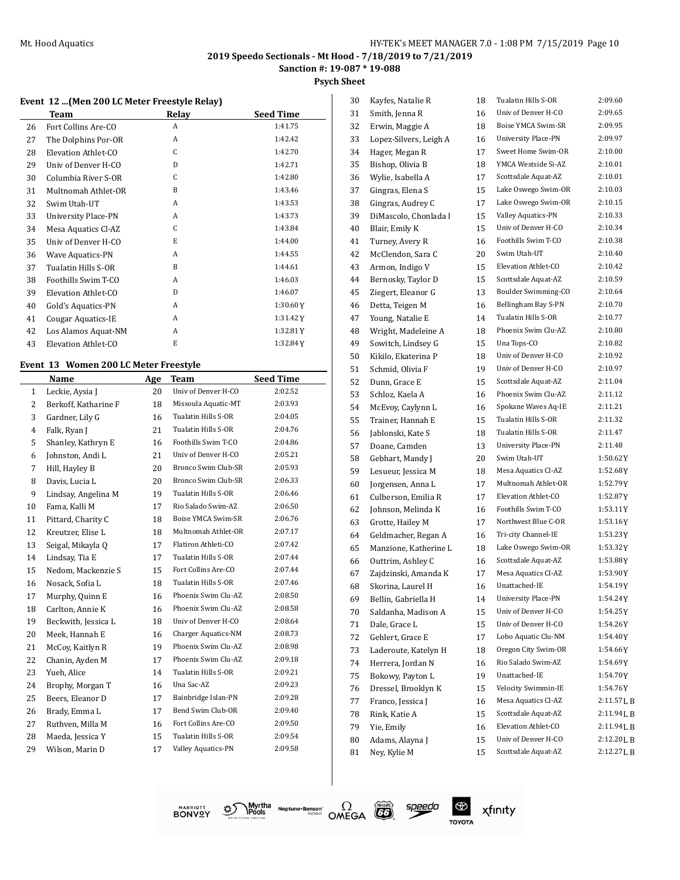2019 Speedo Sectionals - Mt Hood - 7/18/2019 to 7/21/2019

Sanction #: 19-087 * 19-088

Psych Sheet

### Event 12 ...(Men 200 LC Meter Freestyle Relay)

| | Team | Relay | Seed Time |
|---|---|---|---|
| 26 | Fort Collins Are-CO | A | 1:41.75 |
| 27 | The Dolphins Por-OR | A | 1:42.42 |
| 28 | Elevation Athlet-CO | C | 1:42.70 |
| 29 | Univ of Denver H-CO | D | 1:42.71 |
| 30 | Columbia River S-OR | C | 1:42.80 |
| 31 | Multnomah Athlet-OR | B | 1:43.46 |
| 32 | Swim Utah-UT | A | 1:43.53 |
| 33 | University Place-PN | A | 1:43.73 |
| 34 | Mesa Aquatics Cl-AZ | C | 1:43.84 |
| 35 | Univ of Denver H-CO | E | 1:44.00 |
| 36 | Wave Aquatics-PN | A | 1:44.55 |
| 37 | Tualatin Hills S-OR | B | 1:44.61 |
| 38 | Foothills Swim T-CO | A | 1:46.03 |
| 39 | Elevation Athlet-CO | D | 1:46.07 |
| 40 | Gold's Aquatics-PN | A | 1:30.60Y |
| 41 | Cougar Aquatics-IE | A | 1:31.42Y |
| 42 | Los Alamos Aquat-NM | A | 1:32.81Y |
| 43 | Elevation Athlet-CO | E | 1:32.84Y |

### Event 13 Women 200 LC Meter Freestyle

| | Name | Age | Team | Seed Time |
|---|---|---|---|---|
| 1 | Leckie, Aysia J | 20 | Univ of Denver H-CO | 2:02.52 |
| 2 | Berkoff, Katharine F | 18 | Missoula Aquatic-MT | 2:03.93 |
| 3 | Gardner, Lily G | 16 | Tualatin Hills S-OR | 2:04.05 |
| 4 | Falk, Ryan J | 21 | Tualatin Hills S-OR | 2:04.76 |
| 5 | Shanley, Kathryn E | 16 | Foothills Swim T-CO | 2:04.86 |
| 6 | Johnston, Andi L | 21 | Univ of Denver H-CO | 2:05.21 |
| 7 | Hill, Hayley B | 20 | Bronco Swim Club-SR | 2:05.93 |
| 8 | Davis, Lucia L | 20 | Bronco Swim Club-SR | 2:06.33 |
| 9 | Lindsay, Angelina M | 19 | Tualatin Hills S-OR | 2:06.46 |
| 10 | Fama, Kalli M | 17 | Rio Salado Swim-AZ | 2:06.50 |
| 11 | Pittard, Charity C | 18 | Boise YMCA Swim-SR | 2:06.76 |
| 12 | Kreutzer, Elise L | 18 | Multnomah Athlet-OR | 2:07.17 |
| 13 | Seigal, Mikayla Q | 17 | Flatiron Athleti-CO | 2:07.42 |
| 14 | Lindsay, Tia E | 17 | Tualatin Hills S-OR | 2:07.44 |
| 15 | Nedom, Mackenzie S | 15 | Fort Collins Are-CO | 2:07.44 |
| 16 | Nosack, Sofia L | 18 | Tualatin Hills S-OR | 2:07.46 |
| 17 | Murphy, Quinn E | 16 | Phoenix Swim Clu-AZ | 2:08.50 |
| 18 | Carlton, Annie K | 16 | Phoenix Swim Clu-AZ | 2:08.58 |
| 19 | Beckwith, Jessica L | 18 | Univ of Denver H-CO | 2:08.64 |
| 20 | Meek, Hannah E | 16 | Charger Aquatics-NM | 2:08.73 |
| 21 | McCoy, Kaitlyn R | 19 | Phoenix Swim Clu-AZ | 2:08.98 |
| 22 | Chanin, Ayden M | 17 | Phoenix Swim Clu-AZ | 2:09.18 |
| 23 | Yueh, Alice | 14 | Tualatin Hills S-OR | 2:09.21 |
| 24 | Brophy, Morgan T | 16 | Una Sac-AZ | 2:09.23 |
| 25 | Beers, Eleanor D | 17 | Bainbridge Islan-PN | 2:09.28 |
| 26 | Brady, Emma L | 17 | Bend Swim Club-OR | 2:09.40 |
| 27 | Ruthven, Milla M | 16 | Fort Collins Are-CO | 2:09.50 |
| 28 | Maeda, Jessica Y | 15 | Tualatin Hills S-OR | 2:09.54 |
| 29 | Wilson, Marin D | 17 | Valley Aquatics-PN | 2:09.58 |
| 30 | Kayfes, Natalie R | 18 | Tualatin Hills S-OR | 2:09.60 |
| 31 | Smith, Jenna R | 16 | Univ of Denver H-CO | 2:09.65 |
| 32 | Erwin, Maggie A | 18 | Boise YMCA Swim-SR | 2:09.95 |
| 33 | Lopez-Silvers, Leigh A | 16 | University Place-PN | 2:09.97 |
| 34 | Hager, Megan R | 17 | Sweet Home Swim-OR | 2:10.00 |
| 35 | Bishop, Olivia B | 18 | YMCA Westside Si-AZ | 2:10.01 |
| 36 | Wylie, Isabella A | 17 | Scottsdale Aquat-AZ | 2:10.01 |
| 37 | Gingras, Elena S | 15 | Lake Oswego Swim-OR | 2:10.03 |
| 38 | Gingras, Audrey C | 17 | Lake Oswego Swim-OR | 2:10.15 |
| 39 | DiMascolo, Chonlada I | 15 | Valley Aquatics-PN | 2:10.33 |
| 40 | Blair, Emily K | 15 | Univ of Denver H-CO | 2:10.34 |
| 41 | Turney, Avery R | 16 | Foothills Swim T-CO | 2:10.38 |
| 42 | McClendon, Sara C | 20 | Swim Utah-UT | 2:10.40 |
| 43 | Armon, Indigo V | 15 | Elevation Athlet-CO | 2:10.42 |
| 44 | Bernosky, Taylor D | 15 | Scottsdale Aquat-AZ | 2:10.59 |
| 45 | Ziegert, Eleanor G | 13 | Boulder Swimming-CO | 2:10.64 |
| 46 | Detta, Teigen M | 16 | Bellingham Bay S-PN | 2:10.70 |
| 47 | Young, Natalie E | 14 | Tualatin Hills S-OR | 2:10.77 |
| 48 | Wright, Madeleine A | 18 | Phoenix Swim Clu-AZ | 2:10.80 |
| 49 | Sowitch, Lindsey G | 15 | Una Tops-CO | 2:10.82 |
| 50 | Kikilo, Ekaterina P | 18 | Univ of Denver H-CO | 2:10.92 |
| 51 | Schmid, Olivia F | 19 | Univ of Denver H-CO | 2:10.97 |
| 52 | Dunn, Grace E | 15 | Scottsdale Aquat-AZ | 2:11.04 |
| 53 | Schloz, Kaela A | 16 | Phoenix Swim Clu-AZ | 2:11.12 |
| 54 | McEvoy, Caylynn L | 16 | Spokane Waves Aq-IE | 2:11.21 |
| 55 | Trainer, Hannah E | 15 | Tualatin Hills S-OR | 2:11.32 |
| 56 | Jablonski, Kate S | 18 | Tualatin Hills S-OR | 2:11.47 |
| 57 | Doane, Camden | 13 | University Place-PN | 2:11.48 |
| 58 | Gebhart, Mandy J | 20 | Swim Utah-UT | 1:50.62Y |
| 59 | Lesueur, Jessica M | 18 | Mesa Aquatics Cl-AZ | 1:52.68Y |
| 60 | Jorgensen, Anna L | 17 | Multnomah Athlet-OR | 1:52.79Y |
| 61 | Culberson, Emilia R | 17 | Elevation Athlet-CO | 1:52.87Y |
| 62 | Johnson, Melinda K | 16 | Foothills Swim T-CO | 1:53.11Y |
| 63 | Grotte, Hailey M | 17 | Northwest Blue C-OR | 1:53.16Y |
| 64 | Geldmacher, Regan A | 16 | Tri-city Channel-IE | 1:53.23Y |
| 65 | Manzione, Katherine L | 18 | Lake Oswego Swim-OR | 1:53.32Y |
| 66 | Outtrim, Ashley C | 16 | Scottsdale Aquat-AZ | 1:53.88Y |
| 67 | Zajdzinski, Amanda K | 17 | Mesa Aquatics Cl-AZ | 1:53.90Y |
| 68 | Skorina, Laurel H | 16 | Unattached-IE | 1:54.19Y |
| 69 | Bellin, Gabriella H | 14 | University Place-PN | 1:54.24Y |
| 70 | Saldanha, Madison A | 15 | Univ of Denver H-CO | 1:54.25Y |
| 71 | Dale, Grace L | 15 | Univ of Denver H-CO | 1:54.26Y |
| 72 | Gehlert, Grace E | 17 | Lobo Aquatic Clu-NM | 1:54.40Y |
| 73 | Laderoute, Katelyn H | 18 | Oregon City Swim-OR | 1:54.66Y |
| 74 | Herrera, Jordan N | 16 | Rio Salado Swim-AZ | 1:54.69Y |
| 75 | Bokowy, Payton L | 19 | Unattached-IE | 1:54.70Y |
| 76 | Dressel, Brooklyn K | 15 | Velocity Swimmin-IE | 1:54.76Y |
| 77 | Franco, Jessica J | 16 | Mesa Aquatics Cl-AZ | 2:11.57L B |
| 78 | Rink, Katie A | 15 | Scottsdale Aquat-AZ | 2:11.94L B |
| 79 | Yie, Emily | 16 | Elevation Athlet-CO | 2:11.94L B |
| 80 | Adams, Alayna J | 15 | Univ of Denver H-CO | 2:12.20L B |
| 81 | Ney, Kylie M | 15 | Scottsdale Aquat-AZ | 2:12.27L B |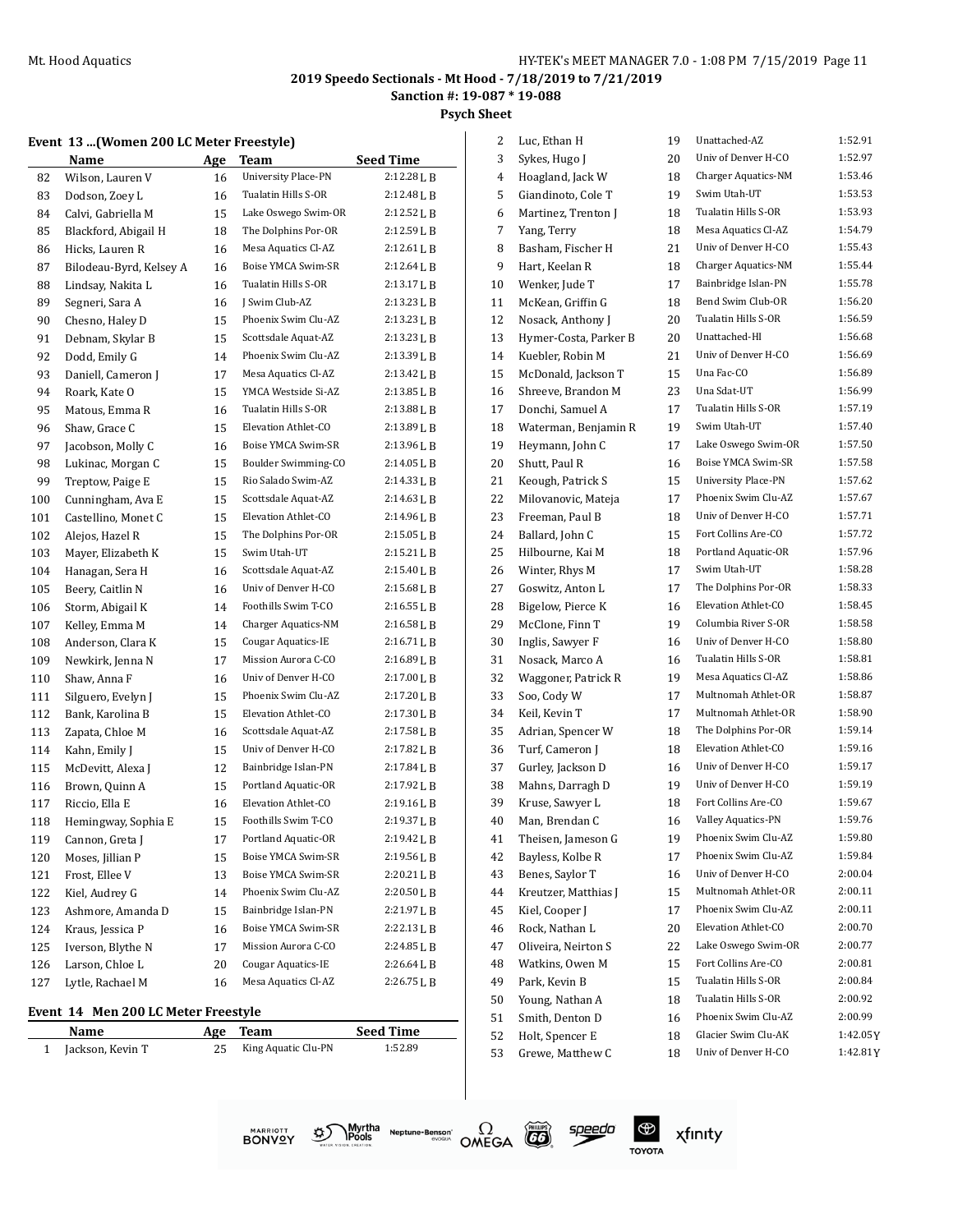2019 Speedo Sectionals - Mt Hood - 7/18/2019 to 7/21/2019

Sanction #: 19-087 * 19-088

Psych Sheet

### Event 13 ...(Women 200 LC Meter Freestyle)

| | Name | Age | Team | Seed Time |
|---|---|---|---|---|
| 82 | Wilson, Lauren V | 16 | University Place-PN | 2:12.28 L B |
| 83 | Dodson, Zoey L | 16 | Tualatin Hills S-OR | 2:12.48 L B |
| 84 | Calvi, Gabriella M | 15 | Lake Oswego Swim-OR | 2:12.52 L B |
| 85 | Blackford, Abigail H | 18 | The Dolphins Por-OR | 2:12.59 L B |
| 86 | Hicks, Lauren R | 16 | Mesa Aquatics Cl-AZ | 2:12.61 L B |
| 87 | Bilodeau-Byrd, Kelsey A | 16 | Boise YMCA Swim-SR | 2:12.64 L B |
| 88 | Lindsay, Nakita L | 16 | Tualatin Hills S-OR | 2:13.17 L B |
| 89 | Segneri, Sara A | 16 | J Swim Club-AZ | 2:13.23 L B |
| 90 | Chesno, Haley D | 15 | Phoenix Swim Clu-AZ | 2:13.23 L B |
| 91 | Debnam, Skylar B | 15 | Scottsdale Aquat-AZ | 2:13.23 L B |
| 92 | Dodd, Emily G | 14 | Phoenix Swim Clu-AZ | 2:13.39 L B |
| 93 | Daniell, Cameron J | 17 | Mesa Aquatics Cl-AZ | 2:13.42 L B |
| 94 | Roark, Kate O | 15 | YMCA Westside Si-AZ | 2:13.85 L B |
| 95 | Matous, Emma R | 16 | Tualatin Hills S-OR | 2:13.88 L B |
| 96 | Shaw, Grace C | 15 | Elevation Athlet-CO | 2:13.89 L B |
| 97 | Jacobson, Molly C | 16 | Boise YMCA Swim-SR | 2:13.96 L B |
| 98 | Lukinac, Morgan C | 15 | Boulder Swimming-CO | 2:14.05 L B |
| 99 | Treptow, Paige E | 15 | Rio Salado Swim-AZ | 2:14.33 L B |
| 100 | Cunningham, Ava E | 15 | Scottsdale Aquat-AZ | 2:14.63 L B |
| 101 | Castellino, Monet C | 15 | Elevation Athlet-CO | 2:14.96 L B |
| 102 | Alejos, Hazel R | 15 | The Dolphins Por-OR | 2:15.05 L B |
| 103 | Mayer, Elizabeth K | 15 | Swim Utah-UT | 2:15.21 L B |
| 104 | Hanagan, Sera H | 16 | Scottsdale Aquat-AZ | 2:15.40 L B |
| 105 | Beery, Caitlin N | 16 | Univ of Denver H-CO | 2:15.68 L B |
| 106 | Storm, Abigail K | 14 | Foothills Swim T-CO | 2:16.55 L B |
| 107 | Kelley, Emma M | 14 | Charger Aquatics-NM | 2:16.58 L B |
| 108 | Anderson, Clara K | 15 | Cougar Aquatics-IE | 2:16.71 L B |
| 109 | Newkirk, Jenna N | 17 | Mission Aurora C-CO | 2:16.89 L B |
| 110 | Shaw, Anna F | 16 | Univ of Denver H-CO | 2:17.00 L B |
| 111 | Silguero, Evelyn J | 15 | Phoenix Swim Clu-AZ | 2:17.20 L B |
| 112 | Bank, Karolina B | 15 | Elevation Athlet-CO | 2:17.30 L B |
| 113 | Zapata, Chloe M | 16 | Scottsdale Aquat-AZ | 2:17.58 L B |
| 114 | Kahn, Emily J | 15 | Univ of Denver H-CO | 2:17.82 L B |
| 115 | McDevitt, Alexa J | 12 | Bainbridge Islan-PN | 2:17.84 L B |
| 116 | Brown, Quinn A | 15 | Portland Aquatic-OR | 2:17.92 L B |
| 117 | Riccio, Ella E | 16 | Elevation Athlet-CO | 2:19.16 L B |
| 118 | Hemingway, Sophia E | 15 | Foothills Swim T-CO | 2:19.37 L B |
| 119 | Cannon, Greta J | 17 | Portland Aquatic-OR | 2:19.42 L B |
| 120 | Moses, Jillian P | 15 | Boise YMCA Swim-SR | 2:19.56 L B |
| 121 | Frost, Ellee V | 13 | Boise YMCA Swim-SR | 2:20.21 L B |
| 122 | Kiel, Audrey G | 14 | Phoenix Swim Clu-AZ | 2:20.50 L B |
| 123 | Ashmore, Amanda D | 15 | Bainbridge Islan-PN | 2:21.97 L B |
| 124 | Kraus, Jessica P | 16 | Boise YMCA Swim-SR | 2:22.13 L B |
| 125 | Iverson, Blythe N | 17 | Mission Aurora C-CO | 2:24.85 L B |
| 126 | Larson, Chloe L | 20 | Cougar Aquatics-IE | 2:26.64 L B |
| 127 | Lytle, Rachael M | 16 | Mesa Aquatics Cl-AZ | 2:26.75 L B |

### Event 14 Men 200 LC Meter Freestyle

| | Name | Age | Team | Seed Time |
|---|---|---|---|---|
| 1 | Jackson, Kevin T | 25 | King Aquatic Clu-PN | 1:52.89 |
| 2 | Luc, Ethan H | 19 | Unattached-AZ | 1:52.91 |
| 3 | Sykes, Hugo J | 20 | Univ of Denver H-CO | 1:52.97 |
| 4 | Hoagland, Jack W | 18 | Charger Aquatics-NM | 1:53.46 |
| 5 | Giandinoto, Cole T | 19 | Swim Utah-UT | 1:53.53 |
| 6 | Martinez, Trenton J | 18 | Tualatin Hills S-OR | 1:53.93 |
| 7 | Yang, Terry | 18 | Mesa Aquatics Cl-AZ | 1:54.79 |
| 8 | Basham, Fischer H | 21 | Univ of Denver H-CO | 1:55.43 |
| 9 | Hart, Keelan R | 18 | Charger Aquatics-NM | 1:55.44 |
| 10 | Wenker, Jude T | 17 | Bainbridge Islan-PN | 1:55.78 |
| 11 | McKean, Griffin G | 18 | Bend Swim Club-OR | 1:56.20 |
| 12 | Nosack, Anthony J | 20 | Tualatin Hills S-OR | 1:56.59 |
| 13 | Hymer-Costa, Parker B | 20 | Unattached-HI | 1:56.68 |
| 14 | Kuebler, Robin M | 21 | Univ of Denver H-CO | 1:56.69 |
| 15 | McDonald, Jackson T | 15 | Una Fac-CO | 1:56.89 |
| 16 | Shreeve, Brandon M | 23 | Una Sdat-UT | 1:56.99 |
| 17 | Donchi, Samuel A | 17 | Tualatin Hills S-OR | 1:57.19 |
| 18 | Waterman, Benjamin R | 19 | Swim Utah-UT | 1:57.40 |
| 19 | Heymann, John C | 17 | Lake Oswego Swim-OR | 1:57.50 |
| 20 | Shutt, Paul R | 16 | Boise YMCA Swim-SR | 1:57.58 |
| 21 | Keough, Patrick S | 15 | University Place-PN | 1:57.62 |
| 22 | Milovanovic, Mateja | 17 | Phoenix Swim Clu-AZ | 1:57.67 |
| 23 | Freeman, Paul B | 18 | Univ of Denver H-CO | 1:57.71 |
| 24 | Ballard, John C | 15 | Fort Collins Are-CO | 1:57.72 |
| 25 | Hilbourne, Kai M | 18 | Portland Aquatic-OR | 1:57.96 |
| 26 | Winter, Rhys M | 17 | Swim Utah-UT | 1:58.28 |
| 27 | Goswitz, Anton L | 17 | The Dolphins Por-OR | 1:58.33 |
| 28 | Bigelow, Pierce K | 16 | Elevation Athlet-CO | 1:58.45 |
| 29 | McClone, Finn T | 19 | Columbia River S-OR | 1:58.58 |
| 30 | Inglis, Sawyer F | 16 | Univ of Denver H-CO | 1:58.80 |
| 31 | Nosack, Marco A | 16 | Tualatin Hills S-OR | 1:58.81 |
| 32 | Waggoner, Patrick R | 19 | Mesa Aquatics Cl-AZ | 1:58.86 |
| 33 | Soo, Cody W | 17 | Multnomah Athlet-OR | 1:58.87 |
| 34 | Keil, Kevin T | 17 | Multnomah Athlet-OR | 1:58.90 |
| 35 | Adrian, Spencer W | 18 | The Dolphins Por-OR | 1:59.14 |
| 36 | Turf, Cameron J | 18 | Elevation Athlet-CO | 1:59.16 |
| 37 | Gurley, Jackson D | 16 | Univ of Denver H-CO | 1:59.17 |
| 38 | Mahns, Darragh D | 19 | Univ of Denver H-CO | 1:59.19 |
| 39 | Kruse, Sawyer L | 18 | Fort Collins Are-CO | 1:59.67 |
| 40 | Man, Brendan C | 16 | Valley Aquatics-PN | 1:59.76 |
| 41 | Theisen, Jameson G | 19 | Phoenix Swim Clu-AZ | 1:59.80 |
| 42 | Bayless, Kolbe R | 17 | Phoenix Swim Clu-AZ | 1:59.84 |
| 43 | Benes, Saylor T | 16 | Univ of Denver H-CO | 2:00.04 |
| 44 | Kreutzer, Matthias J | 15 | Multnomah Athlet-OR | 2:00.11 |
| 45 | Kiel, Cooper J | 17 | Phoenix Swim Clu-AZ | 2:00.11 |
| 46 | Rock, Nathan L | 20 | Elevation Athlet-CO | 2:00.70 |
| 47 | Oliveira, Neirton S | 22 | Lake Oswego Swim-OR | 2:00.77 |
| 48 | Watkins, Owen M | 15 | Fort Collins Are-CO | 2:00.81 |
| 49 | Park, Kevin B | 15 | Tualatin Hills S-OR | 2:00.84 |
| 50 | Young, Nathan A | 18 | Tualatin Hills S-OR | 2:00.92 |
| 51 | Smith, Denton D | 16 | Phoenix Swim Clu-AZ | 2:00.99 |
| 52 | Holt, Spencer E | 18 | Glacier Swim Clu-AK | 1:42.05 Y |
| 53 | Grewe, Matthew C | 18 | Univ of Denver H-CO | 1:42.81 Y |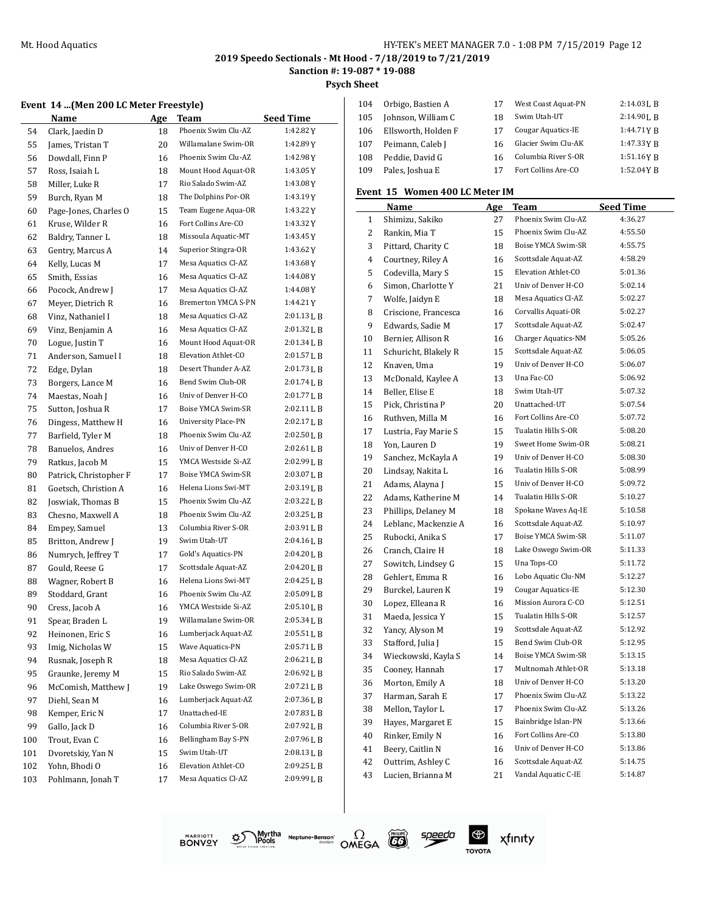## 2019 Speedo Sectionals - Mt Hood - 7/18/2019 to 7/21/2019

**Sanction #: 19-087 * 19-088**

**Psych Sheet**

### Event 14 ...(Men 200 LC Meter Freestyle)

| | Name | Age | Team | Seed Time |
|---|---|---|---|---|
| 54 | Clark, Jaedin D | 18 | Phoenix Swim Clu-AZ | 1:42.82 Y |
| 55 | James, Tristan T | 20 | Willamalane Swim-OR | 1:42.89 Y |
| 56 | Dowdall, Finn P | 16 | Phoenix Swim Clu-AZ | 1:42.98 Y |
| 57 | Ross, Isaiah L | 18 | Mount Hood Aquat-OR | 1:43.05 Y |
| 58 | Miller, Luke R | 17 | Rio Salado Swim-AZ | 1:43.08 Y |
| 59 | Burch, Ryan M | 18 | The Dolphins Por-OR | 1:43.19 Y |
| 60 | Page-Jones, Charles O | 15 | Team Eugene Aqua-OR | 1:43.22 Y |
| 61 | Kruse, Wilder R | 16 | Fort Collins Are-CO | 1:43.32 Y |
| 62 | Baldry, Tanner L | 18 | Missoula Aquatic-MT | 1:43.45 Y |
| 63 | Gentry, Marcus A | 14 | Superior Stingra-OR | 1:43.62 Y |
| 64 | Kelly, Lucas M | 17 | Mesa Aquatics Cl-AZ | 1:43.68 Y |
| 65 | Smith, Essias | 16 | Mesa Aquatics Cl-AZ | 1:44.08 Y |
| 66 | Pocock, Andrew J | 17 | Mesa Aquatics Cl-AZ | 1:44.08 Y |
| 67 | Meyer, Dietrich R | 16 | Bremerton YMCA S-PN | 1:44.21 Y |
| 68 | Vinz, Nathaniel I | 18 | Mesa Aquatics Cl-AZ | 2:01.13 L B |
| 69 | Vinz, Benjamin A | 16 | Mesa Aquatics Cl-AZ | 2:01.32 L B |
| 70 | Logue, Justin T | 18 | Mount Hood Aquat-OR | 2:01.34 L B |
| 71 | Anderson, Samuel I | 18 | Elevation Athlet-CO | 2:01.57 L B |
| 72 | Edge, Dylan | 18 | Desert Thunder A-AZ | 2:01.73 L B |
| 73 | Borgers, Lance M | 16 | Bend Swim Club-OR | 2:01.74 L B |
| 74 | Maestas, Noah J | 16 | Univ of Denver H-CO | 2:01.77 L B |
| 75 | Sutton, Joshua R | 17 | Boise YMCA Swim-SR | 2:02.11 L B |
| 76 | Dingess, Matthew H | 16 | University Place-PN | 2:02.17 L B |
| 77 | Barfield, Tyler M | 18 | Phoenix Swim Clu-AZ | 2:02.50 L B |
| 78 | Banuelos, Andres | 16 | Univ of Denver H-CO | 2:02.61 L B |
| 79 | Ratkus, Jacob M | 15 | YMCA Westside Si-AZ | 2:02.99 L B |
| 80 | Patrick, Christopher F | 17 | Boise YMCA Swim-SR | 2:03.07 L B |
| 81 | Goetsch, Christion A | 16 | Helena Lions Swi-MT | 2:03.19 L B |
| 82 | Joswiak, Thomas B | 15 | Phoenix Swim Clu-AZ | 2:03.22 L B |
| 83 | Chesno, Maxwell A | 18 | Phoenix Swim Clu-AZ | 2:03.25 L B |
| 84 | Empey, Samuel | 13 | Columbia River S-OR | 2:03.91 L B |
| 85 | Britton, Andrew J | 19 | Swim Utah-UT | 2:04.16 L B |
| 86 | Numrych, Jeffrey T | 17 | Gold's Aquatics-PN | 2:04.20 L B |
| 87 | Gould, Reese G | 17 | Scottsdale Aquat-AZ | 2:04.20 L B |
| 88 | Wagner, Robert B | 16 | Helena Lions Swi-MT | 2:04.25 L B |
| 89 | Stoddard, Grant | 16 | Phoenix Swim Clu-AZ | 2:05.09 L B |
| 90 | Cress, Jacob A | 16 | YMCA Westside Si-AZ | 2:05.10 L B |
| 91 | Spear, Braden L | 19 | Willamalane Swim-OR | 2:05.34 L B |
| 92 | Heinonen, Eric S | 16 | Lumberjack Aquat-AZ | 2:05.51 L B |
| 93 | Imig, Nicholas W | 15 | Wave Aquatics-PN | 2:05.71 L B |
| 94 | Rusnak, Joseph R | 18 | Mesa Aquatics Cl-AZ | 2:06.21 L B |
| 95 | Graunke, Jeremy M | 15 | Rio Salado Swim-AZ | 2:06.92 L B |
| 96 | McComish, Matthew J | 19 | Lake Oswego Swim-OR | 2:07.21 L B |
| 97 | Diehl, Sean M | 16 | Lumberjack Aquat-AZ | 2:07.36 L B |
| 98 | Kemper, Eric N | 17 | Unattached-IE | 2:07.83 L B |
| 99 | Gallo, Jack D | 16 | Columbia River S-OR | 2:07.92 L B |
| 100 | Trout, Evan C | 16 | Bellingham Bay S-PN | 2:07.96 L B |
| 101 | Dvoretskiy, Yan N | 15 | Swim Utah-UT | 2:08.13 L B |
| 102 | Yohn, Bhodi O | 16 | Elevation Athlet-CO | 2:09.25 L B |
| 103 | Pohlmann, Jonah T | 17 | Mesa Aquatics Cl-AZ | 2:09.99 L B |
| 104 | Orbigo, Bastien A | 17 | West Coast Aquat-PN | 2:14.03 L B |
| 105 | Johnson, William C | 18 | Swim Utah-UT | 2:14.90 L B |
| 106 | Ellsworth, Holden F | 17 | Cougar Aquatics-IE | 1:44.71 Y B |
| 107 | Peimann, Caleb J | 16 | Glacier Swim Clu-AK | 1:47.33 Y B |
| 108 | Peddie, David G | 16 | Columbia River S-OR | 1:51.16 Y B |
| 109 | Pales, Joshua E | 17 | Fort Collins Are-CO | 1:52.04 Y B |

### Event 15 Women 400 LC Meter IM

| | Name | Age | Team | Seed Time |
|---|---|---|---|---|
| 1 | Shimizu, Sakiko | 27 | Phoenix Swim Clu-AZ | 4:36.27 |
| 2 | Rankin, Mia T | 15 | Phoenix Swim Clu-AZ | 4:55.50 |
| 3 | Pittard, Charity C | 18 | Boise YMCA Swim-SR | 4:55.75 |
| 4 | Courtney, Riley A | 16 | Scottsdale Aquat-AZ | 4:58.29 |
| 5 | Codevilla, Mary S | 15 | Elevation Athlet-CO | 5:01.36 |
| 6 | Simon, Charlotte Y | 21 | Univ of Denver H-CO | 5:02.14 |
| 7 | Wolfe, Jaidyn E | 18 | Mesa Aquatics Cl-AZ | 5:02.27 |
| 8 | Criscione, Francesca | 16 | Corvallis Aquati-OR | 5:02.27 |
| 9 | Edwards, Sadie M | 17 | Scottsdale Aquat-AZ | 5:02.47 |
| 10 | Bernier, Allison R | 16 | Charger Aquatics-NM | 5:05.26 |
| 11 | Schuricht, Blakely R | 15 | Scottsdale Aquat-AZ | 5:06.05 |
| 12 | Knaven, Uma | 19 | Univ of Denver H-CO | 5:06.07 |
| 13 | McDonald, Kaylee A | 13 | Una Fac-CO | 5:06.92 |
| 14 | Beller, Elise E | 18 | Swim Utah-UT | 5:07.32 |
| 15 | Pick, Christina P | 20 | Unattached-UT | 5:07.54 |
| 16 | Ruthven, Milla M | 16 | Fort Collins Are-CO | 5:07.72 |
| 17 | Lustria, Fay Marie S | 15 | Tualatin Hills S-OR | 5:08.20 |
| 18 | Yon, Lauren D | 19 | Sweet Home Swim-OR | 5:08.21 |
| 19 | Sanchez, McKayla A | 19 | Univ of Denver H-CO | 5:08.30 |
| 20 | Lindsay, Nakita L | 16 | Tualatin Hills S-OR | 5:08.99 |
| 21 | Adams, Alayna J | 15 | Univ of Denver H-CO | 5:09.72 |
| 22 | Adams, Katherine M | 14 | Tualatin Hills S-OR | 5:10.27 |
| 23 | Phillips, Delaney M | 18 | Spokane Waves Aq-IE | 5:10.58 |
| 24 | Leblanc, Mackenzie A | 16 | Scottsdale Aquat-AZ | 5:10.97 |
| 25 | Rubocki, Anika S | 17 | Boise YMCA Swim-SR | 5:11.07 |
| 26 | Cranch, Claire H | 18 | Lake Oswego Swim-OR | 5:11.33 |
| 27 | Sowitch, Lindsey G | 15 | Una Tops-CO | 5:11.72 |
| 28 | Gehlert, Emma R | 16 | Lobo Aquatic Clu-NM | 5:12.27 |
| 29 | Burckel, Lauren K | 19 | Cougar Aquatics-IE | 5:12.30 |
| 30 | Lopez, Elleana R | 16 | Mission Aurora C-CO | 5:12.51 |
| 31 | Maeda, Jessica Y | 15 | Tualatin Hills S-OR | 5:12.57 |
| 32 | Yancy, Alyson M | 19 | Scottsdale Aquat-AZ | 5:12.92 |
| 33 | Stafford, Julia J | 15 | Bend Swim Club-OR | 5:12.95 |
| 34 | Wieckowski, Kayla S | 14 | Boise YMCA Swim-SR | 5:13.15 |
| 35 | Cooney, Hannah | 17 | Multnomah Athlet-OR | 5:13.18 |
| 36 | Morton, Emily A | 18 | Univ of Denver H-CO | 5:13.20 |
| 37 | Harman, Sarah E | 17 | Phoenix Swim Clu-AZ | 5:13.22 |
| 38 | Mellon, Taylor L | 17 | Phoenix Swim Clu-AZ | 5:13.26 |
| 39 | Hayes, Margaret E | 15 | Bainbridge Islan-PN | 5:13.66 |
| 40 | Rinker, Emily N | 16 | Fort Collins Are-CO | 5:13.80 |
| 41 | Beery, Caitlin N | 16 | Univ of Denver H-CO | 5:13.86 |
| 42 | Outtrim, Ashley C | 16 | Scottsdale Aquat-AZ | 5:14.75 |
| 43 | Lucien, Brianna M | 21 | Vandal Aquatic C-IE | 5:14.87 |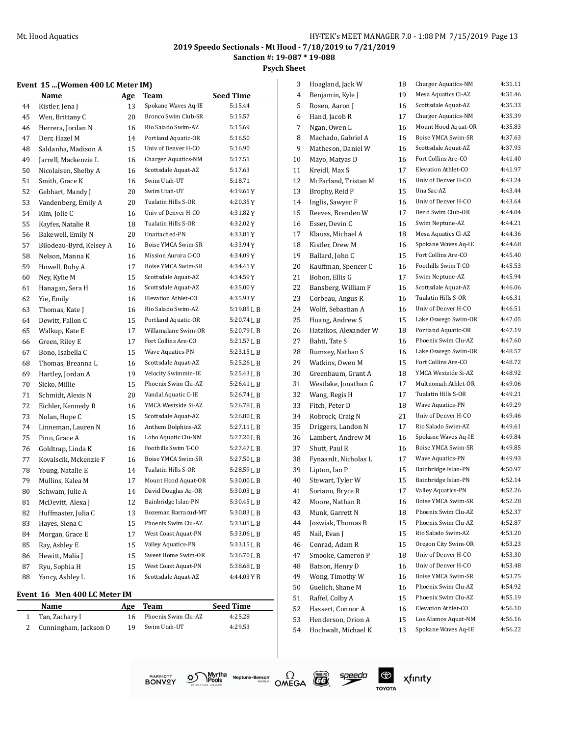## 2019 Speedo Sectionals - Mt Hood - 7/18/2019 to 7/21/2019

**Sanction #: 19-087 * 19-088**

**Psych Sheet**

### Event 15 ...(Women 400 LC Meter IM)

| | Name | Age | Team | Seed Time |
|---|---|---|---|---|
| 44 | Kistler, Jena J | 13 | Spokane Waves Aq-IE | 5:15.44 |
| 45 | Wen, Brittany C | 20 | Bronco Swim Club-SR | 5:15.57 |
| 46 | Herrera, Jordan N | 16 | Rio Salado Swim-AZ | 5:15.69 |
| 47 | Derr, Hazel M | 14 | Portland Aquatic-OR | 5:16.50 |
| 48 | Saldanha, Madison A | 15 | Univ of Denver H-CO | 5:16.90 |
| 49 | Jarrell, Mackenzie L | 16 | Charger Aquatics-NM | 5:17.51 |
| 50 | Nicolaisen, Shelby A | 16 | Scottsdale Aquat-AZ | 5:17.63 |
| 51 | Smith, Grace K | 16 | Swim Utah-UT | 5:18.71 |
| 52 | Gebhart, Mandy J | 20 | Swim Utah-UT | 4:19.61 Y |
| 53 | Vandenberg, Emily A | 20 | Tualatin Hills S-OR | 4:20.35 Y |
| 54 | Kim, Jolie C | 16 | Univ of Denver H-CO | 4:31.82 Y |
| 55 | Kayfes, Natalie R | 18 | Tualatin Hills S-OR | 4:32.02 Y |
| 56 | Bakewell, Emily N | 20 | Unattached-PN | 4:33.81 Y |
| 57 | Bilodeau-Byrd, Kelsey A | 16 | Boise YMCA Swim-SR | 4:33.94 Y |
| 58 | Nelson, Manna K | 16 | Mission Aurora C-CO | 4:34.09 Y |
| 59 | Howell, Ruby A | 17 | Boise YMCA Swim-SR | 4:34.41 Y |
| 60 | Ney, Kylie M | 15 | Scottsdale Aquat-AZ | 4:34.59 Y |
| 61 | Hanagan, Sera H | 16 | Scottsdale Aquat-AZ | 4:35.00 Y |
| 62 | Yie, Emily | 16 | Elevation Athlet-CO | 4:35.93 Y |
| 63 | Thomas, Kate J | 16 | Rio Salado Swim-AZ | 5:19.85 L B |
| 64 | Dewitt, Fallon C | 15 | Portland Aquatic-OR | 5:20.74 L B |
| 65 | Walkup, Kate E | 17 | Willamalane Swim-OR | 5:20.79 L B |
| 66 | Green, Riley E | 17 | Fort Collins Are-CO | 5:21.57 L B |
| 67 | Bono, Isabella C | 15 | Wave Aquatics-PN | 5:23.15 L B |
| 68 | Thomas, Breanna L | 16 | Scottsdale Aquat-AZ | 5:25.26 L B |
| 69 | Hartley, Jordan A | 19 | Velocity Swimmin-IE | 5:25.43 L B |
| 70 | Sicko, Millie | 15 | Phoenix Swim Clu-AZ | 5:26.41 L B |
| 71 | Schmidt, Alexis N | 20 | Vandal Aquatic C-IE | 5:26.74 L B |
| 72 | Eichler, Kennedy R | 16 | YMCA Westside Si-AZ | 5:26.78 L B |
| 73 | Nolan, Hope C | 15 | Scottsdale Aquat-AZ | 5:26.80 L B |
| 74 | Linneman, Lauren N | 16 | Anthem Dolphins-AZ | 5:27.11 L B |
| 75 | Pino, Grace A | 16 | Lobo Aquatic Clu-NM | 5:27.20 L B |
| 76 | Goldtrap, Linda K | 16 | Foothills Swim T-CO | 5:27.47 L B |
| 77 | Kovalscik, Mckenzie F | 16 | Boise YMCA Swim-SR | 5:27.50 L B |
| 78 | Young, Natalie E | 14 | Tualatin Hills S-OR | 5:28.59 L B |
| 79 | Mullins, Kalea M | 17 | Mount Hood Aquat-OR | 5:30.00 L B |
| 80 | Schwam, Julie A | 14 | David Douglas Aq-OR | 5:30.03 L B |
| 81 | McDevitt, Alexa J | 12 | Bainbridge Islan-PN | 5:30.45 L B |
| 82 | Huffmaster, Julia C | 13 | Bozeman Barracud-MT | 5:30.83 L B |
| 83 | Hayes, Siena C | 15 | Phoenix Swim Clu-AZ | 5:33.05 L B |
| 84 | Morgan, Grace E | 17 | West Coast Aquat-PN | 5:33.06 L B |
| 85 | Ray, Ashley E | 15 | Valley Aquatics-PN | 5:33.15 L B |
| 86 | Hewitt, Malia J | 15 | Sweet Home Swim-OR | 5:36.70 L B |
| 87 | Ryu, Sophia H | 15 | West Coast Aquat-PN | 5:38.68 L B |
| 88 | Yancy, Ashley L | 16 | Scottsdale Aquat-AZ | 4:44.03 Y B |

### Event 16 Men 400 LC Meter IM

| | Name | Age | Team | Seed Time |
|---|---|---|---|---|
| 1 | Tan, Zachary I | 16 | Phoenix Swim Clu-AZ | 4:25.28 |
| 2 | Cunningham, Jackson O | 19 | Swim Utah-UT | 4:29.53 |
| 3 | Hoagland, Jack W | 18 | Charger Aquatics-NM | 4:31.11 |
| 4 | Benjamin, Kyle J | 19 | Mesa Aquatics Cl-AZ | 4:31.46 |
| 5 | Rosen, Aaron J | 16 | Scottsdale Aquat-AZ | 4:35.33 |
| 6 | Hand, Jacob R | 17 | Charger Aquatics-NM | 4:35.39 |
| 7 | Ngan, Owen L | 16 | Mount Hood Aquat-OR | 4:35.83 |
| 8 | Machado, Gabriel A | 16 | Boise YMCA Swim-SR | 4:37.63 |
| 9 | Matheson, Daniel W | 16 | Scottsdale Aquat-AZ | 4:37.93 |
| 10 | Mayo, Matyas D | 16 | Fort Collins Are-CO | 4:41.40 |
| 11 | Kreidl, Max S | 17 | Elevation Athlet-CO | 4:41.97 |
| 12 | McFarland, Tristan M | 16 | Univ of Denver H-CO | 4:43.24 |
| 13 | Brophy, Reid P | 15 | Una Sac-AZ | 4:43.44 |
| 14 | Inglis, Sawyer F | 16 | Univ of Denver H-CO | 4:43.64 |
| 15 | Reeves, Brenden W | 17 | Bend Swim Club-OR | 4:44.04 |
| 16 | Esser, Devin C | 16 | Swim Neptune-AZ | 4:44.21 |
| 17 | Klauss, Michael A | 18 | Mesa Aquatics Cl-AZ | 4:44.36 |
| 18 | Kistler, Drew M | 16 | Spokane Waves Aq-IE | 4:44.68 |
| 19 | Ballard, John C | 15 | Fort Collins Are-CO | 4:45.40 |
| 20 | Kauffman, Spencer C | 16 | Foothills Swim T-CO | 4:45.53 |
| 21 | Bohon, Ellis G | 17 | Swim Neptune-AZ | 4:45.94 |
| 22 | Bansberg, William F | 16 | Scottsdale Aquat-AZ | 4:46.06 |
| 23 | Corbeau, Angus R | 16 | Tualatin Hills S-OR | 4:46.31 |
| 24 | Wolff, Sebastian A | 16 | Univ of Denver H-CO | 4:46.51 |
| 25 | Huang, Andrew S | 15 | Lake Oswego Swim-OR | 4:47.05 |
| 26 | Hatzikos, Alexander W | 18 | Portland Aquatic-OR | 4:47.19 |
| 27 | Bahti, Tate S | 16 | Phoenix Swim Clu-AZ | 4:47.60 |
| 28 | Rumsey, Nathan S | 16 | Lake Oswego Swim-OR | 4:48.57 |
| 29 | Watkins, Owen M | 15 | Fort Collins Are-CO | 4:48.72 |
| 30 | Greenbaum, Grant A | 18 | YMCA Westside Si-AZ | 4:48.92 |
| 31 | Westlake, Jonathan G | 17 | Multnomah Athlet-OR | 4:49.06 |
| 32 | Wang, Regis H | 17 | Tualatin Hills S-OR | 4:49.21 |
| 33 | Fitch, Peter D | 18 | Wave Aquatics-PN | 4:49.29 |
| 34 | Robrock, Craig N | 21 | Univ of Denver H-CO | 4:49.46 |
| 35 | Driggers, Landon N | 17 | Rio Salado Swim-AZ | 4:49.61 |
| 36 | Lambert, Andrew M | 16 | Spokane Waves Aq-IE | 4:49.84 |
| 37 | Shutt, Paul R | 16 | Boise YMCA Swim-SR | 4:49.85 |
| 38 | Fynaardt, Nicholas L | 17 | Wave Aquatics-PN | 4:49.93 |
| 39 | Lipton, Ian P | 15 | Bainbridge Islan-PN | 4:50.97 |
| 40 | Stewart, Tyler W | 15 | Bainbridge Islan-PN | 4:52.14 |
| 41 | Soriano, Bryce R | 17 | Valley Aquatics-PN | 4:52.26 |
| 42 | Moore, Nathan R | 16 | Boise YMCA Swim-SR | 4:52.28 |
| 43 | Munk, Garrett N | 18 | Phoenix Swim Clu-AZ | 4:52.37 |
| 44 | Joswiak, Thomas B | 15 | Phoenix Swim Clu-AZ | 4:52.87 |
| 45 | Nail, Evan J | 15 | Rio Salado Swim-AZ | 4:53.20 |
| 46 | Conrad, Adam R | 15 | Oregon City Swim-OR | 4:53.23 |
| 47 | Smooke, Cameron P | 18 | Univ of Denver H-CO | 4:53.30 |
| 48 | Batson, Henry D | 16 | Univ of Denver H-CO | 4:53.48 |
| 49 | Wong, Timothy W | 16 | Boise YMCA Swim-SR | 4:53.75 |
| 50 | Guelich, Shane M | 16 | Phoenix Swim Clu-AZ | 4:54.92 |
| 51 | Raffel, Colby A | 15 | Phoenix Swim Clu-AZ | 4:55.19 |
| 52 | Hassert, Connor A | 16 | Elevation Athlet-CO | 4:56.10 |
| 53 | Henderson, Orion A | 15 | Los Alamos Aquat-NM | 4:56.16 |
| 54 | Hochwalt, Michael K | 13 | Spokane Waves Aq-IE | 4:56.22 |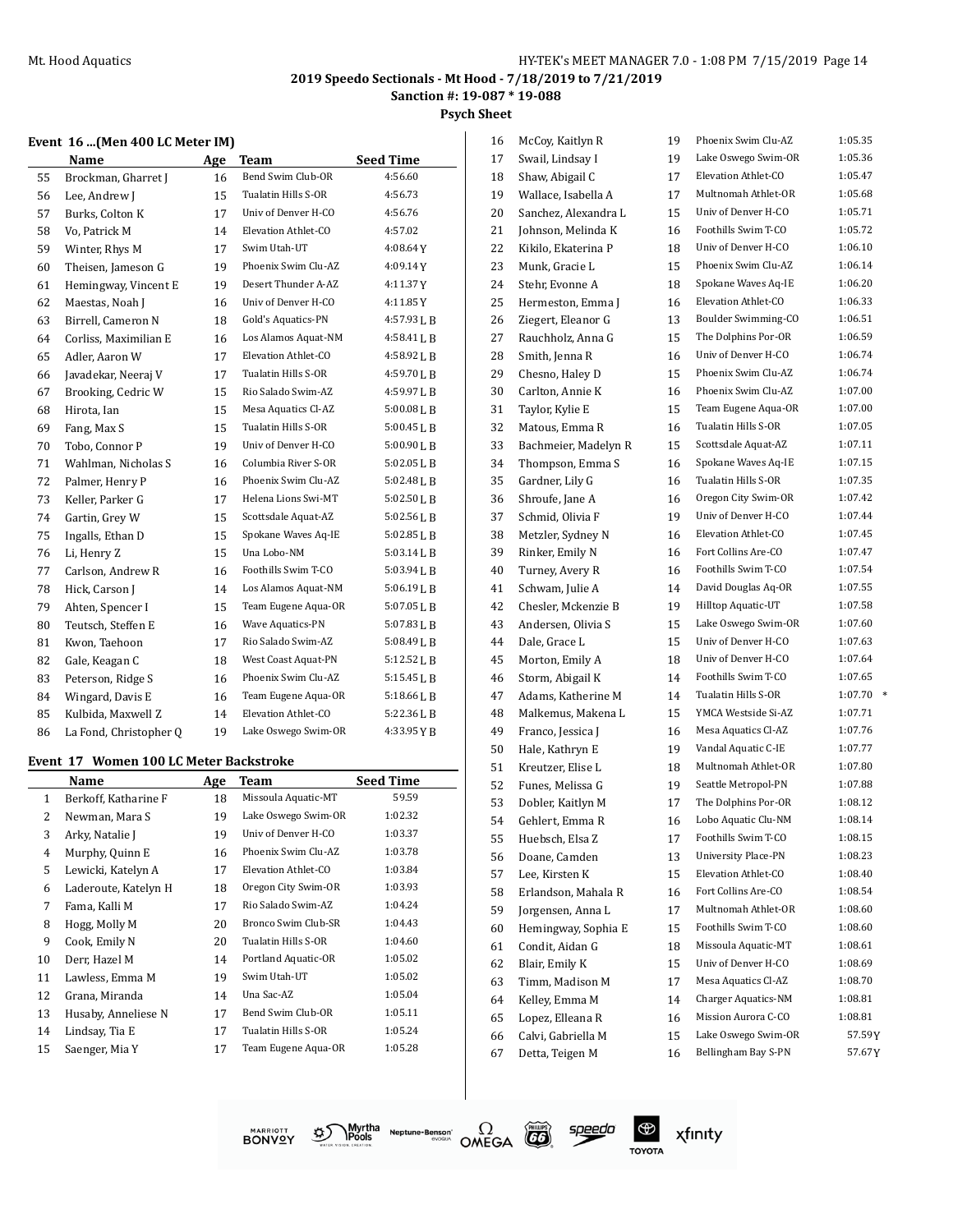## 2019 Speedo Sectionals - Mt Hood - 7/18/2019 to 7/21/2019

**Sanction #: 19-087 * 19-088**

**Psych Sheet**

### Event 16 ...(Men 400 LC Meter IM)

| | Name | Age | Team | Seed Time |
|---|---|---|---|---|
| 55 | Brockman, Gharret J | 16 | Bend Swim Club-OR | 4:56.60 |
| 56 | Lee, Andrew J | 15 | Tualatin Hills S-OR | 4:56.73 |
| 57 | Burks, Colton K | 17 | Univ of Denver H-CO | 4:56.76 |
| 58 | Vo, Patrick M | 14 | Elevation Athlet-CO | 4:57.02 |
| 59 | Winter, Rhys M | 17 | Swim Utah-UT | 4:08.64 Y |
| 60 | Theisen, Jameson G | 19 | Phoenix Swim Clu-AZ | 4:09.14 Y |
| 61 | Hemingway, Vincent E | 19 | Desert Thunder A-AZ | 4:11.37 Y |
| 62 | Maestas, Noah J | 16 | Univ of Denver H-CO | 4:11.85 Y |
| 63 | Birrell, Cameron N | 18 | Gold's Aquatics-PN | 4:57.93 L B |
| 64 | Corliss, Maximilian E | 16 | Los Alamos Aquat-NM | 4:58.41 L B |
| 65 | Adler, Aaron W | 17 | Elevation Athlet-CO | 4:58.92 L B |
| 66 | Javadekar, Neeraj V | 17 | Tualatin Hills S-OR | 4:59.70 L B |
| 67 | Brooking, Cedric W | 15 | Rio Salado Swim-AZ | 4:59.97 L B |
| 68 | Hirota, Ian | 15 | Mesa Aquatics Cl-AZ | 5:00.08 L B |
| 69 | Fang, Max S | 15 | Tualatin Hills S-OR | 5:00.45 L B |
| 70 | Tobo, Connor P | 19 | Univ of Denver H-CO | 5:00.90 L B |
| 71 | Wahlman, Nicholas S | 16 | Columbia River S-OR | 5:02.05 L B |
| 72 | Palmer, Henry P | 16 | Phoenix Swim Clu-AZ | 5:02.48 L B |
| 73 | Keller, Parker G | 17 | Helena Lions Swi-MT | 5:02.50 L B |
| 74 | Gartin, Grey W | 15 | Scottsdale Aquat-AZ | 5:02.56 L B |
| 75 | Ingalls, Ethan D | 15 | Spokane Waves Aq-IE | 5:02.85 L B |
| 76 | Li, Henry Z | 15 | Una Lobo-NM | 5:03.14 L B |
| 77 | Carlson, Andrew R | 16 | Foothills Swim T-CO | 5:03.94 L B |
| 78 | Hick, Carson J | 14 | Los Alamos Aquat-NM | 5:06.19 L B |
| 79 | Ahten, Spencer I | 15 | Team Eugene Aqua-OR | 5:07.05 L B |
| 80 | Teutsch, Steffen E | 16 | Wave Aquatics-PN | 5:07.83 L B |
| 81 | Kwon, Taehoon | 17 | Rio Salado Swim-AZ | 5:08.49 L B |
| 82 | Gale, Keagan C | 18 | West Coast Aquat-PN | 5:12.52 L B |
| 83 | Peterson, Ridge S | 16 | Phoenix Swim Clu-AZ | 5:15.45 L B |
| 84 | Wingard, Davis E | 16 | Team Eugene Aqua-OR | 5:18.66 L B |
| 85 | Kulbida, Maxwell Z | 14 | Elevation Athlet-CO | 5:22.36 L B |
| 86 | La Fond, Christopher Q | 19 | Lake Oswego Swim-OR | 4:33.95 Y B |

### Event 17 Women 100 LC Meter Backstroke

| | Name | Age | Team | Seed Time |
|---|---|---|---|---|
| 1 | Berkoff, Katharine F | 18 | Missoula Aquatic-MT | 59.59 |
| 2 | Newman, Mara S | 19 | Lake Oswego Swim-OR | 1:02.32 |
| 3 | Arky, Natalie J | 19 | Univ of Denver H-CO | 1:03.37 |
| 4 | Murphy, Quinn E | 16 | Phoenix Swim Clu-AZ | 1:03.78 |
| 5 | Lewicki, Katelyn A | 17 | Elevation Athlet-CO | 1:03.84 |
| 6 | Laderoute, Katelyn H | 18 | Oregon City Swim-OR | 1:03.93 |
| 7 | Fama, Kalli M | 17 | Rio Salado Swim-AZ | 1:04.24 |
| 8 | Hogg, Molly M | 20 | Bronco Swim Club-SR | 1:04.43 |
| 9 | Cook, Emily N | 20 | Tualatin Hills S-OR | 1:04.60 |
| 10 | Derr, Hazel M | 14 | Portland Aquatic-OR | 1:05.02 |
| 11 | Lawless, Emma M | 19 | Swim Utah-UT | 1:05.02 |
| 12 | Grana, Miranda | 14 | Una Sac-AZ | 1:05.04 |
| 13 | Husaby, Anneliese N | 17 | Bend Swim Club-OR | 1:05.11 |
| 14 | Lindsay, Tia E | 17 | Tualatin Hills S-OR | 1:05.24 |
| 15 | Saenger, Mia Y | 17 | Team Eugene Aqua-OR | 1:05.28 |
| 16 | McCoy, Kaitlyn R | 19 | Phoenix Swim Clu-AZ | 1:05.35 |
| 17 | Swail, Lindsay I | 19 | Lake Oswego Swim-OR | 1:05.36 |
| 18 | Shaw, Abigail C | 17 | Elevation Athlet-CO | 1:05.47 |
| 19 | Wallace, Isabella A | 17 | Multnomah Athlet-OR | 1:05.68 |
| 20 | Sanchez, Alexandra L | 15 | Univ of Denver H-CO | 1:05.71 |
| 21 | Johnson, Melinda K | 16 | Foothills Swim T-CO | 1:05.72 |
| 22 | Kikilo, Ekaterina P | 18 | Univ of Denver H-CO | 1:06.10 |
| 23 | Munk, Gracie L | 15 | Phoenix Swim Clu-AZ | 1:06.14 |
| 24 | Stehr, Evonne A | 18 | Spokane Waves Aq-IE | 1:06.20 |
| 25 | Hermeston, Emma J | 16 | Elevation Athlet-CO | 1:06.33 |
| 26 | Ziegert, Eleanor G | 13 | Boulder Swimming-CO | 1:06.51 |
| 27 | Rauchholz, Anna G | 15 | The Dolphins Por-OR | 1:06.59 |
| 28 | Smith, Jenna R | 16 | Univ of Denver H-CO | 1:06.74 |
| 29 | Chesno, Haley D | 15 | Phoenix Swim Clu-AZ | 1:06.74 |
| 30 | Carlton, Annie K | 16 | Phoenix Swim Clu-AZ | 1:07.00 |
| 31 | Taylor, Kylie E | 15 | Team Eugene Aqua-OR | 1:07.00 |
| 32 | Matous, Emma R | 16 | Tualatin Hills S-OR | 1:07.05 |
| 33 | Bachmeier, Madelyn R | 15 | Scottsdale Aquat-AZ | 1:07.11 |
| 34 | Thompson, Emma S | 16 | Spokane Waves Aq-IE | 1:07.15 |
| 35 | Gardner, Lily G | 16 | Tualatin Hills S-OR | 1:07.35 |
| 36 | Shroufe, Jane A | 16 | Oregon City Swim-OR | 1:07.42 |
| 37 | Schmid, Olivia F | 19 | Univ of Denver H-CO | 1:07.44 |
| 38 | Metzler, Sydney N | 16 | Elevation Athlet-CO | 1:07.45 |
| 39 | Rinker, Emily N | 16 | Fort Collins Are-CO | 1:07.47 |
| 40 | Turney, Avery R | 16 | Foothills Swim T-CO | 1:07.54 |
| 41 | Schwam, Julie A | 14 | David Douglas Aq-OR | 1:07.55 |
| 42 | Chesler, Mckenzie B | 19 | Hilltop Aquatic-UT | 1:07.58 |
| 43 | Andersen, Olivia S | 15 | Lake Oswego Swim-OR | 1:07.60 |
| 44 | Dale, Grace L | 15 | Univ of Denver H-CO | 1:07.63 |
| 45 | Morton, Emily A | 18 | Univ of Denver H-CO | 1:07.64 |
| 46 | Storm, Abigail K | 14 | Foothills Swim T-CO | 1:07.65 |
| 47 | Adams, Katherine M | 14 | Tualatin Hills S-OR | 1:07.70 * |
| 48 | Malkemus, Makena L | 15 | YMCA Westside Si-AZ | 1:07.71 |
| 49 | Franco, Jessica J | 16 | Mesa Aquatics Cl-AZ | 1:07.76 |
| 50 | Hale, Kathryn E | 19 | Vandal Aquatic C-IE | 1:07.77 |
| 51 | Kreutzer, Elise L | 18 | Multnomah Athlet-OR | 1:07.80 |
| 52 | Funes, Melissa G | 19 | Seattle Metropol-PN | 1:07.88 |
| 53 | Dobler, Kaitlyn M | 17 | The Dolphins Por-OR | 1:08.12 |
| 54 | Gehlert, Emma R | 16 | Lobo Aquatic Clu-NM | 1:08.14 |
| 55 | Huebsch, Elsa Z | 17 | Foothills Swim T-CO | 1:08.15 |
| 56 | Doane, Camden | 13 | University Place-PN | 1:08.23 |
| 57 | Lee, Kirsten K | 15 | Elevation Athlet-CO | 1:08.40 |
| 58 | Erlandson, Mahala R | 16 | Fort Collins Are-CO | 1:08.54 |
| 59 | Jorgensen, Anna L | 17 | Multnomah Athlet-OR | 1:08.60 |
| 60 | Hemingway, Sophia E | 15 | Foothills Swim T-CO | 1:08.60 |
| 61 | Condit, Aidan G | 18 | Missoula Aquatic-MT | 1:08.61 |
| 62 | Blair, Emily K | 15 | Univ of Denver H-CO | 1:08.69 |
| 63 | Timm, Madison M | 17 | Mesa Aquatics Cl-AZ | 1:08.70 |
| 64 | Kelley, Emma M | 14 | Charger Aquatics-NM | 1:08.81 |
| 65 | Lopez, Elleana R | 16 | Mission Aurora C-CO | 1:08.81 |
| 66 | Calvi, Gabriella M | 15 | Lake Oswego Swim-OR | 57.59 Y |
| 67 | Detta, Teigen M | 16 | Bellingham Bay S-PN | 57.67 Y |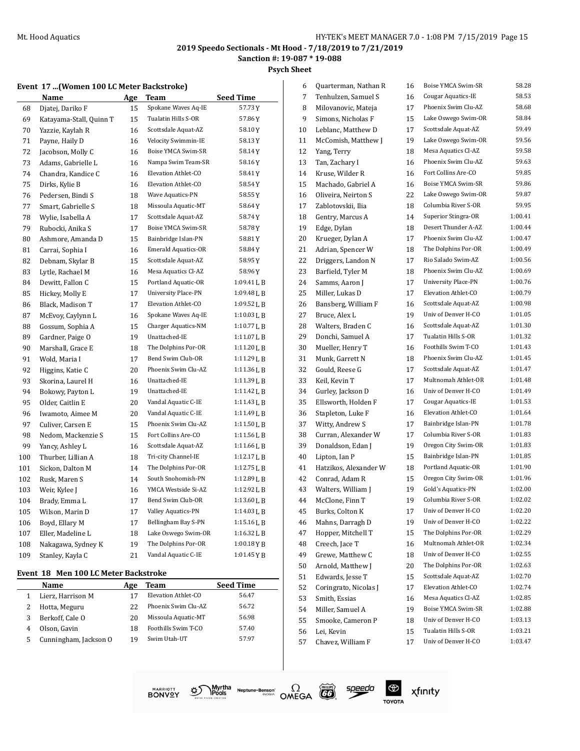## 2019 Speedo Sectionals - Mt Hood - 7/18/2019 to 7/21/2019

**Sanction #: 19-087 * 19-088**

**Psych Sheet**

### Event 17 ...(Women 100 LC Meter Backstroke)

| | Name | Age | Team | Seed Time |
|---|---|---|---|---|
| 68 | Djatej, Dariko F | 15 | Spokane Waves Aq-IE | 57.73Y |
| 69 | Katayama-Stall, Quinn T | 15 | Tualatin Hills S-OR | 57.86Y |
| 70 | Yazzie, Kaylah R | 16 | Scottsdale Aquat-AZ | 58.10Y |
| 71 | Payne, Haily D | 16 | Velocity Swimmin-IE | 58.13Y |
| 72 | Jacobson, Molly C | 16 | Boise YMCA Swim-SR | 58.14Y |
| 73 | Adams, Gabrielle L | 16 | Nampa Swim Team-SR | 58.16Y |
| 74 | Chandra, Kandice C | 16 | Elevation Athlet-CO | 58.41Y |
| 75 | Dirks, Kylie B | 16 | Elevation Athlet-CO | 58.54Y |
| 76 | Pedersen, Bindi S | 18 | Wave Aquatics-PN | 58.55Y |
| 77 | Smart, Gabrielle S | 18 | Missoula Aquatic-MT | 58.64Y |
| 78 | Wylie, Isabella A | 17 | Scottsdale Aquat-AZ | 58.74Y |
| 79 | Rubocki, Anika S | 17 | Boise YMCA Swim-SR | 58.78Y |
| 80 | Ashmore, Amanda D | 15 | Bainbridge Islan-PN | 58.81Y |
| 81 | Carrai, Sophia I | 16 | Emerald Aquatics-OR | 58.84Y |
| 82 | Debnam, Skylar B | 15 | Scottsdale Aquat-AZ | 58.95Y |
| 83 | Lytle, Rachael M | 16 | Mesa Aquatics Cl-AZ | 58.96Y |
| 84 | Dewitt, Fallon C | 15 | Portland Aquatic-OR | 1:09.41L B |
| 85 | Hickey, Molly E | 17 | University Place-PN | 1:09.48L B |
| 86 | Black, Madison T | 17 | Elevation Athlet-CO | 1:09.52L B |
| 87 | McEvoy, Caylynn L | 16 | Spokane Waves Aq-IE | 1:10.03L B |
| 88 | Gossum, Sophia A | 15 | Charger Aquatics-NM | 1:10.77L B |
| 89 | Gardner, Paige O | 19 | Unattached-IE | 1:11.07L B |
| 90 | Marshall, Grace E | 18 | The Dolphins Por-OR | 1:11.20L B |
| 91 | Wold, Maria I | 17 | Bend Swim Club-OR | 1:11.29L B |
| 92 | Higgins, Katie C | 20 | Phoenix Swim Clu-AZ | 1:11.36L B |
| 93 | Skorina, Laurel H | 16 | Unattached-IE | 1:11.39L B |
| 94 | Bokowy, Payton L | 19 | Unattached-IE | 1:11.42L B |
| 95 | Older, Caitlin E | 20 | Vandal Aquatic C-IE | 1:11.43L B |
| 96 | Iwamoto, Aimee M | 20 | Vandal Aquatic C-IE | 1:11.49L B |
| 97 | Culiver, Carsen E | 15 | Phoenix Swim Clu-AZ | 1:11.50L B |
| 98 | Nedom, Mackenzie S | 15 | Fort Collins Are-CO | 1:11.56L B |
| 99 | Yancy, Ashley L | 16 | Scottsdale Aquat-AZ | 1:11.66L B |
| 100 | Thurber, Lillian A | 18 | Tri-city Channel-IE | 1:12.17L B |
| 101 | Sickon, Dalton M | 14 | The Dolphins Por-OR | 1:12.75L B |
| 102 | Rusk, Maren S | 14 | South Snohomish-PN | 1:12.89L B |
| 103 | Weir, Kylee J | 16 | YMCA Westside Si-AZ | 1:12.92L B |
| 104 | Brady, Emma L | 17 | Bend Swim Club-OR | 1:13.60L B |
| 105 | Wilson, Marin D | 17 | Valley Aquatics-PN | 1:14.03L B |
| 106 | Boyd, Ellary M | 17 | Bellingham Bay S-PN | 1:15.16L B |
| 107 | Eller, Madeline L | 18 | Lake Oswego Swim-OR | 1:16.32L B |
| 108 | Nakagawa, Sydney K | 19 | The Dolphins Por-OR | 1:00.18Y B |
| 109 | Stanley, Kayla C | 21 | Vandal Aquatic C-IE | 1:01.45Y B |

### Event 18 Men 100 LC Meter Backstroke

| | Name | Age | Team | Seed Time |
|---|---|---|---|---|
| 1 | Lierz, Harrison M | 17 | Elevation Athlet-CO | 56.47 |
| 2 | Hotta, Meguru | 22 | Phoenix Swim Clu-AZ | 56.72 |
| 3 | Berkoff, Cale O | 20 | Missoula Aquatic-MT | 56.98 |
| 4 | Olson, Gavin | 18 | Foothills Swim T-CO | 57.40 |
| 5 | Cunningham, Jackson O | 19 | Swim Utah-UT | 57.97 |
| 6 | Quarterman, Nathan R | 16 | Boise YMCA Swim-SR | 58.28 |
| 7 | Tenhulzen, Samuel S | 16 | Cougar Aquatics-IE | 58.53 |
| 8 | Milovanovic, Mateja | 17 | Phoenix Swim Clu-AZ | 58.68 |
| 9 | Simons, Nicholas F | 15 | Lake Oswego Swim-OR | 58.84 |
| 10 | Leblanc, Matthew D | 17 | Scottsdale Aquat-AZ | 59.49 |
| 11 | McComish, Matthew J | 19 | Lake Oswego Swim-OR | 59.56 |
| 12 | Yang, Terry | 18 | Mesa Aquatics Cl-AZ | 59.58 |
| 13 | Tan, Zachary I | 16 | Phoenix Swim Clu-AZ | 59.63 |
| 14 | Kruse, Wilder R | 16 | Fort Collins Are-CO | 59.85 |
| 15 | Machado, Gabriel A | 16 | Boise YMCA Swim-SR | 59.86 |
| 16 | Oliveira, Neirton S | 22 | Lake Oswego Swim-OR | 59.87 |
| 17 | Zablotovskii, Ilia | 18 | Columbia River S-OR | 59.95 |
| 18 | Gentry, Marcus A | 14 | Superior Stingra-OR | 1:00.41 |
| 19 | Edge, Dylan | 18 | Desert Thunder A-AZ | 1:00.44 |
| 20 | Krueger, Dylan A | 17 | Phoenix Swim Clu-AZ | 1:00.47 |
| 21 | Adrian, Spencer W | 18 | The Dolphins Por-OR | 1:00.49 |
| 22 | Driggers, Landon N | 17 | Rio Salado Swim-AZ | 1:00.56 |
| 23 | Barfield, Tyler M | 18 | Phoenix Swim Clu-AZ | 1:00.69 |
| 24 | Samms, Aaron J | 17 | University Place-PN | 1:00.76 |
| 25 | Miller, Lukas D | 17 | Elevation Athlet-CO | 1:00.79 |
| 26 | Bansberg, William F | 16 | Scottsdale Aquat-AZ | 1:00.98 |
| 27 | Bruce, Alex L | 19 | Univ of Denver H-CO | 1:01.05 |
| 28 | Walters, Braden C | 16 | Scottsdale Aquat-AZ | 1:01.30 |
| 29 | Donchi, Samuel A | 17 | Tualatin Hills S-OR | 1:01.32 |
| 30 | Mueller, Henry T | 16 | Foothills Swim T-CO | 1:01.43 |
| 31 | Munk, Garrett N | 18 | Phoenix Swim Clu-AZ | 1:01.45 |
| 32 | Gould, Reese G | 17 | Scottsdale Aquat-AZ | 1:01.47 |
| 33 | Keil, Kevin T | 17 | Multnomah Athlet-OR | 1:01.48 |
| 34 | Gurley, Jackson D | 16 | Univ of Denver H-CO | 1:01.49 |
| 35 | Ellsworth, Holden F | 17 | Cougar Aquatics-IE | 1:01.53 |
| 36 | Stapleton, Luke F | 16 | Elevation Athlet-CO | 1:01.64 |
| 37 | Witty, Andrew S | 17 | Bainbridge Islan-PN | 1:01.78 |
| 38 | Curran, Alexander W | 17 | Columbia River S-OR | 1:01.83 |
| 39 | Donaldson, Edan J | 19 | Oregon City Swim-OR | 1:01.83 |
| 40 | Lipton, Ian P | 15 | Bainbridge Islan-PN | 1:01.85 |
| 41 | Hatzikos, Alexander W | 18 | Portland Aquatic-OR | 1:01.90 |
| 42 | Conrad, Adam R | 15 | Oregon City Swim-OR | 1:01.96 |
| 43 | Walters, William J | 19 | Gold's Aquatics-PN | 1:02.00 |
| 44 | McClone, Finn T | 19 | Columbia River S-OR | 1:02.02 |
| 45 | Burks, Colton K | 17 | Univ of Denver H-CO | 1:02.20 |
| 46 | Mahns, Darragh D | 19 | Univ of Denver H-CO | 1:02.22 |
| 47 | Hopper, Mitchell T | 15 | The Dolphins Por-OR | 1:02.29 |
| 48 | Creech, Jace T | 16 | Multnomah Athlet-OR | 1:02.34 |
| 49 | Grewe, Matthew C | 18 | Univ of Denver H-CO | 1:02.55 |
| 50 | Arnold, Matthew J | 20 | The Dolphins Por-OR | 1:02.63 |
| 51 | Edwards, Jesse T | 15 | Scottsdale Aquat-AZ | 1:02.70 |
| 52 | Coringrato, Nicolas J | 17 | Elevation Athlet-CO | 1:02.74 |
| 53 | Smith, Essias | 16 | Mesa Aquatics Cl-AZ | 1:02.85 |
| 54 | Miller, Samuel A | 19 | Boise YMCA Swim-SR | 1:02.88 |
| 55 | Smooke, Cameron P | 18 | Univ of Denver H-CO | 1:03.13 |
| 56 | Lei, Kevin | 15 | Tualatin Hills S-OR | 1:03.21 |
| 57 | Chavez, William F | 17 | Univ of Denver H-CO | 1:03.47 |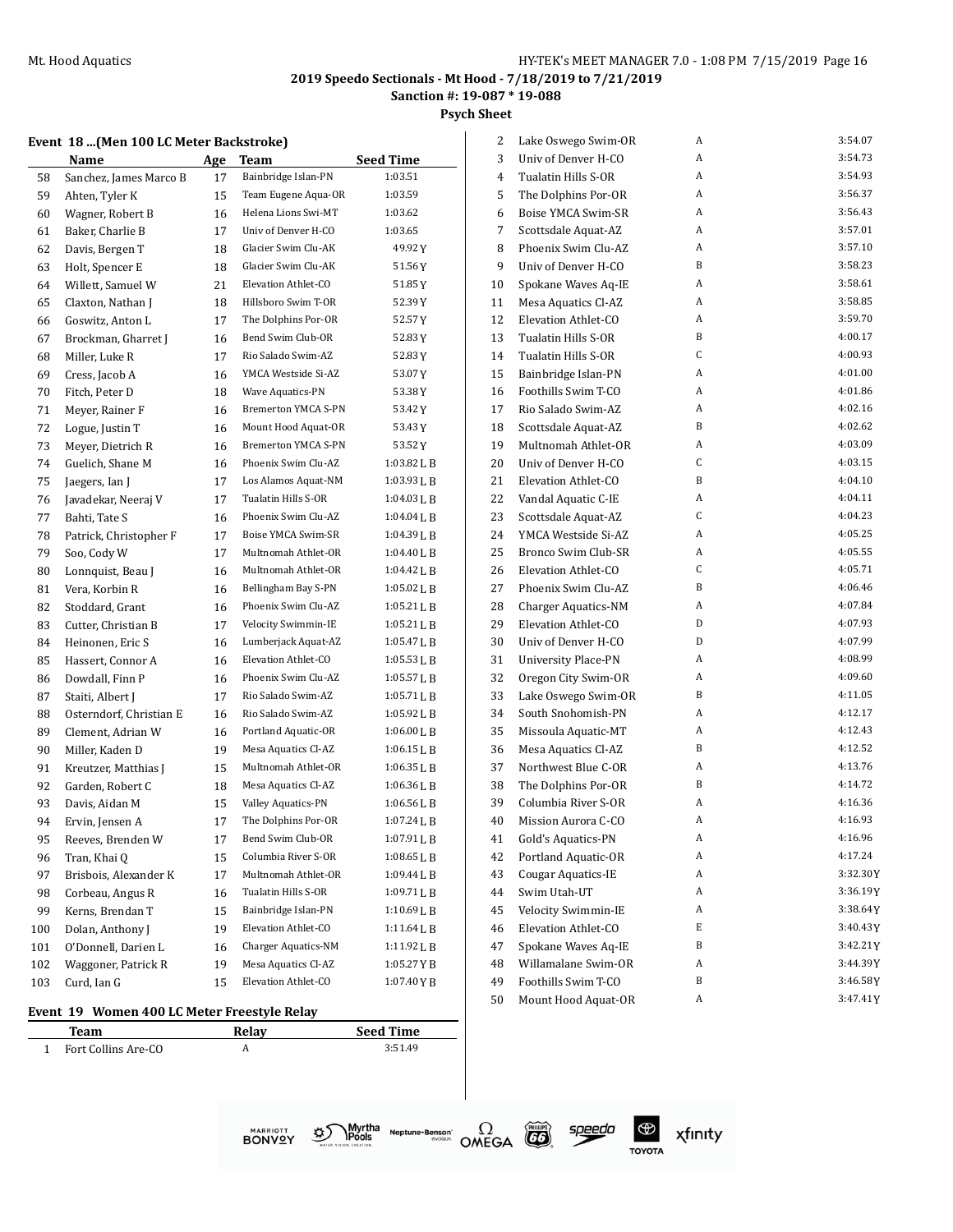## 2019 Speedo Sectionals - Mt Hood - 7/18/2019 to 7/21/2019

**Sanction #: 19-087 * 19-088**

**Psych Sheet**

### Event 18 ...(Men 100 LC Meter Backstroke)

| | Name | Age | Team | Seed Time |
|---|---|---|---|---|
| 58 | Sanchez, James Marco B | 17 | Bainbridge Islan-PN | 1:03.51 |
| 59 | Ahten, Tyler K | 15 | Team Eugene Aqua-OR | 1:03.59 |
| 60 | Wagner, Robert B | 16 | Helena Lions Swi-MT | 1:03.62 |
| 61 | Baker, Charlie B | 17 | Univ of Denver H-CO | 1:03.65 |
| 62 | Davis, Bergen T | 18 | Glacier Swim Clu-AK | 49.92Y |
| 63 | Holt, Spencer E | 18 | Glacier Swim Clu-AK | 51.56Y |
| 64 | Willett, Samuel W | 21 | Elevation Athlet-CO | 51.85Y |
| 65 | Claxton, Nathan J | 18 | Hillsboro Swim T-OR | 52.39Y |
| 66 | Goswitz, Anton L | 17 | The Dolphins Por-OR | 52.57Y |
| 67 | Brockman, Gharret J | 16 | Bend Swim Club-OR | 52.83Y |
| 68 | Miller, Luke R | 17 | Rio Salado Swim-AZ | 52.83Y |
| 69 | Cress, Jacob A | 16 | YMCA Westside Si-AZ | 53.07Y |
| 70 | Fitch, Peter D | 18 | Wave Aquatics-PN | 53.38Y |
| 71 | Meyer, Rainer F | 16 | Bremerton YMCA S-PN | 53.42Y |
| 72 | Logue, Justin T | 16 | Mount Hood Aquat-OR | 53.43Y |
| 73 | Meyer, Dietrich R | 16 | Bremerton YMCA S-PN | 53.52Y |
| 74 | Guelich, Shane M | 16 | Phoenix Swim Clu-AZ | 1:03.82L B |
| 75 | Jaegers, Ian J | 17 | Los Alamos Aquat-NM | 1:03.93L B |
| 76 | Javadekar, Neeraj V | 17 | Tualatin Hills S-OR | 1:04.03L B |
| 77 | Bahti, Tate S | 16 | Phoenix Swim Clu-AZ | 1:04.04L B |
| 78 | Patrick, Christopher F | 17 | Boise YMCA Swim-SR | 1:04.39L B |
| 79 | Soo, Cody W | 17 | Multnomah Athlet-OR | 1:04.40L B |
| 80 | Lonnquist, Beau J | 16 | Multnomah Athlet-OR | 1:04.42L B |
| 81 | Vera, Korbin R | 16 | Bellingham Bay S-PN | 1:05.02L B |
| 82 | Stoddard, Grant | 16 | Phoenix Swim Clu-AZ | 1:05.21L B |
| 83 | Cutter, Christian B | 17 | Velocity Swimmin-IE | 1:05.21L B |
| 84 | Heinonen, Eric S | 16 | Lumberjack Aquat-AZ | 1:05.47L B |
| 85 | Hassert, Connor A | 16 | Elevation Athlet-CO | 1:05.53L B |
| 86 | Dowdall, Finn P | 16 | Phoenix Swim Clu-AZ | 1:05.57L B |
| 87 | Staiti, Albert J | 17 | Rio Salado Swim-AZ | 1:05.71L B |
| 88 | Osterndorf, Christian E | 16 | Rio Salado Swim-AZ | 1:05.92L B |
| 89 | Clement, Adrian W | 16 | Portland Aquatic-OR | 1:06.00L B |
| 90 | Miller, Kaden D | 19 | Mesa Aquatics Cl-AZ | 1:06.15L B |
| 91 | Kreutzer, Matthias J | 15 | Multnomah Athlet-OR | 1:06.35L B |
| 92 | Garden, Robert C | 18 | Mesa Aquatics Cl-AZ | 1:06.36L B |
| 93 | Davis, Aidan M | 15 | Valley Aquatics-PN | 1:06.56L B |
| 94 | Ervin, Jensen A | 17 | The Dolphins Por-OR | 1:07.24L B |
| 95 | Reeves, Brenden W | 17 | Bend Swim Club-OR | 1:07.91L B |
| 96 | Tran, Khai Q | 15 | Columbia River S-OR | 1:08.65L B |
| 97 | Brisbois, Alexander K | 17 | Multnomah Athlet-OR | 1:09.44L B |
| 98 | Corbeau, Angus R | 16 | Tualatin Hills S-OR | 1:09.71L B |
| 99 | Kerns, Brendan T | 15 | Bainbridge Islan-PN | 1:10.69L B |
| 100 | Dolan, Anthony J | 19 | Elevation Athlet-CO | 1:11.64L B |
| 101 | O'Donnell, Darien L | 16 | Charger Aquatics-NM | 1:11.92L B |
| 102 | Waggoner, Patrick R | 19 | Mesa Aquatics Cl-AZ | 1:05.27Y B |
| 103 | Curd, Ian G | 15 | Elevation Athlet-CO | 1:07.40Y B |

### Event 19 Women 400 LC Meter Freestyle Relay

| | Team | Relay | Seed Time |
|---|---|---|---|
| 1 | Fort Collins Are-CO | A | 3:51.49 |
| 2 | Lake Oswego Swim-OR | A | 3:54.07 |
| 3 | Univ of Denver H-CO | A | 3:54.73 |
| 4 | Tualatin Hills S-OR | A | 3:54.93 |
| 5 | The Dolphins Por-OR | A | 3:56.37 |
| 6 | Boise YMCA Swim-SR | A | 3:56.43 |
| 7 | Scottsdale Aquat-AZ | A | 3:57.01 |
| 8 | Phoenix Swim Clu-AZ | A | 3:57.10 |
| 9 | Univ of Denver H-CO | B | 3:58.23 |
| 10 | Spokane Waves Aq-IE | A | 3:58.61 |
| 11 | Mesa Aquatics Cl-AZ | A | 3:58.85 |
| 12 | Elevation Athlet-CO | A | 3:59.70 |
| 13 | Tualatin Hills S-OR | B | 4:00.17 |
| 14 | Tualatin Hills S-OR | C | 4:00.93 |
| 15 | Bainbridge Islan-PN | A | 4:01.00 |
| 16 | Foothills Swim T-CO | A | 4:01.86 |
| 17 | Rio Salado Swim-AZ | A | 4:02.16 |
| 18 | Scottsdale Aquat-AZ | B | 4:02.62 |
| 19 | Multnomah Athlet-OR | A | 4:03.09 |
| 20 | Univ of Denver H-CO | C | 4:03.15 |
| 21 | Elevation Athlet-CO | B | 4:04.10 |
| 22 | Vandal Aquatic C-IE | A | 4:04.11 |
| 23 | Scottsdale Aquat-AZ | C | 4:04.23 |
| 24 | YMCA Westside Si-AZ | A | 4:05.25 |
| 25 | Bronco Swim Club-SR | A | 4:05.55 |
| 26 | Elevation Athlet-CO | C | 4:05.71 |
| 27 | Phoenix Swim Clu-AZ | B | 4:06.46 |
| 28 | Charger Aquatics-NM | A | 4:07.84 |
| 29 | Elevation Athlet-CO | D | 4:07.93 |
| 30 | Univ of Denver H-CO | D | 4:07.99 |
| 31 | University Place-PN | A | 4:08.99 |
| 32 | Oregon City Swim-OR | A | 4:09.60 |
| 33 | Lake Oswego Swim-OR | B | 4:11.05 |
| 34 | South Snohomish-PN | A | 4:12.17 |
| 35 | Missoula Aquatic-MT | A | 4:12.43 |
| 36 | Mesa Aquatics Cl-AZ | B | 4:12.52 |
| 37 | Northwest Blue C-OR | A | 4:13.76 |
| 38 | The Dolphins Por-OR | B | 4:14.72 |
| 39 | Columbia River S-OR | A | 4:16.36 |
| 40 | Mission Aurora C-CO | A | 4:16.93 |
| 41 | Gold's Aquatics-PN | A | 4:16.96 |
| 42 | Portland Aquatic-OR | A | 4:17.24 |
| 43 | Cougar Aquatics-IE | A | 3:32.30Y |
| 44 | Swim Utah-UT | A | 3:36.19Y |
| 45 | Velocity Swimmin-IE | A | 3:38.64Y |
| 46 | Elevation Athlet-CO | E | 3:40.43Y |
| 47 | Spokane Waves Aq-IE | B | 3:42.21Y |
| 48 | Willamalane Swim-OR | A | 3:44.39Y |
| 49 | Foothills Swim T-CO | B | 3:46.58Y |
| 50 | Mount Hood Aquat-OR | A | 3:47.41Y |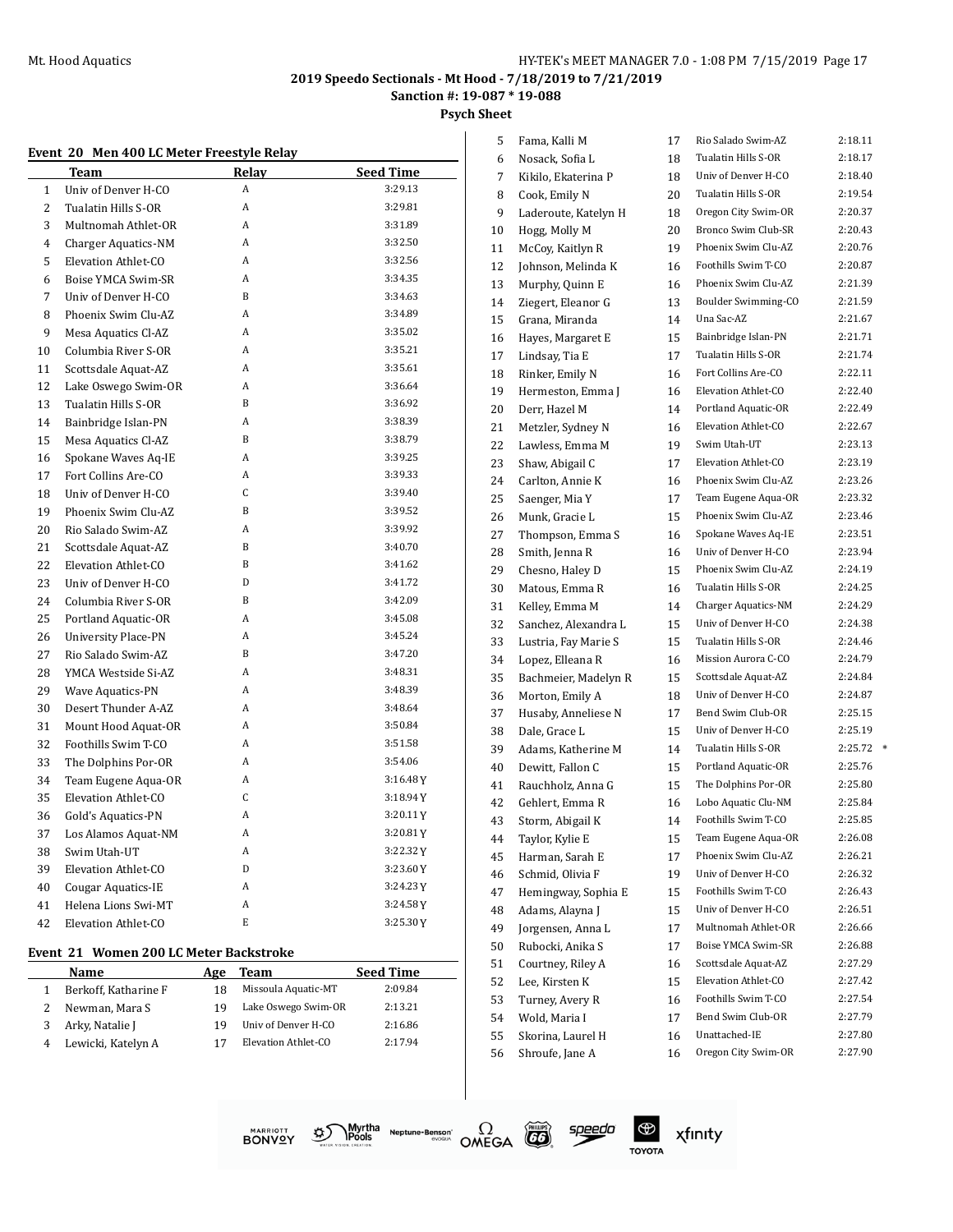## 2019 Speedo Sectionals - Mt Hood - 7/18/2019 to 7/21/2019

**Sanction #: 19-087 * 19-088**

**Psych Sheet**

### Event 20 Men 400 LC Meter Freestyle Relay

| | Team | Relay | Seed Time |
|---|---|---|---|
| 1 | Univ of Denver H-CO | A | 3:29.13 |
| 2 | Tualatin Hills S-OR | A | 3:29.81 |
| 3 | Multnomah Athlet-OR | A | 3:31.89 |
| 4 | Charger Aquatics-NM | A | 3:32.50 |
| 5 | Elevation Athlet-CO | A | 3:32.56 |
| 6 | Boise YMCA Swim-SR | A | 3:34.35 |
| 7 | Univ of Denver H-CO | B | 3:34.63 |
| 8 | Phoenix Swim Clu-AZ | A | 3:34.89 |
| 9 | Mesa Aquatics Cl-AZ | A | 3:35.02 |
| 10 | Columbia River S-OR | A | 3:35.21 |
| 11 | Scottsdale Aquat-AZ | A | 3:35.61 |
| 12 | Lake Oswego Swim-OR | A | 3:36.64 |
| 13 | Tualatin Hills S-OR | B | 3:36.92 |
| 14 | Bainbridge Islan-PN | A | 3:38.39 |
| 15 | Mesa Aquatics Cl-AZ | B | 3:38.79 |
| 16 | Spokane Waves Aq-IE | A | 3:39.25 |
| 17 | Fort Collins Are-CO | A | 3:39.33 |
| 18 | Univ of Denver H-CO | C | 3:39.40 |
| 19 | Phoenix Swim Clu-AZ | B | 3:39.52 |
| 20 | Rio Salado Swim-AZ | A | 3:39.92 |
| 21 | Scottsdale Aquat-AZ | B | 3:40.70 |
| 22 | Elevation Athlet-CO | B | 3:41.62 |
| 23 | Univ of Denver H-CO | D | 3:41.72 |
| 24 | Columbia River S-OR | B | 3:42.09 |
| 25 | Portland Aquatic-OR | A | 3:45.08 |
| 26 | University Place-PN | A | 3:45.24 |
| 27 | Rio Salado Swim-AZ | B | 3:47.20 |
| 28 | YMCA Westside Si-AZ | A | 3:48.31 |
| 29 | Wave Aquatics-PN | A | 3:48.39 |
| 30 | Desert Thunder A-AZ | A | 3:48.64 |
| 31 | Mount Hood Aquat-OR | A | 3:50.84 |
| 32 | Foothills Swim T-CO | A | 3:51.58 |
| 33 | The Dolphins Por-OR | A | 3:54.06 |
| 34 | Team Eugene Aqua-OR | A | 3:16.48Y |
| 35 | Elevation Athlet-CO | C | 3:18.94Y |
| 36 | Gold's Aquatics-PN | A | 3:20.11Y |
| 37 | Los Alamos Aquat-NM | A | 3:20.81Y |
| 38 | Swim Utah-UT | A | 3:22.32Y |
| 39 | Elevation Athlet-CO | D | 3:23.60Y |
| 40 | Cougar Aquatics-IE | A | 3:24.23Y |
| 41 | Helena Lions Swi-MT | A | 3:24.58Y |
| 42 | Elevation Athlet-CO | E | 3:25.30Y |

### Event 21 Women 200 LC Meter Backstroke

| | Name | Age | Team | Seed Time | |
|---|---|---|---|---|---|
| 1 | Berkoff, Katharine F | 18 | Missoula Aquatic-MT | 2:09.84 | |
| 2 | Newman, Mara S | 19 | Lake Oswego Swim-OR | 2:13.21 | |
| 3 | Arky, Natalie J | 19 | Univ of Denver H-CO | 2:16.86 | |
| 4 | Lewicki, Katelyn A | 17 | Elevation Athlet-CO | 2:17.94 | |
| 5 | Fama, Kalli M | 17 | Rio Salado Swim-AZ | 2:18.11 | |
| 6 | Nosack, Sofia L | 18 | Tualatin Hills S-OR | 2:18.17 | |
| 7 | Kikilo, Ekaterina P | 18 | Univ of Denver H-CO | 2:18.40 | |
| 8 | Cook, Emily N | 20 | Tualatin Hills S-OR | 2:19.54 | |
| 9 | Laderoute, Katelyn H | 18 | Oregon City Swim-OR | 2:20.37 | |
| 10 | Hogg, Molly M | 20 | Bronco Swim Club-SR | 2:20.43 | |
| 11 | McCoy, Kaitlyn R | 19 | Phoenix Swim Clu-AZ | 2:20.76 | |
| 12 | Johnson, Melinda K | 16 | Foothills Swim T-CO | 2:20.87 | |
| 13 | Murphy, Quinn E | 16 | Phoenix Swim Clu-AZ | 2:21.39 | |
| 14 | Ziegert, Eleanor G | 13 | Boulder Swimming-CO | 2:21.59 | |
| 15 | Grana, Miranda | 14 | Una Sac-AZ | 2:21.67 | |
| 16 | Hayes, Margaret E | 15 | Bainbridge Islan-PN | 2:21.71 | |
| 17 | Lindsay, Tia E | 17 | Tualatin Hills S-OR | 2:21.74 | |
| 18 | Rinker, Emily N | 16 | Fort Collins Are-CO | 2:22.11 | |
| 19 | Hermeston, Emma J | 16 | Elevation Athlet-CO | 2:22.40 | |
| 20 | Derr, Hazel M | 14 | Portland Aquatic-OR | 2:22.49 | |
| 21 | Metzler, Sydney N | 16 | Elevation Athlet-CO | 2:22.67 | |
| 22 | Lawless, Emma M | 19 | Swim Utah-UT | 2:23.13 | |
| 23 | Shaw, Abigail C | 17 | Elevation Athlet-CO | 2:23.19 | |
| 24 | Carlton, Annie K | 16 | Phoenix Swim Clu-AZ | 2:23.26 | |
| 25 | Saenger, Mia Y | 17 | Team Eugene Aqua-OR | 2:23.32 | |
| 26 | Munk, Gracie L | 15 | Phoenix Swim Clu-AZ | 2:23.46 | |
| 27 | Thompson, Emma S | 16 | Spokane Waves Aq-IE | 2:23.51 | |
| 28 | Smith, Jenna R | 16 | Univ of Denver H-CO | 2:23.94 | |
| 29 | Chesno, Haley D | 15 | Phoenix Swim Clu-AZ | 2:24.19 | |
| 30 | Matous, Emma R | 16 | Tualatin Hills S-OR | 2:24.25 | |
| 31 | Kelley, Emma M | 14 | Charger Aquatics-NM | 2:24.29 | |
| 32 | Sanchez, Alexandra L | 15 | Univ of Denver H-CO | 2:24.38 | |
| 33 | Lustria, Fay Marie S | 15 | Tualatin Hills S-OR | 2:24.46 | |
| 34 | Lopez, Elleana R | 16 | Mission Aurora C-CO | 2:24.79 | |
| 35 | Bachmeier, Madelyn R | 15 | Scottsdale Aquat-AZ | 2:24.84 | |
| 36 | Morton, Emily A | 18 | Univ of Denver H-CO | 2:24.87 | |
| 37 | Husaby, Anneliese N | 17 | Bend Swim Club-OR | 2:25.15 | |
| 38 | Dale, Grace L | 15 | Univ of Denver H-CO | 2:25.19 | |
| 39 | Adams, Katherine M | 14 | Tualatin Hills S-OR | 2:25.72 | * |
| 40 | Dewitt, Fallon C | 15 | Portland Aquatic-OR | 2:25.76 | |
| 41 | Rauchholz, Anna G | 15 | The Dolphins Por-OR | 2:25.80 | |
| 42 | Gehlert, Emma R | 16 | Lobo Aquatic Clu-NM | 2:25.84 | |
| 43 | Storm, Abigail K | 14 | Foothills Swim T-CO | 2:25.85 | |
| 44 | Taylor, Kylie E | 15 | Team Eugene Aqua-OR | 2:26.08 | |
| 45 | Harman, Sarah E | 17 | Phoenix Swim Clu-AZ | 2:26.21 | |
| 46 | Schmid, Olivia F | 19 | Univ of Denver H-CO | 2:26.32 | |
| 47 | Hemingway, Sophia E | 15 | Foothills Swim T-CO | 2:26.43 | |
| 48 | Adams, Alayna J | 15 | Univ of Denver H-CO | 2:26.51 | |
| 49 | Jorgensen, Anna L | 17 | Multnomah Athlet-OR | 2:26.66 | |
| 50 | Rubocki, Anika S | 17 | Boise YMCA Swim-SR | 2:26.88 | |
| 51 | Courtney, Riley A | 16 | Scottsdale Aquat-AZ | 2:27.29 | |
| 52 | Lee, Kirsten K | 15 | Elevation Athlet-CO | 2:27.42 | |
| 53 | Turney, Avery R | 16 | Foothills Swim T-CO | 2:27.54 | |
| 54 | Wold, Maria I | 17 | Bend Swim Club-OR | 2:27.79 | |
| 55 | Skorina, Laurel H | 16 | Unattached-IE | 2:27.80 | |
| 56 | Shroufe, Jane A | 16 | Oregon City Swim-OR | 2:27.90 | |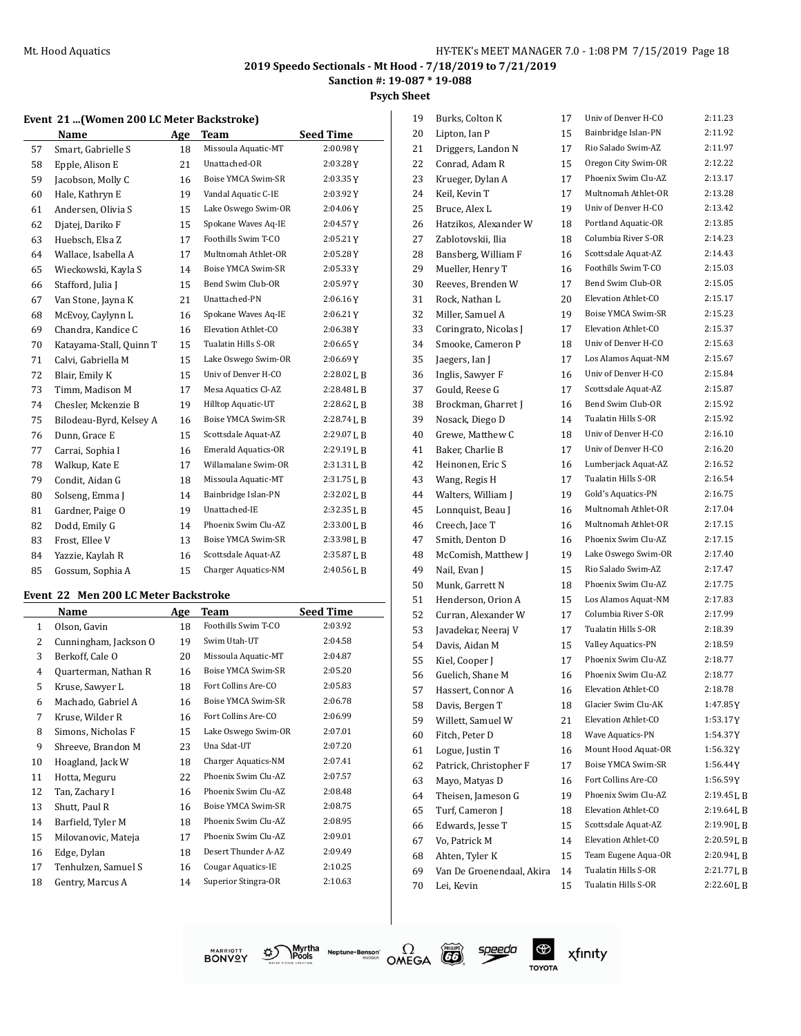## 2019 Speedo Sectionals - Mt Hood - 7/18/2019 to 7/21/2019

**Sanction #: 19-087 * 19-088**

**Psych Sheet**

### Event 21 ...(Women 200 LC Meter Backstroke)

| | Name | Age | Team | Seed Time |
|---|---|---|---|---|
| 57 | Smart, Gabrielle S | 18 | Missoula Aquatic-MT | 2:00.98Y |
| 58 | Epple, Alison E | 21 | Unattached-OR | 2:03.28Y |
| 59 | Jacobson, Molly C | 16 | Boise YMCA Swim-SR | 2:03.35Y |
| 60 | Hale, Kathryn E | 19 | Vandal Aquatic C-IE | 2:03.92Y |
| 61 | Andersen, Olivia S | 15 | Lake Oswego Swim-OR | 2:04.06Y |
| 62 | Djatej, Dariko F | 15 | Spokane Waves Aq-IE | 2:04.57Y |
| 63 | Huebsch, Elsa Z | 17 | Foothills Swim T-CO | 2:05.21Y |
| 64 | Wallace, Isabella A | 17 | Multnomah Athlet-OR | 2:05.28Y |
| 65 | Wieckowski, Kayla S | 14 | Boise YMCA Swim-SR | 2:05.33Y |
| 66 | Stafford, Julia J | 15 | Bend Swim Club-OR | 2:05.97Y |
| 67 | Van Stone, Jayna K | 21 | Unattached-PN | 2:06.16Y |
| 68 | McEvoy, Caylynn L | 16 | Spokane Waves Aq-IE | 2:06.21Y |
| 69 | Chandra, Kandice C | 16 | Elevation Athlet-CO | 2:06.38Y |
| 70 | Katayama-Stall, Quinn T | 15 | Tualatin Hills S-OR | 2:06.65Y |
| 71 | Calvi, Gabriella M | 15 | Lake Oswego Swim-OR | 2:06.69Y |
| 72 | Blair, Emily K | 15 | Univ of Denver H-CO | 2:28.02L B |
| 73 | Timm, Madison M | 17 | Mesa Aquatics Cl-AZ | 2:28.48L B |
| 74 | Chesler, Mckenzie B | 19 | Hilltop Aquatic-UT | 2:28.62L B |
| 75 | Bilodeau-Byrd, Kelsey A | 16 | Boise YMCA Swim-SR | 2:28.74L B |
| 76 | Dunn, Grace E | 15 | Scottsdale Aquat-AZ | 2:29.07L B |
| 77 | Carrai, Sophia I | 16 | Emerald Aquatics-OR | 2:29.19L B |
| 78 | Walkup, Kate E | 17 | Willamalane Swim-OR | 2:31.31L B |
| 79 | Condit, Aidan G | 18 | Missoula Aquatic-MT | 2:31.75L B |
| 80 | Solseng, Emma J | 14 | Bainbridge Islan-PN | 2:32.02L B |
| 81 | Gardner, Paige O | 19 | Unattached-IE | 2:32.35L B |
| 82 | Dodd, Emily G | 14 | Phoenix Swim Clu-AZ | 2:33.00L B |
| 83 | Frost, Ellee V | 13 | Boise YMCA Swim-SR | 2:33.98L B |
| 84 | Yazzie, Kaylah R | 16 | Scottsdale Aquat-AZ | 2:35.87L B |
| 85 | Gossum, Sophia A | 15 | Charger Aquatics-NM | 2:40.56L B |

### Event 22 Men 200 LC Meter Backstroke

| | Name | Age | Team | Seed Time |
|---|---|---|---|---|
| 1 | Olson, Gavin | 18 | Foothills Swim T-CO | 2:03.92 |
| 2 | Cunningham, Jackson O | 19 | Swim Utah-UT | 2:04.58 |
| 3 | Berkoff, Cale O | 20 | Missoula Aquatic-MT | 2:04.87 |
| 4 | Quarterman, Nathan R | 16 | Boise YMCA Swim-SR | 2:05.20 |
| 5 | Kruse, Sawyer L | 18 | Fort Collins Are-CO | 2:05.83 |
| 6 | Machado, Gabriel A | 16 | Boise YMCA Swim-SR | 2:06.78 |
| 7 | Kruse, Wilder R | 16 | Fort Collins Are-CO | 2:06.99 |
| 8 | Simons, Nicholas F | 15 | Lake Oswego Swim-OR | 2:07.01 |
| 9 | Shreeve, Brandon M | 23 | Una Sdat-UT | 2:07.20 |
| 10 | Hoagland, Jack W | 18 | Charger Aquatics-NM | 2:07.41 |
| 11 | Hotta, Meguru | 22 | Phoenix Swim Clu-AZ | 2:07.57 |
| 12 | Tan, Zachary I | 16 | Phoenix Swim Clu-AZ | 2:08.48 |
| 13 | Shutt, Paul R | 16 | Boise YMCA Swim-SR | 2:08.75 |
| 14 | Barfield, Tyler M | 18 | Phoenix Swim Clu-AZ | 2:08.95 |
| 15 | Milovanovic, Mateja | 17 | Phoenix Swim Clu-AZ | 2:09.01 |
| 16 | Edge, Dylan | 18 | Desert Thunder A-AZ | 2:09.49 |
| 17 | Tenhulzen, Samuel S | 16 | Cougar Aquatics-IE | 2:10.25 |
| 18 | Gentry, Marcus A | 14 | Superior Stingra-OR | 2:10.63 |
| 19 | Burks, Colton K | 17 | Univ of Denver H-CO | 2:11.23 |
| 20 | Lipton, Ian P | 15 | Bainbridge Islan-PN | 2:11.92 |
| 21 | Driggers, Landon N | 17 | Rio Salado Swim-AZ | 2:11.97 |
| 22 | Conrad, Adam R | 15 | Oregon City Swim-OR | 2:12.22 |
| 23 | Krueger, Dylan A | 17 | Phoenix Swim Clu-AZ | 2:13.17 |
| 24 | Keil, Kevin T | 17 | Multnomah Athlet-OR | 2:13.28 |
| 25 | Bruce, Alex L | 19 | Univ of Denver H-CO | 2:13.42 |
| 26 | Hatzikos, Alexander W | 18 | Portland Aquatic-OR | 2:13.85 |
| 27 | Zablotovskii, Ilia | 18 | Columbia River S-OR | 2:14.23 |
| 28 | Bansberg, William F | 16 | Scottsdale Aquat-AZ | 2:14.43 |
| 29 | Mueller, Henry T | 16 | Foothills Swim T-CO | 2:15.03 |
| 30 | Reeves, Brenden W | 17 | Bend Swim Club-OR | 2:15.05 |
| 31 | Rock, Nathan L | 20 | Elevation Athlet-CO | 2:15.17 |
| 32 | Miller, Samuel A | 19 | Boise YMCA Swim-SR | 2:15.23 |
| 33 | Coringrato, Nicolas J | 17 | Elevation Athlet-CO | 2:15.37 |
| 34 | Smooke, Cameron P | 18 | Univ of Denver H-CO | 2:15.63 |
| 35 | Jaegers, Ian J | 17 | Los Alamos Aquat-NM | 2:15.67 |
| 36 | Inglis, Sawyer F | 16 | Univ of Denver H-CO | 2:15.84 |
| 37 | Gould, Reese G | 17 | Scottsdale Aquat-AZ | 2:15.87 |
| 38 | Brockman, Gharret J | 16 | Bend Swim Club-OR | 2:15.92 |
| 39 | Nosack, Diego D | 14 | Tualatin Hills S-OR | 2:15.92 |
| 40 | Grewe, Matthew C | 18 | Univ of Denver H-CO | 2:16.10 |
| 41 | Baker, Charlie B | 17 | Univ of Denver H-CO | 2:16.20 |
| 42 | Heinonen, Eric S | 16 | Lumberjack Aquat-AZ | 2:16.52 |
| 43 | Wang, Regis H | 17 | Tualatin Hills S-OR | 2:16.54 |
| 44 | Walters, William J | 19 | Gold's Aquatics-PN | 2:16.75 |
| 45 | Lonnquist, Beau J | 16 | Multnomah Athlet-OR | 2:17.04 |
| 46 | Creech, Jace T | 16 | Multnomah Athlet-OR | 2:17.15 |
| 47 | Smith, Denton D | 16 | Phoenix Swim Clu-AZ | 2:17.15 |
| 48 | McComish, Matthew J | 19 | Lake Oswego Swim-OR | 2:17.40 |
| 49 | Nail, Evan J | 15 | Rio Salado Swim-AZ | 2:17.47 |
| 50 | Munk, Garrett N | 18 | Phoenix Swim Clu-AZ | 2:17.75 |
| 51 | Henderson, Orion A | 15 | Los Alamos Aquat-NM | 2:17.83 |
| 52 | Curran, Alexander W | 17 | Columbia River S-OR | 2:17.99 |
| 53 | Javadekar, Neeraj V | 17 | Tualatin Hills S-OR | 2:18.39 |
| 54 | Davis, Aidan M | 15 | Valley Aquatics-PN | 2:18.59 |
| 55 | Kiel, Cooper J | 17 | Phoenix Swim Clu-AZ | 2:18.77 |
| 56 | Guelich, Shane M | 16 | Phoenix Swim Clu-AZ | 2:18.77 |
| 57 | Hassert, Connor A | 16 | Elevation Athlet-CO | 2:18.78 |
| 58 | Davis, Bergen T | 18 | Glacier Swim Clu-AK | 1:47.85Y |
| 59 | Willett, Samuel W | 21 | Elevation Athlet-CO | 1:53.17Y |
| 60 | Fitch, Peter D | 18 | Wave Aquatics-PN | 1:54.37Y |
| 61 | Logue, Justin T | 16 | Mount Hood Aquat-OR | 1:56.32Y |
| 62 | Patrick, Christopher F | 17 | Boise YMCA Swim-SR | 1:56.44Y |
| 63 | Mayo, Matyas D | 16 | Fort Collins Are-CO | 1:56.59Y |
| 64 | Theisen, Jameson G | 19 | Phoenix Swim Clu-AZ | 2:19.45L B |
| 65 | Turf, Cameron J | 18 | Elevation Athlet-CO | 2:19.64L B |
| 66 | Edwards, Jesse T | 15 | Scottsdale Aquat-AZ | 2:19.90L B |
| 67 | Vo, Patrick M | 14 | Elevation Athlet-CO | 2:20.59L B |
| 68 | Ahten, Tyler K | 15 | Team Eugene Aqua-OR | 2:20.94L B |
| 69 | Van De Groenendaal, Akira | 14 | Tualatin Hills S-OR | 2:21.77L B |
| 70 | Lei, Kevin | 15 | Tualatin Hills S-OR | 2:22.60L B |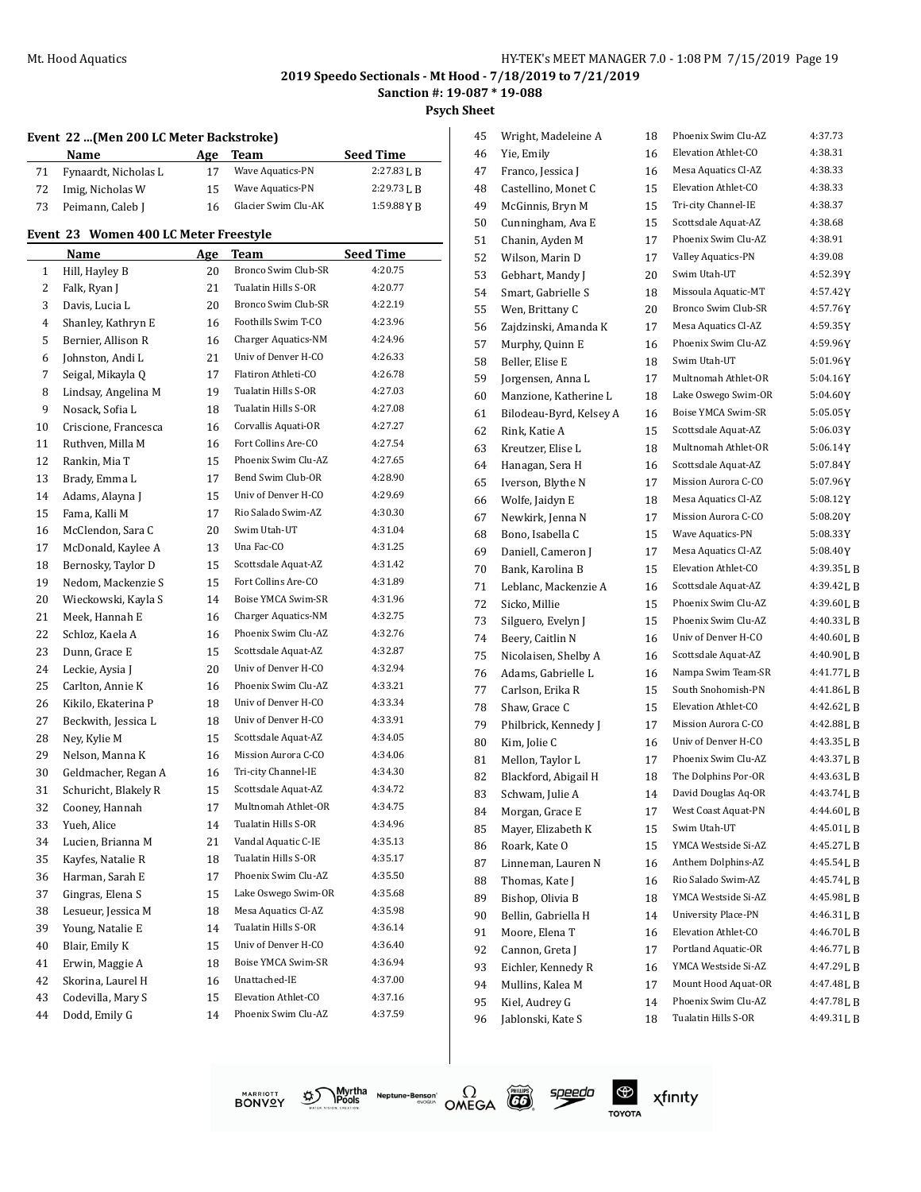2019 Speedo Sectionals - Mt Hood - 7/18/2019 to 7/21/2019

Sanction #: 19-087 * 19-088

Psych Sheet

### Event 22 ...(Men 200 LC Meter Backstroke)

| | Name | Age | Team | Seed Time |
|---|---|---|---|---|
| 71 | Fynaardt, Nicholas L | 17 | Wave Aquatics-PN | 2:27.83 L B |
| 72 | Imig, Nicholas W | 15 | Wave Aquatics-PN | 2:29.73 L B |
| 73 | Peimann, Caleb J | 16 | Glacier Swim Clu-AK | 1:59.88 Y B |

### Event 23 Women 400 LC Meter Freestyle

| | Name | Age | Team | Seed Time |
|---|---|---|---|---|
| 1 | Hill, Hayley B | 20 | Bronco Swim Club-SR | 4:20.75 |
| 2 | Falk, Ryan J | 21 | Tualatin Hills S-OR | 4:20.77 |
| 3 | Davis, Lucia L | 20 | Bronco Swim Club-SR | 4:22.19 |
| 4 | Shanley, Kathryn E | 16 | Foothills Swim T-CO | 4:23.96 |
| 5 | Bernier, Allison R | 16 | Charger Aquatics-NM | 4:24.96 |
| 6 | Johnston, Andi L | 21 | Univ of Denver H-CO | 4:26.33 |
| 7 | Seigal, Mikayla Q | 17 | Flatiron Athleti-CO | 4:26.78 |
| 8 | Lindsay, Angelina M | 19 | Tualatin Hills S-OR | 4:27.03 |
| 9 | Nosack, Sofia L | 18 | Tualatin Hills S-OR | 4:27.08 |
| 10 | Criscione, Francesca | 16 | Corvallis Aquati-OR | 4:27.27 |
| 11 | Ruthven, Milla M | 16 | Fort Collins Are-CO | 4:27.54 |
| 12 | Rankin, Mia T | 15 | Phoenix Swim Clu-AZ | 4:27.65 |
| 13 | Brady, Emma L | 17 | Bend Swim Club-OR | 4:28.90 |
| 14 | Adams, Alayna J | 15 | Univ of Denver H-CO | 4:29.69 |
| 15 | Fama, Kalli M | 17 | Rio Salado Swim-AZ | 4:30.30 |
| 16 | McClendon, Sara C | 20 | Swim Utah-UT | 4:31.04 |
| 17 | McDonald, Kaylee A | 13 | Una Fac-CO | 4:31.25 |
| 18 | Bernosky, Taylor D | 15 | Scottsdale Aquat-AZ | 4:31.42 |
| 19 | Nedom, Mackenzie S | 15 | Fort Collins Are-CO | 4:31.89 |
| 20 | Wieckowski, Kayla S | 14 | Boise YMCA Swim-SR | 4:31.96 |
| 21 | Meek, Hannah E | 16 | Charger Aquatics-NM | 4:32.75 |
| 22 | Schloz, Kaela A | 16 | Phoenix Swim Clu-AZ | 4:32.76 |
| 23 | Dunn, Grace E | 15 | Scottsdale Aquat-AZ | 4:32.87 |
| 24 | Leckie, Aysia J | 20 | Univ of Denver H-CO | 4:32.94 |
| 25 | Carlton, Annie K | 16 | Phoenix Swim Clu-AZ | 4:33.21 |
| 26 | Kikilo, Ekaterina P | 18 | Univ of Denver H-CO | 4:33.34 |
| 27 | Beckwith, Jessica L | 18 | Univ of Denver H-CO | 4:33.91 |
| 28 | Ney, Kylie M | 15 | Scottsdale Aquat-AZ | 4:34.05 |
| 29 | Nelson, Manna K | 16 | Mission Aurora C-CO | 4:34.06 |
| 30 | Geldmacher, Regan A | 16 | Tri-city Channel-IE | 4:34.30 |
| 31 | Schuricht, Blakely R | 15 | Scottsdale Aquat-AZ | 4:34.72 |
| 32 | Cooney, Hannah | 17 | Multnomah Athlet-OR | 4:34.75 |
| 33 | Yueh, Alice | 14 | Tualatin Hills S-OR | 4:34.96 |
| 34 | Lucien, Brianna M | 21 | Vandal Aquatic C-IE | 4:35.13 |
| 35 | Kayfes, Natalie R | 18 | Tualatin Hills S-OR | 4:35.17 |
| 36 | Harman, Sarah E | 17 | Phoenix Swim Clu-AZ | 4:35.50 |
| 37 | Gingras, Elena S | 15 | Lake Oswego Swim-OR | 4:35.68 |
| 38 | Lesueur, Jessica M | 18 | Mesa Aquatics Cl-AZ | 4:35.98 |
| 39 | Young, Natalie E | 14 | Tualatin Hills S-OR | 4:36.14 |
| 40 | Blair, Emily K | 15 | Univ of Denver H-CO | 4:36.40 |
| 41 | Erwin, Maggie A | 18 | Boise YMCA Swim-SR | 4:36.94 |
| 42 | Skorina, Laurel H | 16 | Unattached-IE | 4:37.00 |
| 43 | Codevilla, Mary S | 15 | Elevation Athlet-CO | 4:37.16 |
| 44 | Dodd, Emily G | 14 | Phoenix Swim Clu-AZ | 4:37.59 |
| 45 | Wright, Madeleine A | 18 | Phoenix Swim Clu-AZ | 4:37.73 |
| 46 | Yie, Emily | 16 | Elevation Athlet-CO | 4:38.31 |
| 47 | Franco, Jessica J | 16 | Mesa Aquatics Cl-AZ | 4:38.33 |
| 48 | Castellino, Monet C | 15 | Elevation Athlet-CO | 4:38.33 |
| 49 | McGinnis, Bryn M | 15 | Tri-city Channel-IE | 4:38.37 |
| 50 | Cunningham, Ava E | 15 | Scottsdale Aquat-AZ | 4:38.68 |
| 51 | Chanin, Ayden M | 17 | Phoenix Swim Clu-AZ | 4:38.91 |
| 52 | Wilson, Marin D | 17 | Valley Aquatics-PN | 4:39.08 |
| 53 | Gebhart, Mandy J | 20 | Swim Utah-UT | 4:52.39Y |
| 54 | Smart, Gabrielle S | 18 | Missoula Aquatic-MT | 4:57.42Y |
| 55 | Wen, Brittany C | 20 | Bronco Swim Club-SR | 4:57.76Y |
| 56 | Zajdzinski, Amanda K | 17 | Mesa Aquatics Cl-AZ | 4:59.35Y |
| 57 | Murphy, Quinn E | 16 | Phoenix Swim Clu-AZ | 4:59.96Y |
| 58 | Beller, Elise E | 18 | Swim Utah-UT | 5:01.96Y |
| 59 | Jorgensen, Anna L | 17 | Multnomah Athlet-OR | 5:04.16Y |
| 60 | Manzione, Katherine L | 18 | Lake Oswego Swim-OR | 5:04.60Y |
| 61 | Bilodeau-Byrd, Kelsey A | 16 | Boise YMCA Swim-SR | 5:05.05Y |
| 62 | Rink, Katie A | 15 | Scottsdale Aquat-AZ | 5:06.03Y |
| 63 | Kreutzer, Elise L | 18 | Multnomah Athlet-OR | 5:06.14Y |
| 64 | Hanagan, Sera H | 16 | Scottsdale Aquat-AZ | 5:07.84Y |
| 65 | Iverson, Blythe N | 17 | Mission Aurora C-CO | 5:07.96Y |
| 66 | Wolfe, Jaidyn E | 18 | Mesa Aquatics Cl-AZ | 5:08.12Y |
| 67 | Newkirk, Jenna N | 17 | Mission Aurora C-CO | 5:08.20Y |
| 68 | Bono, Isabella C | 15 | Wave Aquatics-PN | 5:08.33Y |
| 69 | Daniell, Cameron J | 17 | Mesa Aquatics Cl-AZ | 5:08.40Y |
| 70 | Bank, Karolina B | 15 | Elevation Athlet-CO | 4:39.35L B |
| 71 | Leblanc, Mackenzie A | 16 | Scottsdale Aquat-AZ | 4:39.42L B |
| 72 | Sicko, Millie | 15 | Phoenix Swim Clu-AZ | 4:39.60L B |
| 73 | Silguero, Evelyn J | 15 | Phoenix Swim Clu-AZ | 4:40.33L B |
| 74 | Beery, Caitlin N | 16 | Univ of Denver H-CO | 4:40.60L B |
| 75 | Nicolaisen, Shelby A | 16 | Scottsdale Aquat-AZ | 4:40.90L B |
| 76 | Adams, Gabrielle L | 16 | Nampa Swim Team-SR | 4:41.77L B |
| 77 | Carlson, Erika R | 15 | South Snohomish-PN | 4:41.86L B |
| 78 | Shaw, Grace C | 15 | Elevation Athlet-CO | 4:42.62L B |
| 79 | Philbrick, Kennedy J | 17 | Mission Aurora C-CO | 4:42.88L B |
| 80 | Kim, Jolie C | 16 | Univ of Denver H-CO | 4:43.35L B |
| 81 | Mellon, Taylor L | 17 | Phoenix Swim Clu-AZ | 4:43.37L B |
| 82 | Blackford, Abigail H | 18 | The Dolphins Por-OR | 4:43.63L B |
| 83 | Schwam, Julie A | 14 | David Douglas Aq-OR | 4:43.74L B |
| 84 | Morgan, Grace E | 17 | West Coast Aquat-PN | 4:44.60L B |
| 85 | Mayer, Elizabeth K | 15 | Swim Utah-UT | 4:45.01L B |
| 86 | Roark, Kate O | 15 | YMCA Westside Si-AZ | 4:45.27L B |
| 87 | Linneman, Lauren N | 16 | Anthem Dolphins-AZ | 4:45.54L B |
| 88 | Thomas, Kate J | 16 | Rio Salado Swim-AZ | 4:45.74L B |
| 89 | Bishop, Olivia B | 18 | YMCA Westside Si-AZ | 4:45.98L B |
| 90 | Bellin, Gabriella H | 14 | University Place-PN | 4:46.31L B |
| 91 | Moore, Elena T | 16 | Elevation Athlet-CO | 4:46.70L B |
| 92 | Cannon, Greta J | 17 | Portland Aquatic-OR | 4:46.77L B |
| 93 | Eichler, Kennedy R | 16 | YMCA Westside Si-AZ | 4:47.29L B |
| 94 | Mullins, Kalea M | 17 | Mount Hood Aquat-OR | 4:47.48L B |
| 95 | Kiel, Audrey G | 14 | Phoenix Swim Clu-AZ | 4:47.78L B |
| 96 | Jablonski, Kate S | 18 | Tualatin Hills S-OR | 4:49.31L B |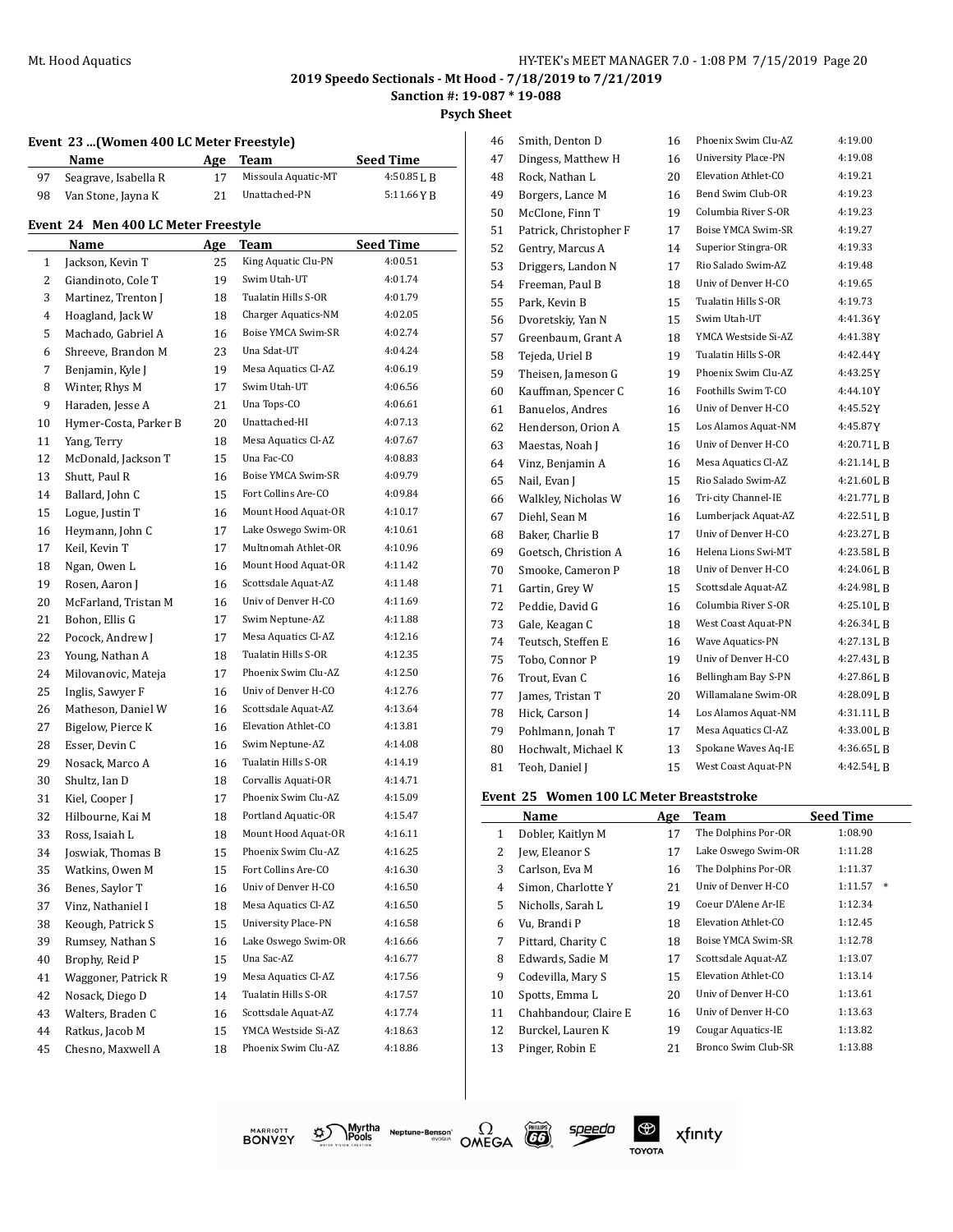2019 Speedo Sectionals - Mt Hood - 7/18/2019 to 7/21/2019

Sanction #: 19-087 * 19-088

Psych Sheet

### Event 23 ...(Women 400 LC Meter Freestyle)

| | Name | Age | Team | Seed Time |
|---|---|---|---|---|
| 97 | Seagrave, Isabella R | 17 | Missoula Aquatic-MT | 4:50.85 L B |
| 98 | Van Stone, Jayna K | 21 | Unattached-PN | 5:11.66 Y B |

### Event 24 Men 400 LC Meter Freestyle

| | Name | Age | Team | Seed Time |
|---|---|---|---|---|
| 1 | Jackson, Kevin T | 25 | King Aquatic Clu-PN | 4:00.51 |
| 2 | Giandinoto, Cole T | 19 | Swim Utah-UT | 4:01.74 |
| 3 | Martinez, Trenton J | 18 | Tualatin Hills S-OR | 4:01.79 |
| 4 | Hoagland, Jack W | 18 | Charger Aquatics-NM | 4:02.05 |
| 5 | Machado, Gabriel A | 16 | Boise YMCA Swim-SR | 4:02.74 |
| 6 | Shreeve, Brandon M | 23 | Una Sdat-UT | 4:04.24 |
| 7 | Benjamin, Kyle J | 19 | Mesa Aquatics Cl-AZ | 4:06.19 |
| 8 | Winter, Rhys M | 17 | Swim Utah-UT | 4:06.56 |
| 9 | Haraden, Jesse A | 21 | Una Tops-CO | 4:06.61 |
| 10 | Hymer-Costa, Parker B | 20 | Unattached-HI | 4:07.13 |
| 11 | Yang, Terry | 18 | Mesa Aquatics Cl-AZ | 4:07.67 |
| 12 | McDonald, Jackson T | 15 | Una Fac-CO | 4:08.83 |
| 13 | Shutt, Paul R | 16 | Boise YMCA Swim-SR | 4:09.79 |
| 14 | Ballard, John C | 15 | Fort Collins Are-CO | 4:09.84 |
| 15 | Logue, Justin T | 16 | Mount Hood Aquat-OR | 4:10.17 |
| 16 | Heymann, John C | 17 | Lake Oswego Swim-OR | 4:10.61 |
| 17 | Keil, Kevin T | 17 | Multnomah Athlet-OR | 4:10.96 |
| 18 | Ngan, Owen L | 16 | Mount Hood Aquat-OR | 4:11.42 |
| 19 | Rosen, Aaron J | 16 | Scottsdale Aquat-AZ | 4:11.48 |
| 20 | McFarland, Tristan M | 16 | Univ of Denver H-CO | 4:11.69 |
| 21 | Bohon, Ellis G | 17 | Swim Neptune-AZ | 4:11.88 |
| 22 | Pocock, Andrew J | 17 | Mesa Aquatics Cl-AZ | 4:12.16 |
| 23 | Young, Nathan A | 18 | Tualatin Hills S-OR | 4:12.35 |
| 24 | Milovanovic, Mateja | 17 | Phoenix Swim Clu-AZ | 4:12.50 |
| 25 | Inglis, Sawyer F | 16 | Univ of Denver H-CO | 4:12.76 |
| 26 | Matheson, Daniel W | 16 | Scottsdale Aquat-AZ | 4:13.64 |
| 27 | Bigelow, Pierce K | 16 | Elevation Athlet-CO | 4:13.81 |
| 28 | Esser, Devin C | 16 | Swim Neptune-AZ | 4:14.08 |
| 29 | Nosack, Marco A | 16 | Tualatin Hills S-OR | 4:14.19 |
| 30 | Shultz, Ian D | 18 | Corvallis Aquati-OR | 4:14.71 |
| 31 | Kiel, Cooper J | 17 | Phoenix Swim Clu-AZ | 4:15.09 |
| 32 | Hilbourne, Kai M | 18 | Portland Aquatic-OR | 4:15.47 |
| 33 | Ross, Isaiah L | 18 | Mount Hood Aquat-OR | 4:16.11 |
| 34 | Joswiak, Thomas B | 15 | Phoenix Swim Clu-AZ | 4:16.25 |
| 35 | Watkins, Owen M | 15 | Fort Collins Are-CO | 4:16.30 |
| 36 | Benes, Saylor T | 16 | Univ of Denver H-CO | 4:16.50 |
| 37 | Vinz, Nathaniel I | 18 | Mesa Aquatics Cl-AZ | 4:16.50 |
| 38 | Keough, Patrick S | 15 | University Place-PN | 4:16.58 |
| 39 | Rumsey, Nathan S | 16 | Lake Oswego Swim-OR | 4:16.66 |
| 40 | Brophy, Reid P | 15 | Una Sac-AZ | 4:16.77 |
| 41 | Waggoner, Patrick R | 19 | Mesa Aquatics Cl-AZ | 4:17.56 |
| 42 | Nosack, Diego D | 14 | Tualatin Hills S-OR | 4:17.57 |
| 43 | Walters, Braden C | 16 | Scottsdale Aquat-AZ | 4:17.74 |
| 44 | Ratkus, Jacob M | 15 | YMCA Westside Si-AZ | 4:18.63 |
| 45 | Chesno, Maxwell A | 18 | Phoenix Swim Clu-AZ | 4:18.86 |
| 46 | Smith, Denton D | 16 | Phoenix Swim Clu-AZ | 4:19.00 |
| 47 | Dingess, Matthew H | 16 | University Place-PN | 4:19.08 |
| 48 | Rock, Nathan L | 20 | Elevation Athlet-CO | 4:19.21 |
| 49 | Borgers, Lance M | 16 | Bend Swim Club-OR | 4:19.23 |
| 50 | McClone, Finn T | 19 | Columbia River S-OR | 4:19.23 |
| 51 | Patrick, Christopher F | 17 | Boise YMCA Swim-SR | 4:19.27 |
| 52 | Gentry, Marcus A | 14 | Superior Stingra-OR | 4:19.33 |
| 53 | Driggers, Landon N | 17 | Rio Salado Swim-AZ | 4:19.48 |
| 54 | Freeman, Paul B | 18 | Univ of Denver H-CO | 4:19.65 |
| 55 | Park, Kevin B | 15 | Tualatin Hills S-OR | 4:19.73 |
| 56 | Dvoretskiy, Yan N | 15 | Swim Utah-UT | 4:41.36Y |
| 57 | Greenbaum, Grant A | 18 | YMCA Westside Si-AZ | 4:41.38Y |
| 58 | Tejeda, Uriel B | 19 | Tualatin Hills S-OR | 4:42.44Y |
| 59 | Theisen, Jameson G | 19 | Phoenix Swim Clu-AZ | 4:43.25Y |
| 60 | Kauffman, Spencer C | 16 | Foothills Swim T-CO | 4:44.10Y |
| 61 | Banuelos, Andres | 16 | Univ of Denver H-CO | 4:45.52Y |
| 62 | Henderson, Orion A | 15 | Los Alamos Aquat-NM | 4:45.87Y |
| 63 | Maestas, Noah J | 16 | Univ of Denver H-CO | 4:20.71L B |
| 64 | Vinz, Benjamin A | 16 | Mesa Aquatics Cl-AZ | 4:21.14L B |
| 65 | Nail, Evan J | 15 | Rio Salado Swim-AZ | 4:21.60L B |
| 66 | Walkley, Nicholas W | 16 | Tri-city Channel-IE | 4:21.77L B |
| 67 | Diehl, Sean M | 16 | Lumberjack Aquat-AZ | 4:22.51L B |
| 68 | Baker, Charlie B | 17 | Univ of Denver H-CO | 4:23.27L B |
| 69 | Goetsch, Christion A | 16 | Helena Lions Swi-MT | 4:23.58L B |
| 70 | Smooke, Cameron P | 18 | Univ of Denver H-CO | 4:24.06L B |
| 71 | Gartin, Grey W | 15 | Scottsdale Aquat-AZ | 4:24.98L B |
| 72 | Peddie, David G | 16 | Columbia River S-OR | 4:25.10L B |
| 73 | Gale, Keagan C | 18 | West Coast Aquat-PN | 4:26.34L B |
| 74 | Teutsch, Steffen E | 16 | Wave Aquatics-PN | 4:27.13L B |
| 75 | Tobo, Connor P | 19 | Univ of Denver H-CO | 4:27.43L B |
| 76 | Trout, Evan C | 16 | Bellingham Bay S-PN | 4:27.86L B |
| 77 | James, Tristan T | 20 | Willamalane Swim-OR | 4:28.09L B |
| 78 | Hick, Carson J | 14 | Los Alamos Aquat-NM | 4:31.11L B |
| 79 | Pohlmann, Jonah T | 17 | Mesa Aquatics Cl-AZ | 4:33.00L B |
| 80 | Hochwalt, Michael K | 13 | Spokane Waves Aq-IE | 4:36.65L B |
| 81 | Teoh, Daniel J | 15 | West Coast Aquat-PN | 4:42.54L B |

### Event 25 Women 100 LC Meter Breaststroke

| | Name | Age | Team | Seed Time |
|---|---|---|---|---|
| 1 | Dobler, Kaitlyn M | 17 | The Dolphins Por-OR | 1:08.90 |
| 2 | Jew, Eleanor S | 17 | Lake Oswego Swim-OR | 1:11.28 |
| 3 | Carlson, Eva M | 16 | The Dolphins Por-OR | 1:11.37 |
| 4 | Simon, Charlotte Y | 21 | Univ of Denver H-CO | 1:11.57 * |
| 5 | Nicholls, Sarah L | 19 | Coeur D'Alene Ar-IE | 1:12.34 |
| 6 | Vu, Brandi P | 18 | Elevation Athlet-CO | 1:12.45 |
| 7 | Pittard, Charity C | 18 | Boise YMCA Swim-SR | 1:12.78 |
| 8 | Edwards, Sadie M | 17 | Scottsdale Aquat-AZ | 1:13.07 |
| 9 | Codevilla, Mary S | 15 | Elevation Athlet-CO | 1:13.14 |
| 10 | Spotts, Emma L | 20 | Univ of Denver H-CO | 1:13.61 |
| 11 | Chahbandour, Claire E | 16 | Univ of Denver H-CO | 1:13.63 |
| 12 | Burckel, Lauren K | 19 | Cougar Aquatics-IE | 1:13.82 |
| 13 | Pinger, Robin E | 21 | Bronco Swim Club-SR | 1:13.88 |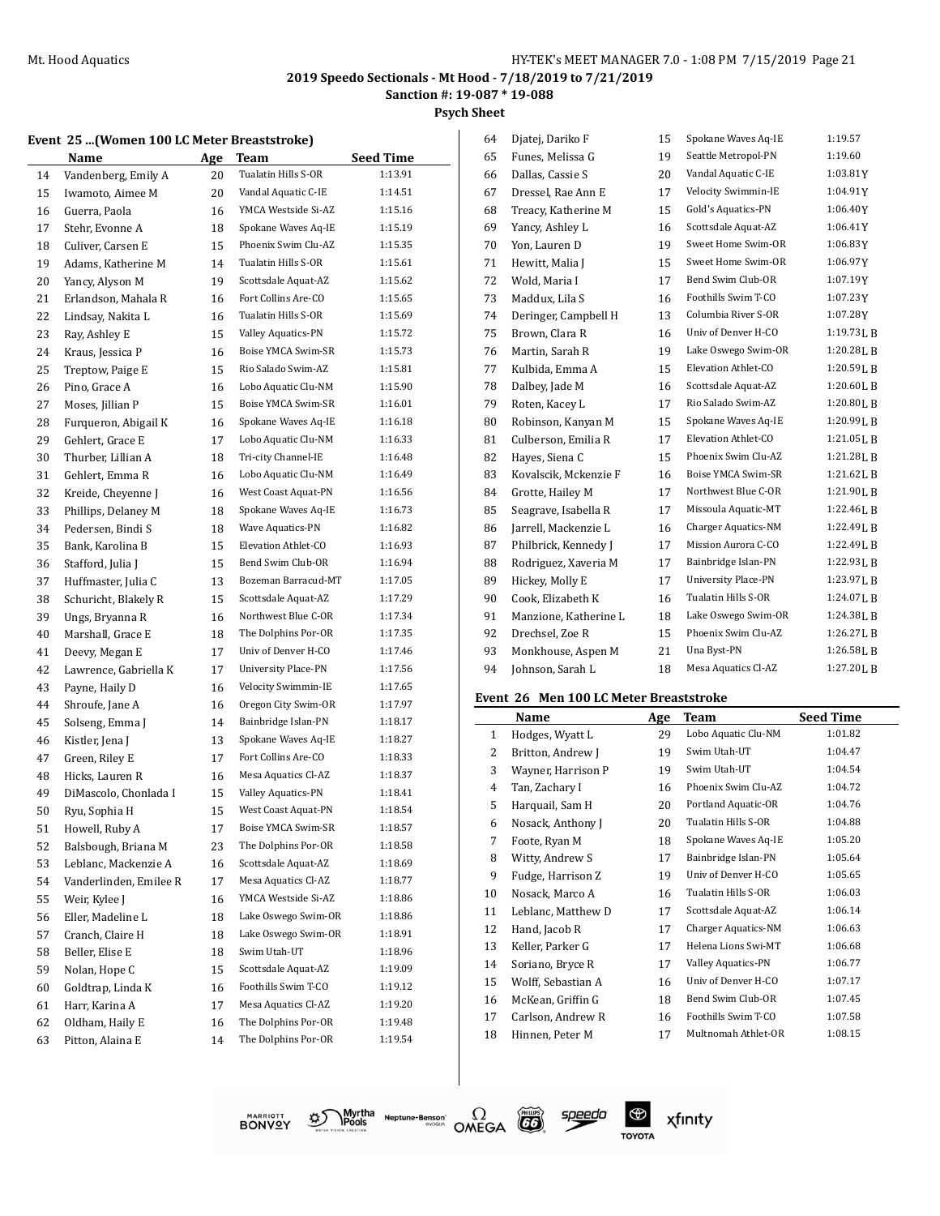# 2019 Speedo Sectionals - Mt Hood - 7/18/2019 to 7/21/2019

**Sanction #: 19-087 * 19-088**

**Psych Sheet**

### Event 25 ...(Women 100 LC Meter Breaststroke)

| | Name | Age | Team | Seed Time |
|---|---|---|---|---|
| 14 | Vandenberg, Emily A | 20 | Tualatin Hills S-OR | 1:13.91 |
| 15 | Iwamoto, Aimee M | 20 | Vandal Aquatic C-IE | 1:14.51 |
| 16 | Guerra, Paola | 16 | YMCA Westside Si-AZ | 1:15.16 |
| 17 | Stehr, Evonne A | 18 | Spokane Waves Aq-IE | 1:15.19 |
| 18 | Culiver, Carsen E | 15 | Phoenix Swim Clu-AZ | 1:15.35 |
| 19 | Adams, Katherine M | 14 | Tualatin Hills S-OR | 1:15.61 |
| 20 | Yancy, Alyson M | 19 | Scottsdale Aquat-AZ | 1:15.62 |
| 21 | Erlandson, Mahala R | 16 | Fort Collins Are-CO | 1:15.65 |
| 22 | Lindsay, Nakita L | 16 | Tualatin Hills S-OR | 1:15.69 |
| 23 | Ray, Ashley E | 15 | Valley Aquatics-PN | 1:15.72 |
| 24 | Kraus, Jessica P | 16 | Boise YMCA Swim-SR | 1:15.73 |
| 25 | Treptow, Paige E | 15 | Rio Salado Swim-AZ | 1:15.81 |
| 26 | Pino, Grace A | 16 | Lobo Aquatic Clu-NM | 1:15.90 |
| 27 | Moses, Jillian P | 15 | Boise YMCA Swim-SR | 1:16.01 |
| 28 | Furqueron, Abigail K | 16 | Spokane Waves Aq-IE | 1:16.18 |
| 29 | Gehlert, Grace E | 17 | Lobo Aquatic Clu-NM | 1:16.33 |
| 30 | Thurber, Lillian A | 18 | Tri-city Channel-IE | 1:16.48 |
| 31 | Gehlert, Emma R | 16 | Lobo Aquatic Clu-NM | 1:16.49 |
| 32 | Kreide, Cheyenne J | 16 | West Coast Aquat-PN | 1:16.56 |
| 33 | Phillips, Delaney M | 18 | Spokane Waves Aq-IE | 1:16.73 |
| 34 | Pedersen, Bindi S | 18 | Wave Aquatics-PN | 1:16.82 |
| 35 | Bank, Karolina B | 15 | Elevation Athlet-CO | 1:16.93 |
| 36 | Stafford, Julia J | 15 | Bend Swim Club-OR | 1:16.94 |
| 37 | Huffmaster, Julia C | 13 | Bozeman Barracud-MT | 1:17.05 |
| 38 | Schuricht, Blakely R | 15 | Scottsdale Aquat-AZ | 1:17.29 |
| 39 | Ungs, Bryanna R | 16 | Northwest Blue C-OR | 1:17.34 |
| 40 | Marshall, Grace E | 18 | The Dolphins Por-OR | 1:17.35 |
| 41 | Deevy, Megan E | 17 | Univ of Denver H-CO | 1:17.46 |
| 42 | Lawrence, Gabriella K | 17 | University Place-PN | 1:17.56 |
| 43 | Payne, Haily D | 16 | Velocity Swimmin-IE | 1:17.65 |
| 44 | Shroufe, Jane A | 16 | Oregon City Swim-OR | 1:17.97 |
| 45 | Solseng, Emma J | 14 | Bainbridge Islan-PN | 1:18.17 |
| 46 | Kistler, Jena J | 13 | Spokane Waves Aq-IE | 1:18.27 |
| 47 | Green, Riley E | 17 | Fort Collins Are-CO | 1:18.33 |
| 48 | Hicks, Lauren R | 16 | Mesa Aquatics Cl-AZ | 1:18.37 |
| 49 | DiMascolo, Chonlada I | 15 | Valley Aquatics-PN | 1:18.41 |
| 50 | Ryu, Sophia H | 15 | West Coast Aquat-PN | 1:18.54 |
| 51 | Howell, Ruby A | 17 | Boise YMCA Swim-SR | 1:18.57 |
| 52 | Balsbough, Briana M | 23 | The Dolphins Por-OR | 1:18.58 |
| 53 | Leblanc, Mackenzie A | 16 | Scottsdale Aquat-AZ | 1:18.69 |
| 54 | Vanderlinden, Emilee R | 17 | Mesa Aquatics Cl-AZ | 1:18.77 |
| 55 | Weir, Kylee J | 16 | YMCA Westside Si-AZ | 1:18.86 |
| 56 | Eller, Madeline L | 18 | Lake Oswego Swim-OR | 1:18.86 |
| 57 | Cranch, Claire H | 18 | Lake Oswego Swim-OR | 1:18.91 |
| 58 | Beller, Elise E | 18 | Swim Utah-UT | 1:18.96 |
| 59 | Nolan, Hope C | 15 | Scottsdale Aquat-AZ | 1:19.09 |
| 60 | Goldtrap, Linda K | 16 | Foothills Swim T-CO | 1:19.12 |
| 61 | Harr, Karina A | 17 | Mesa Aquatics Cl-AZ | 1:19.20 |
| 62 | Oldham, Haily E | 16 | The Dolphins Por-OR | 1:19.48 |
| 63 | Pitton, Alaina E | 14 | The Dolphins Por-OR | 1:19.54 |
| 64 | Djatej, Dariko F | 15 | Spokane Waves Aq-IE | 1:19.57 |
| 65 | Funes, Melissa G | 19 | Seattle Metropol-PN | 1:19.60 |
| 66 | Dallas, Cassie S | 20 | Vandal Aquatic C-IE | 1:03.81Y |
| 67 | Dressel, Rae Ann E | 17 | Velocity Swimmin-IE | 1:04.91Y |
| 68 | Treacy, Katherine M | 15 | Gold's Aquatics-PN | 1:06.40Y |
| 69 | Yancy, Ashley L | 16 | Scottsdale Aquat-AZ | 1:06.41Y |
| 70 | Yon, Lauren D | 19 | Sweet Home Swim-OR | 1:06.83Y |
| 71 | Hewitt, Malia J | 15 | Sweet Home Swim-OR | 1:06.97Y |
| 72 | Wold, Maria I | 17 | Bend Swim Club-OR | 1:07.19Y |
| 73 | Maddux, Lila S | 16 | Foothills Swim T-CO | 1:07.23Y |
| 74 | Deringer, Campbell H | 13 | Columbia River S-OR | 1:07.28Y |
| 75 | Brown, Clara R | 16 | Univ of Denver H-CO | 1:19.73L B |
| 76 | Martin, Sarah R | 19 | Lake Oswego Swim-OR | 1:20.28L B |
| 77 | Kulbida, Emma A | 15 | Elevation Athlet-CO | 1:20.59L B |
| 78 | Dalbey, Jade M | 16 | Scottsdale Aquat-AZ | 1:20.60L B |
| 79 | Roten, Kacey L | 17 | Rio Salado Swim-AZ | 1:20.80L B |
| 80 | Robinson, Kanyan M | 15 | Spokane Waves Aq-IE | 1:20.99L B |
| 81 | Culberson, Emilia R | 17 | Elevation Athlet-CO | 1:21.05L B |
| 82 | Hayes, Siena C | 15 | Phoenix Swim Clu-AZ | 1:21.28L B |
| 83 | Kovalscik, Mckenzie F | 16 | Boise YMCA Swim-SR | 1:21.62L B |
| 84 | Grotte, Hailey M | 17 | Northwest Blue C-OR | 1:21.90L B |
| 85 | Seagrave, Isabella R | 17 | Missoula Aquatic-MT | 1:22.46L B |
| 86 | Jarrell, Mackenzie L | 16 | Charger Aquatics-NM | 1:22.49L B |
| 87 | Philbrick, Kennedy J | 17 | Mission Aurora C-CO | 1:22.49L B |
| 88 | Rodriguez, Xaveria M | 17 | Bainbridge Islan-PN | 1:22.93L B |
| 89 | Hickey, Molly E | 17 | University Place-PN | 1:23.97L B |
| 90 | Cook, Elizabeth K | 16 | Tualatin Hills S-OR | 1:24.07L B |
| 91 | Manzione, Katherine L | 18 | Lake Oswego Swim-OR | 1:24.38L B |
| 92 | Drechsel, Zoe R | 15 | Phoenix Swim Clu-AZ | 1:26.27L B |
| 93 | Monkhouse, Aspen M | 21 | Una Byst-PN | 1:26.58L B |
| 94 | Johnson, Sarah L | 18 | Mesa Aquatics Cl-AZ | 1:27.20L B |

### Event 26 Men 100 LC Meter Breaststroke

| | Name | Age | Team | Seed Time |
|---|---|---|---|---|
| 1 | Hodges, Wyatt L | 29 | Lobo Aquatic Clu-NM | 1:01.82 |
| 2 | Britton, Andrew J | 19 | Swim Utah-UT | 1:04.47 |
| 3 | Wayner, Harrison P | 19 | Swim Utah-UT | 1:04.54 |
| 4 | Tan, Zachary I | 16 | Phoenix Swim Clu-AZ | 1:04.72 |
| 5 | Harquail, Sam H | 20 | Portland Aquatic-OR | 1:04.76 |
| 6 | Nosack, Anthony J | 20 | Tualatin Hills S-OR | 1:04.88 |
| 7 | Foote, Ryan M | 18 | Spokane Waves Aq-IE | 1:05.20 |
| 8 | Witty, Andrew S | 17 | Bainbridge Islan-PN | 1:05.64 |
| 9 | Fudge, Harrison Z | 19 | Univ of Denver H-CO | 1:05.65 |
| 10 | Nosack, Marco A | 16 | Tualatin Hills S-OR | 1:06.03 |
| 11 | Leblanc, Matthew D | 17 | Scottsdale Aquat-AZ | 1:06.14 |
| 12 | Hand, Jacob R | 17 | Charger Aquatics-NM | 1:06.63 |
| 13 | Keller, Parker G | 17 | Helena Lions Swi-MT | 1:06.68 |
| 14 | Soriano, Bryce R | 17 | Valley Aquatics-PN | 1:06.77 |
| 15 | Wolff, Sebastian A | 16 | Univ of Denver H-CO | 1:07.17 |
| 16 | McKean, Griffin G | 18 | Bend Swim Club-OR | 1:07.45 |
| 17 | Carlson, Andrew R | 16 | Foothills Swim T-CO | 1:07.58 |
| 18 | Hinnen, Peter M | 17 | Multnomah Athlet-OR | 1:08.15 |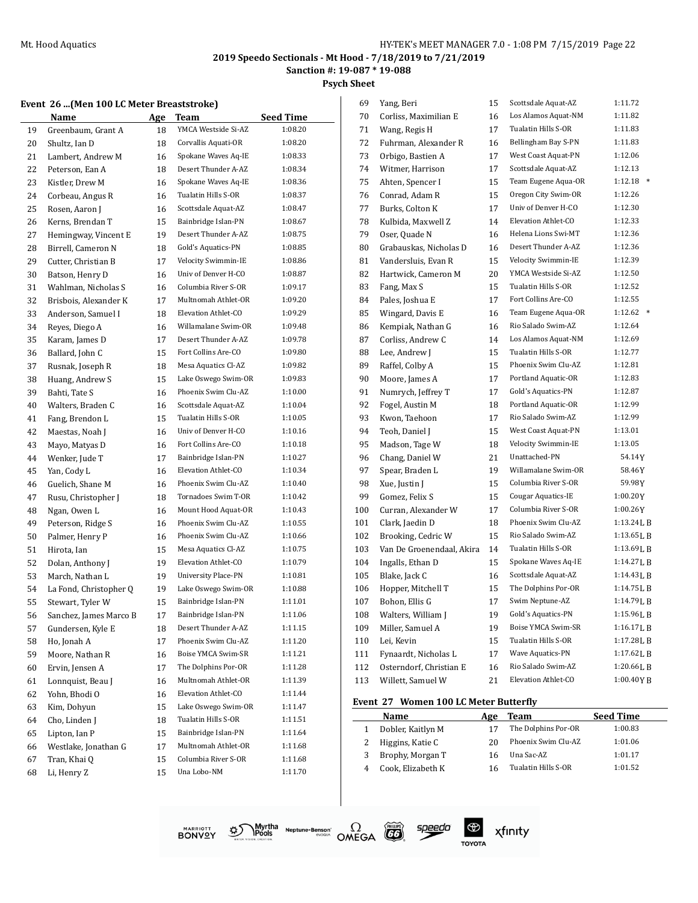## Event 26 ...(Men 100 LC Meter Breaststroke)

| | Name | Age | Team | Seed Time |
|---|---|---|---|---|
| 19 | Greenbaum, Grant A | 18 | YMCA Westside Si-AZ | 1:08.20 |
| 20 | Shultz, Ian D | 18 | Corvallis Aquati-OR | 1:08.20 |
| 21 | Lambert, Andrew M | 16 | Spokane Waves Aq-IE | 1:08.33 |
| 22 | Peterson, Ean A | 18 | Desert Thunder A-AZ | 1:08.34 |
| 23 | Kistler, Drew M | 16 | Spokane Waves Aq-IE | 1:08.36 |
| 24 | Corbeau, Angus R | 16 | Tualatin Hills S-OR | 1:08.37 |
| 25 | Rosen, Aaron J | 16 | Scottsdale Aquat-AZ | 1:08.47 |
| 26 | Kerns, Brendan T | 15 | Bainbridge Islan-PN | 1:08.67 |
| 27 | Hemingway, Vincent E | 19 | Desert Thunder A-AZ | 1:08.75 |
| 28 | Birrell, Cameron N | 18 | Gold's Aquatics-PN | 1:08.85 |
| 29 | Cutter, Christian B | 17 | Velocity Swimmin-IE | 1:08.86 |
| 30 | Batson, Henry D | 16 | Univ of Denver H-CO | 1:08.87 |
| 31 | Wahlman, Nicholas S | 16 | Columbia River S-OR | 1:09.17 |
| 32 | Brisbois, Alexander K | 17 | Multnomah Athlet-OR | 1:09.20 |
| 33 | Anderson, Samuel I | 18 | Elevation Athlet-CO | 1:09.29 |
| 34 | Reyes, Diego A | 16 | Willamalane Swim-OR | 1:09.48 |
| 35 | Karam, James D | 17 | Desert Thunder A-AZ | 1:09.78 |
| 36 | Ballard, John C | 15 | Fort Collins Are-CO | 1:09.80 |
| 37 | Rusnak, Joseph R | 18 | Mesa Aquatics Cl-AZ | 1:09.82 |
| 38 | Huang, Andrew S | 15 | Lake Oswego Swim-OR | 1:09.83 |
| 39 | Bahti, Tate S | 16 | Phoenix Swim Clu-AZ | 1:10.00 |
| 40 | Walters, Braden C | 16 | Scottsdale Aquat-AZ | 1:10.04 |
| 41 | Fang, Brendon L | 15 | Tualatin Hills S-OR | 1:10.05 |
| 42 | Maestas, Noah J | 16 | Univ of Denver H-CO | 1:10.16 |
| 43 | Mayo, Matyas D | 16 | Fort Collins Are-CO | 1:10.18 |
| 44 | Wenker, Jude T | 17 | Bainbridge Islan-PN | 1:10.27 |
| 45 | Yan, Cody L | 16 | Elevation Athlet-CO | 1:10.34 |
| 46 | Guelich, Shane M | 16 | Phoenix Swim Clu-AZ | 1:10.40 |
| 47 | Rusu, Christopher J | 18 | Tornadoes Swim T-OR | 1:10.42 |
| 48 | Ngan, Owen L | 16 | Mount Hood Aquat-OR | 1:10.43 |
| 49 | Peterson, Ridge S | 16 | Phoenix Swim Clu-AZ | 1:10.55 |
| 50 | Palmer, Henry P | 16 | Phoenix Swim Clu-AZ | 1:10.66 |
| 51 | Hirota, Ian | 15 | Mesa Aquatics Cl-AZ | 1:10.75 |
| 52 | Dolan, Anthony J | 19 | Elevation Athlet-CO | 1:10.79 |
| 53 | March, Nathan L | 19 | University Place-PN | 1:10.81 |
| 54 | La Fond, Christopher Q | 19 | Lake Oswego Swim-OR | 1:10.88 |
| 55 | Stewart, Tyler W | 15 | Bainbridge Islan-PN | 1:11.01 |
| 56 | Sanchez, James Marco B | 17 | Bainbridge Islan-PN | 1:11.06 |
| 57 | Gundersen, Kyle E | 18 | Desert Thunder A-AZ | 1:11.15 |
| 58 | Ho, Jonah A | 17 | Phoenix Swim Clu-AZ | 1:11.20 |
| 59 | Moore, Nathan R | 16 | Boise YMCA Swim-SR | 1:11.21 |
| 60 | Ervin, Jensen A | 17 | The Dolphins Por-OR | 1:11.28 |
| 61 | Lonnquist, Beau J | 16 | Multnomah Athlet-OR | 1:11.39 |
| 62 | Yohn, Bhodi O | 16 | Elevation Athlet-CO | 1:11.44 |
| 63 | Kim, Dohyun | 15 | Lake Oswego Swim-OR | 1:11.47 |
| 64 | Cho, Linden J | 18 | Tualatin Hills S-OR | 1:11.51 |
| 65 | Lipton, Ian P | 15 | Bainbridge Islan-PN | 1:11.64 |
| 66 | Westlake, Jonathan G | 17 | Multnomah Athlet-OR | 1:11.68 |
| 67 | Tran, Khai Q | 15 | Columbia River S-OR | 1:11.68 |
| 68 | Li, Henry Z | 15 | Una Lobo-NM | 1:11.70 |
| 69 | Yang, Beri | 15 | Scottsdale Aquat-AZ | 1:11.72 |
| 70 | Corliss, Maximilian E | 16 | Los Alamos Aquat-NM | 1:11.82 |
| 71 | Wang, Regis H | 17 | Tualatin Hills S-OR | 1:11.83 |
| 72 | Fuhrman, Alexander R | 16 | Bellingham Bay S-PN | 1:11.83 |
| 73 | Orbigo, Bastien A | 17 | West Coast Aquat-PN | 1:12.06 |
| 74 | Witmer, Harrison | 17 | Scottsdale Aquat-AZ | 1:12.13 |
| 75 | Ahten, Spencer I | 15 | Team Eugene Aqua-OR | 1:12.18 * |
| 76 | Conrad, Adam R | 15 | Oregon City Swim-OR | 1:12.26 |
| 77 | Burks, Colton K | 17 | Univ of Denver H-CO | 1:12.30 |
| 78 | Kulbida, Maxwell Z | 14 | Elevation Athlet-CO | 1:12.33 |
| 79 | Oser, Quade N | 16 | Helena Lions Swi-MT | 1:12.36 |
| 80 | Grabauskas, Nicholas D | 16 | Desert Thunder A-AZ | 1:12.36 |
| 81 | Vandersluis, Evan R | 15 | Velocity Swimmin-IE | 1:12.39 |
| 82 | Hartwick, Cameron M | 20 | YMCA Westside Si-AZ | 1:12.50 |
| 83 | Fang, Max S | 15 | Tualatin Hills S-OR | 1:12.52 |
| 84 | Pales, Joshua E | 17 | Fort Collins Are-CO | 1:12.55 |
| 85 | Wingard, Davis E | 16 | Team Eugene Aqua-OR | 1:12.62 * |
| 86 | Kempiak, Nathan G | 16 | Rio Salado Swim-AZ | 1:12.64 |
| 87 | Corliss, Andrew C | 14 | Los Alamos Aquat-NM | 1:12.69 |
| 88 | Lee, Andrew J | 15 | Tualatin Hills S-OR | 1:12.77 |
| 89 | Raffel, Colby A | 15 | Phoenix Swim Clu-AZ | 1:12.81 |
| 90 | Moore, James A | 17 | Portland Aquatic-OR | 1:12.83 |
| 91 | Numrych, Jeffrey T | 17 | Gold's Aquatics-PN | 1:12.87 |
| 92 | Fogel, Austin M | 18 | Portland Aquatic-OR | 1:12.99 |
| 93 | Kwon, Taehoon | 17 | Rio Salado Swim-AZ | 1:12.99 |
| 94 | Teoh, Daniel J | 15 | West Coast Aquat-PN | 1:13.01 |
| 95 | Madson, Tage W | 18 | Velocity Swimmin-IE | 1:13.05 |
| 96 | Chang, Daniel W | 21 | Unattached-PN | 54.14Y |
| 97 | Spear, Braden L | 19 | Willamalane Swim-OR | 58.46Y |
| 98 | Xue, Justin J | 15 | Columbia River S-OR | 59.98Y |
| 99 | Gomez, Felix S | 15 | Cougar Aquatics-IE | 1:00.20Y |
| 100 | Curran, Alexander W | 17 | Columbia River S-OR | 1:00.26Y |
| 101 | Clark, Jaedin D | 18 | Phoenix Swim Clu-AZ | 1:13.24L B |
| 102 | Brooking, Cedric W | 15 | Rio Salado Swim-AZ | 1:13.65L B |
| 103 | Van De Groenendaal, Akira | 14 | Tualatin Hills S-OR | 1:13.69L B |
| 104 | Ingalls, Ethan D | 15 | Spokane Waves Aq-IE | 1:14.27L B |
| 105 | Blake, Jack C | 16 | Scottsdale Aquat-AZ | 1:14.43L B |
| 106 | Hopper, Mitchell T | 15 | The Dolphins Por-OR | 1:14.75L B |
| 107 | Bohon, Ellis G | 17 | Swim Neptune-AZ | 1:14.79L B |
| 108 | Walters, William J | 19 | Gold's Aquatics-PN | 1:15.96L B |
| 109 | Miller, Samuel A | 19 | Boise YMCA Swim-SR | 1:16.17L B |
| 110 | Lei, Kevin | 15 | Tualatin Hills S-OR | 1:17.28L B |
| 111 | Fynaardt, Nicholas L | 17 | Wave Aquatics-PN | 1:17.62L B |
| 112 | Osterndorf, Christian E | 16 | Rio Salado Swim-AZ | 1:20.66L B |
| 113 | Willett, Samuel W | 21 | Elevation Athlet-CO | 1:00.40Y B |

## Event 27 Women 100 LC Meter Butterfly

| | Name | Age | Team | Seed Time |
|---|---|---|---|---|
| 1 | Dobler, Kaitlyn M | 17 | The Dolphins Por-OR | 1:00.83 |
| 2 | Higgins, Katie C | 20 | Phoenix Swim Clu-AZ | 1:01.06 |
| 3 | Brophy, Morgan T | 16 | Una Sac-AZ | 1:01.17 |
| 4 | Cook, Elizabeth K | 16 | Tualatin Hills S-OR | 1:01.52 |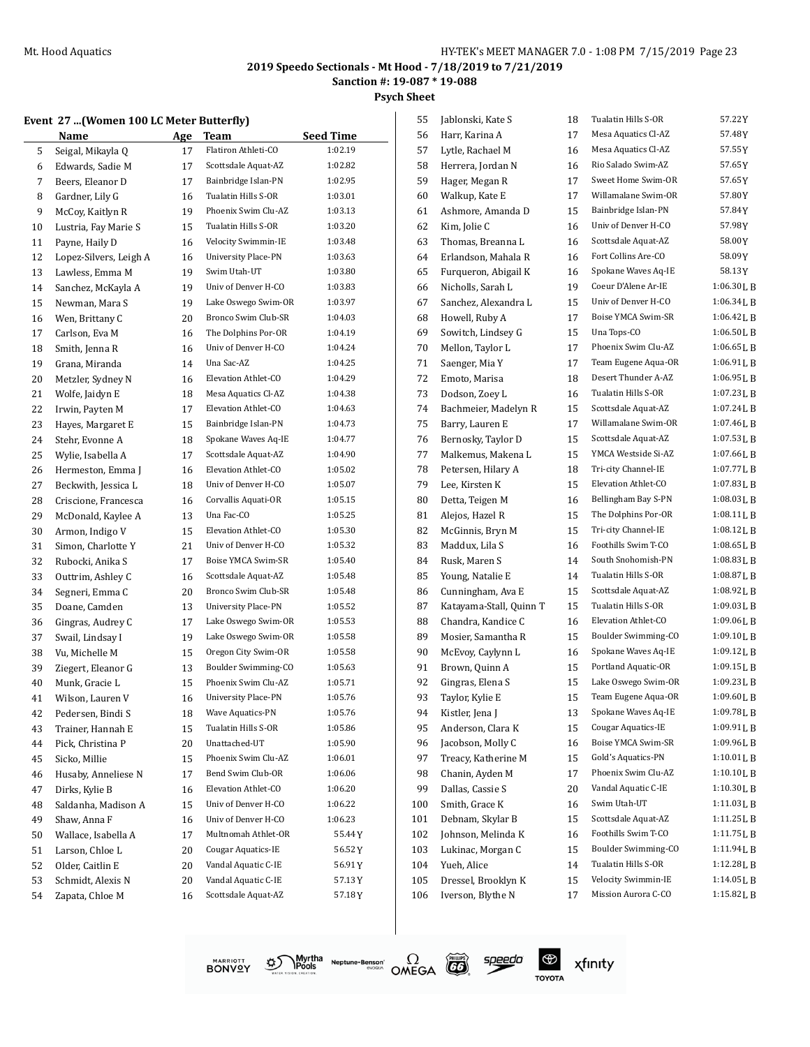Mt. Hood Aquatics

HY-TEK's MEET MANAGER 7.0 - 1:08 PM 7/15/2019 Page 23

**2019 Speedo Sectionals - Mt Hood - 7/18/2019 to 7/21/2019**

**Sanction #: 19-087 * 19-088**

**Psych Sheet**

### Event 27 ...(Women 100 LC Meter Butterfly)

| | Name | Age | Team | Seed Time |
|---|---|---|---|---|
| 5 | Seigal, Mikayla Q | 17 | Flatiron Athleti-CO | 1:02.19 |
| 6 | Edwards, Sadie M | 17 | Scottsdale Aquat-AZ | 1:02.82 |
| 7 | Beers, Eleanor D | 17 | Bainbridge Islan-PN | 1:02.95 |
| 8 | Gardner, Lily G | 16 | Tualatin Hills S-OR | 1:03.01 |
| 9 | McCoy, Kaitlyn R | 19 | Phoenix Swim Clu-AZ | 1:03.13 |
| 10 | Lustria, Fay Marie S | 15 | Tualatin Hills S-OR | 1:03.20 |
| 11 | Payne, Haily D | 16 | Velocity Swimmin-IE | 1:03.48 |
| 12 | Lopez-Silvers, Leigh A | 16 | University Place-PN | 1:03.63 |
| 13 | Lawless, Emma M | 19 | Swim Utah-UT | 1:03.80 |
| 14 | Sanchez, McKayla A | 19 | Univ of Denver H-CO | 1:03.83 |
| 15 | Newman, Mara S | 19 | Lake Oswego Swim-OR | 1:03.97 |
| 16 | Wen, Brittany C | 20 | Bronco Swim Club-SR | 1:04.03 |
| 17 | Carlson, Eva M | 16 | The Dolphins Por-OR | 1:04.19 |
| 18 | Smith, Jenna R | 16 | Univ of Denver H-CO | 1:04.24 |
| 19 | Grana, Miranda | 14 | Una Sac-AZ | 1:04.25 |
| 20 | Metzler, Sydney N | 16 | Elevation Athlet-CO | 1:04.29 |
| 21 | Wolfe, Jaidyn E | 18 | Mesa Aquatics Cl-AZ | 1:04.38 |
| 22 | Irwin, Payten M | 17 | Elevation Athlet-CO | 1:04.63 |
| 23 | Hayes, Margaret E | 15 | Bainbridge Islan-PN | 1:04.73 |
| 24 | Stehr, Evonne A | 18 | Spokane Waves Aq-IE | 1:04.77 |
| 25 | Wylie, Isabella A | 17 | Scottsdale Aquat-AZ | 1:04.90 |
| 26 | Hermeston, Emma J | 16 | Elevation Athlet-CO | 1:05.02 |
| 27 | Beckwith, Jessica L | 18 | Univ of Denver H-CO | 1:05.07 |
| 28 | Criscione, Francesca | 16 | Corvallis Aquati-OR | 1:05.15 |
| 29 | McDonald, Kaylee A | 13 | Una Fac-CO | 1:05.25 |
| 30 | Armon, Indigo V | 15 | Elevation Athlet-CO | 1:05.30 |
| 31 | Simon, Charlotte Y | 21 | Univ of Denver H-CO | 1:05.32 |
| 32 | Rubocki, Anika S | 17 | Boise YMCA Swim-SR | 1:05.40 |
| 33 | Outtrim, Ashley C | 16 | Scottsdale Aquat-AZ | 1:05.48 |
| 34 | Segneri, Emma C | 20 | Bronco Swim Club-SR | 1:05.48 |
| 35 | Doane, Camden | 13 | University Place-PN | 1:05.52 |
| 36 | Gingras, Audrey C | 17 | Lake Oswego Swim-OR | 1:05.53 |
| 37 | Swail, Lindsay I | 19 | Lake Oswego Swim-OR | 1:05.58 |
| 38 | Vu, Michelle M | 15 | Oregon City Swim-OR | 1:05.58 |
| 39 | Ziegert, Eleanor G | 13 | Boulder Swimming-CO | 1:05.63 |
| 40 | Munk, Gracie L | 15 | Phoenix Swim Clu-AZ | 1:05.71 |
| 41 | Wilson, Lauren V | 16 | University Place-PN | 1:05.76 |
| 42 | Pedersen, Bindi S | 18 | Wave Aquatics-PN | 1:05.76 |
| 43 | Trainer, Hannah E | 15 | Tualatin Hills S-OR | 1:05.86 |
| 44 | Pick, Christina P | 20 | Unattached-UT | 1:05.90 |
| 45 | Sicko, Millie | 15 | Phoenix Swim Clu-AZ | 1:06.01 |
| 46 | Husaby, Anneliese N | 17 | Bend Swim Club-OR | 1:06.06 |
| 47 | Dirks, Kylie B | 16 | Elevation Athlet-CO | 1:06.20 |
| 48 | Saldanha, Madison A | 15 | Univ of Denver H-CO | 1:06.22 |
| 49 | Shaw, Anna F | 16 | Univ of Denver H-CO | 1:06.23 |
| 50 | Wallace, Isabella A | 17 | Multnomah Athlet-OR | 55.44Y |
| 51 | Larson, Chloe L | 20 | Cougar Aquatics-IE | 56.52Y |
| 52 | Older, Caitlin E | 20 | Vandal Aquatic C-IE | 56.91Y |
| 53 | Schmidt, Alexis N | 20 | Vandal Aquatic C-IE | 57.13Y |
| 54 | Zapata, Chloe M | 16 | Scottsdale Aquat-AZ | 57.18Y |
| 55 | Jablonski, Kate S | 18 | Tualatin Hills S-OR | 57.22Y |
| 56 | Harr, Karina A | 17 | Mesa Aquatics Cl-AZ | 57.48Y |
| 57 | Lytle, Rachael M | 16 | Mesa Aquatics Cl-AZ | 57.55Y |
| 58 | Herrera, Jordan N | 16 | Rio Salado Swim-AZ | 57.65Y |
| 59 | Hager, Megan R | 17 | Sweet Home Swim-OR | 57.65Y |
| 60 | Walkup, Kate E | 17 | Willamalane Swim-OR | 57.80Y |
| 61 | Ashmore, Amanda D | 15 | Bainbridge Islan-PN | 57.84Y |
| 62 | Kim, Jolie C | 16 | Univ of Denver H-CO | 57.98Y |
| 63 | Thomas, Breanna L | 16 | Scottsdale Aquat-AZ | 58.00Y |
| 64 | Erlandson, Mahala R | 16 | Fort Collins Are-CO | 58.09Y |
| 65 | Furqueron, Abigail K | 16 | Spokane Waves Aq-IE | 58.13Y |
| 66 | Nicholls, Sarah L | 19 | Coeur D'Alene Ar-IE | 1:06.30L B |
| 67 | Sanchez, Alexandra L | 15 | Univ of Denver H-CO | 1:06.34L B |
| 68 | Howell, Ruby A | 17 | Boise YMCA Swim-SR | 1:06.42L B |
| 69 | Sowitch, Lindsey G | 15 | Una Tops-CO | 1:06.50L B |
| 70 | Mellon, Taylor L | 17 | Phoenix Swim Clu-AZ | 1:06.65L B |
| 71 | Saenger, Mia Y | 17 | Team Eugene Aqua-OR | 1:06.91L B |
| 72 | Emoto, Marisa | 18 | Desert Thunder A-AZ | 1:06.95L B |
| 73 | Dodson, Zoey L | 16 | Tualatin Hills S-OR | 1:07.23L B |
| 74 | Bachmeier, Madelyn R | 15 | Scottsdale Aquat-AZ | 1:07.24L B |
| 75 | Barry, Lauren E | 17 | Willamalane Swim-OR | 1:07.46L B |
| 76 | Bernosky, Taylor D | 15 | Scottsdale Aquat-AZ | 1:07.53L B |
| 77 | Malkemus, Makena L | 15 | YMCA Westside Si-AZ | 1:07.66L B |
| 78 | Petersen, Hilary A | 18 | Tri-city Channel-IE | 1:07.77L B |
| 79 | Lee, Kirsten K | 15 | Elevation Athlet-CO | 1:07.83L B |
| 80 | Detta, Teigen M | 16 | Bellingham Bay S-PN | 1:08.03L B |
| 81 | Alejos, Hazel R | 15 | The Dolphins Por-OR | 1:08.11L B |
| 82 | McGinnis, Bryn M | 15 | Tri-city Channel-IE | 1:08.12L B |
| 83 | Maddux, Lila S | 16 | Foothills Swim T-CO | 1:08.65L B |
| 84 | Rusk, Maren S | 14 | South Snohomish-PN | 1:08.83L B |
| 85 | Young, Natalie E | 14 | Tualatin Hills S-OR | 1:08.87L B |
| 86 | Cunningham, Ava E | 15 | Scottsdale Aquat-AZ | 1:08.92L B |
| 87 | Katayama-Stall, Quinn T | 15 | Tualatin Hills S-OR | 1:09.03L B |
| 88 | Chandra, Kandice C | 16 | Elevation Athlet-CO | 1:09.06L B |
| 89 | Mosier, Samantha R | 15 | Boulder Swimming-CO | 1:09.10L B |
| 90 | McEvoy, Caylynn L | 16 | Spokane Waves Aq-IE | 1:09.12L B |
| 91 | Brown, Quinn A | 15 | Portland Aquatic-OR | 1:09.15L B |
| 92 | Gingras, Elena S | 15 | Lake Oswego Swim-OR | 1:09.23L B |
| 93 | Taylor, Kylie E | 15 | Team Eugene Aqua-OR | 1:09.60L B |
| 94 | Kistler, Jena J | 13 | Spokane Waves Aq-IE | 1:09.78L B |
| 95 | Anderson, Clara K | 15 | Cougar Aquatics-IE | 1:09.91L B |
| 96 | Jacobson, Molly C | 16 | Boise YMCA Swim-SR | 1:09.96L B |
| 97 | Treacy, Katherine M | 15 | Gold's Aquatics-PN | 1:10.01L B |
| 98 | Chanin, Ayden M | 17 | Phoenix Swim Clu-AZ | 1:10.10L B |
| 99 | Dallas, Cassie S | 20 | Vandal Aquatic C-IE | 1:10.30L B |
| 100 | Smith, Grace K | 16 | Swim Utah-UT | 1:11.03L B |
| 101 | Debnam, Skylar B | 15 | Scottsdale Aquat-AZ | 1:11.25L B |
| 102 | Johnson, Melinda K | 16 | Foothills Swim T-CO | 1:11.75L B |
| 103 | Lukinac, Morgan C | 15 | Boulder Swimming-CO | 1:11.94L B |
| 104 | Yueh, Alice | 14 | Tualatin Hills S-OR | 1:12.28L B |
| 105 | Dressel, Brooklyn K | 15 | Velocity Swimmin-IE | 1:14.05L B |
| 106 | Iverson, Blythe N | 17 | Mission Aurora C-CO | 1:15.82L B |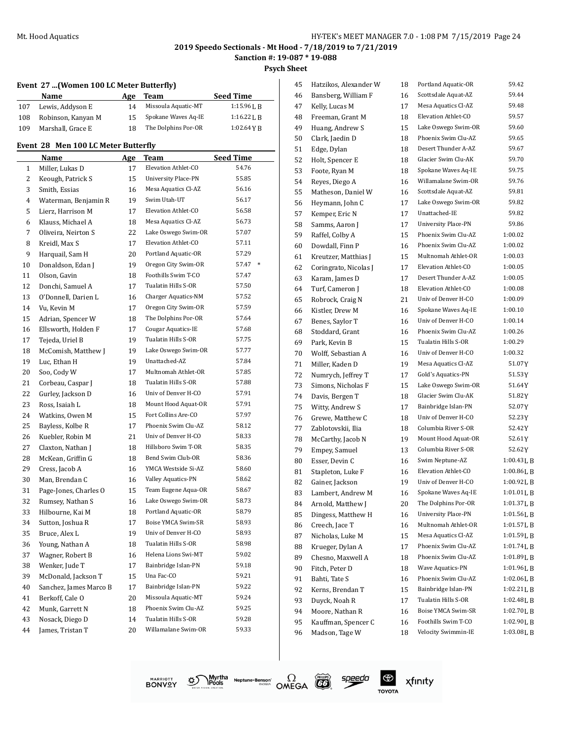## 2019 Speedo Sectionals - Mt Hood - 7/18/2019 to 7/21/2019

**Sanction #: 19-087 * 19-088**

**Psych Sheet**

### Event 27 ...(Women 100 LC Meter Butterfly)

| | Name | Age | Team | Seed Time |
|---|---|---|---|---|
| 107 | Lewis, Addyson E | 14 | Missoula Aquatic-MT | 1:15.96 L B |
| 108 | Robinson, Kanyan M | 15 | Spokane Waves Aq-IE | 1:16.22 L B |
| 109 | Marshall, Grace E | 18 | The Dolphins Por-OR | 1:02.64 Y B |

### Event 28 Men 100 LC Meter Butterfly

| | Name | Age | Team | Seed Time |
|---|---|---|---|---|
| 1 | Miller, Lukas D | 17 | Elevation Athlet-CO | 54.76 |
| 2 | Keough, Patrick S | 15 | University Place-PN | 55.85 |
| 3 | Smith, Essias | 16 | Mesa Aquatics Cl-AZ | 56.16 |
| 4 | Waterman, Benjamin R | 19 | Swim Utah-UT | 56.17 |
| 5 | Lierz, Harrison M | 17 | Elevation Athlet-CO | 56.58 |
| 6 | Klauss, Michael A | 18 | Mesa Aquatics Cl-AZ | 56.73 |
| 7 | Oliveira, Neirton S | 22 | Lake Oswego Swim-OR | 57.07 |
| 8 | Kreidl, Max S | 17 | Elevation Athlet-CO | 57.11 |
| 9 | Harquail, Sam H | 20 | Portland Aquatic-OR | 57.29 |
| 10 | Donaldson, Edan J | 19 | Oregon City Swim-OR | 57.47 * |
| 11 | Olson, Gavin | 18 | Foothills Swim T-CO | 57.47 |
| 12 | Donchi, Samuel A | 17 | Tualatin Hills S-OR | 57.50 |
| 13 | O'Donnell, Darien L | 16 | Charger Aquatics-NM | 57.52 |
| 14 | Vu, Kevin M | 17 | Oregon City Swim-OR | 57.59 |
| 15 | Adrian, Spencer W | 18 | The Dolphins Por-OR | 57.64 |
| 16 | Ellsworth, Holden F | 17 | Cougar Aquatics-IE | 57.68 |
| 17 | Tejeda, Uriel B | 19 | Tualatin Hills S-OR | 57.75 |
| 18 | McComish, Matthew J | 19 | Lake Oswego Swim-OR | 57.77 |
| 19 | Luc, Ethan H | 19 | Unattached-AZ | 57.84 |
| 20 | Soo, Cody W | 17 | Multnomah Athlet-OR | 57.85 |
| 21 | Corbeau, Caspar J | 18 | Tualatin Hills S-OR | 57.88 |
| 22 | Gurley, Jackson D | 16 | Univ of Denver H-CO | 57.91 |
| 23 | Ross, Isaiah L | 18 | Mount Hood Aquat-OR | 57.91 |
| 24 | Watkins, Owen M | 15 | Fort Collins Are-CO | 57.97 |
| 25 | Bayless, Kolbe R | 17 | Phoenix Swim Clu-AZ | 58.12 |
| 26 | Kuebler, Robin M | 21 | Univ of Denver H-CO | 58.33 |
| 27 | Claxton, Nathan J | 18 | Hillsboro Swim T-OR | 58.35 |
| 28 | McKean, Griffin G | 18 | Bend Swim Club-OR | 58.36 |
| 29 | Cress, Jacob A | 16 | YMCA Westside Si-AZ | 58.60 |
| 30 | Man, Brendan C | 16 | Valley Aquatics-PN | 58.62 |
| 31 | Page-Jones, Charles O | 15 | Team Eugene Aqua-OR | 58.67 |
| 32 | Rumsey, Nathan S | 16 | Lake Oswego Swim-OR | 58.73 |
| 33 | Hilbourne, Kai M | 18 | Portland Aquatic-OR | 58.79 |
| 34 | Sutton, Joshua R | 17 | Boise YMCA Swim-SR | 58.93 |
| 35 | Bruce, Alex L | 19 | Univ of Denver H-CO | 58.93 |
| 36 | Young, Nathan A | 18 | Tualatin Hills S-OR | 58.98 |
| 37 | Wagner, Robert B | 16 | Helena Lions Swi-MT | 59.02 |
| 38 | Wenker, Jude T | 17 | Bainbridge Islan-PN | 59.18 |
| 39 | McDonald, Jackson T | 15 | Una Fac-CO | 59.21 |
| 40 | Sanchez, James Marco B | 17 | Bainbridge Islan-PN | 59.22 |
| 41 | Berkoff, Cale O | 20 | Missoula Aquatic-MT | 59.24 |
| 42 | Munk, Garrett N | 18 | Phoenix Swim Clu-AZ | 59.25 |
| 43 | Nosack, Diego D | 14 | Tualatin Hills S-OR | 59.28 |
| 44 | James, Tristan T | 20 | Willamalane Swim-OR | 59.33 |
| 45 | Hatzikos, Alexander W | 18 | Portland Aquatic-OR | 59.42 |
| 46 | Bansberg, William F | 16 | Scottsdale Aquat-AZ | 59.44 |
| 47 | Kelly, Lucas M | 17 | Mesa Aquatics Cl-AZ | 59.48 |
| 48 | Freeman, Grant M | 18 | Elevation Athlet-CO | 59.57 |
| 49 | Huang, Andrew S | 15 | Lake Oswego Swim-OR | 59.60 |
| 50 | Clark, Jaedin D | 18 | Phoenix Swim Clu-AZ | 59.65 |
| 51 | Edge, Dylan | 18 | Desert Thunder A-AZ | 59.67 |
| 52 | Holt, Spencer E | 18 | Glacier Swim Clu-AK | 59.70 |
| 53 | Foote, Ryan M | 18 | Spokane Waves Aq-IE | 59.75 |
| 54 | Reyes, Diego A | 16 | Willamalane Swim-OR | 59.76 |
| 55 | Matheson, Daniel W | 16 | Scottsdale Aquat-AZ | 59.81 |
| 56 | Heymann, John C | 17 | Lake Oswego Swim-OR | 59.82 |
| 57 | Kemper, Eric N | 17 | Unattached-IE | 59.82 |
| 58 | Samms, Aaron J | 17 | University Place-PN | 59.86 |
| 59 | Raffel, Colby A | 15 | Phoenix Swim Clu-AZ | 1:00.02 |
| 60 | Dowdall, Finn P | 16 | Phoenix Swim Clu-AZ | 1:00.02 |
| 61 | Kreutzer, Matthias J | 15 | Multnomah Athlet-OR | 1:00.03 |
| 62 | Coringrato, Nicolas J | 17 | Elevation Athlet-CO | 1:00.05 |
| 63 | Karam, James D | 17 | Desert Thunder A-AZ | 1:00.05 |
| 64 | Turf, Cameron J | 18 | Elevation Athlet-CO | 1:00.08 |
| 65 | Robrock, Craig N | 21 | Univ of Denver H-CO | 1:00.09 |
| 66 | Kistler, Drew M | 16 | Spokane Waves Aq-IE | 1:00.10 |
| 67 | Benes, Saylor T | 16 | Univ of Denver H-CO | 1:00.14 |
| 68 | Stoddard, Grant | 16 | Phoenix Swim Clu-AZ | 1:00.26 |
| 69 | Park, Kevin B | 15 | Tualatin Hills S-OR | 1:00.29 |
| 70 | Wolff, Sebastian A | 16 | Univ of Denver H-CO | 1:00.32 |
| 71 | Miller, Kaden D | 19 | Mesa Aquatics Cl-AZ | 51.07Y |
| 72 | Numrych, Jeffrey T | 17 | Gold's Aquatics-PN | 51.53Y |
| 73 | Simons, Nicholas F | 15 | Lake Oswego Swim-OR | 51.64Y |
| 74 | Davis, Bergen T | 18 | Glacier Swim Clu-AK | 51.82Y |
| 75 | Witty, Andrew S | 17 | Bainbridge Islan-PN | 52.07Y |
| 76 | Grewe, Matthew C | 18 | Univ of Denver H-CO | 52.23Y |
| 77 | Zablotovskii, Ilia | 18 | Columbia River S-OR | 52.42Y |
| 78 | McCarthy, Jacob N | 19 | Mount Hood Aquat-OR | 52.61Y |
| 79 | Empey, Samuel | 13 | Columbia River S-OR | 52.62Y |
| 80 | Esser, Devin C | 16 | Swim Neptune-AZ | 1:00.43L B |
| 81 | Stapleton, Luke F | 16 | Elevation Athlet-CO | 1:00.86L B |
| 82 | Gainer, Jackson | 19 | Univ of Denver H-CO | 1:00.92L B |
| 83 | Lambert, Andrew M | 16 | Spokane Waves Aq-IE | 1:01.01L B |
| 84 | Arnold, Matthew J | 20 | The Dolphins Por-OR | 1:01.37L B |
| 85 | Dingess, Matthew H | 16 | University Place-PN | 1:01.56L B |
| 86 | Creech, Jace T | 16 | Multnomah Athlet-OR | 1:01.57L B |
| 87 | Nicholas, Luke M | 15 | Mesa Aquatics Cl-AZ | 1:01.59L B |
| 88 | Krueger, Dylan A | 17 | Phoenix Swim Clu-AZ | 1:01.74L B |
| 89 | Chesno, Maxwell A | 18 | Phoenix Swim Clu-AZ | 1:01.89L B |
| 90 | Fitch, Peter D | 18 | Wave Aquatics-PN | 1:01.96L B |
| 91 | Bahti, Tate S | 16 | Phoenix Swim Clu-AZ | 1:02.06L B |
| 92 | Kerns, Brendan T | 15 | Bainbridge Islan-PN | 1:02.21L B |
| 93 | Duyck, Noah R | 17 | Tualatin Hills S-OR | 1:02.48L B |
| 94 | Moore, Nathan R | 16 | Boise YMCA Swim-SR | 1:02.70L B |
| 95 | Kauffman, Spencer C | 16 | Foothills Swim T-CO | 1:02.90L B |
| 96 | Madson, Tage W | 18 | Velocity Swimmin-IE | 1:03.08L B |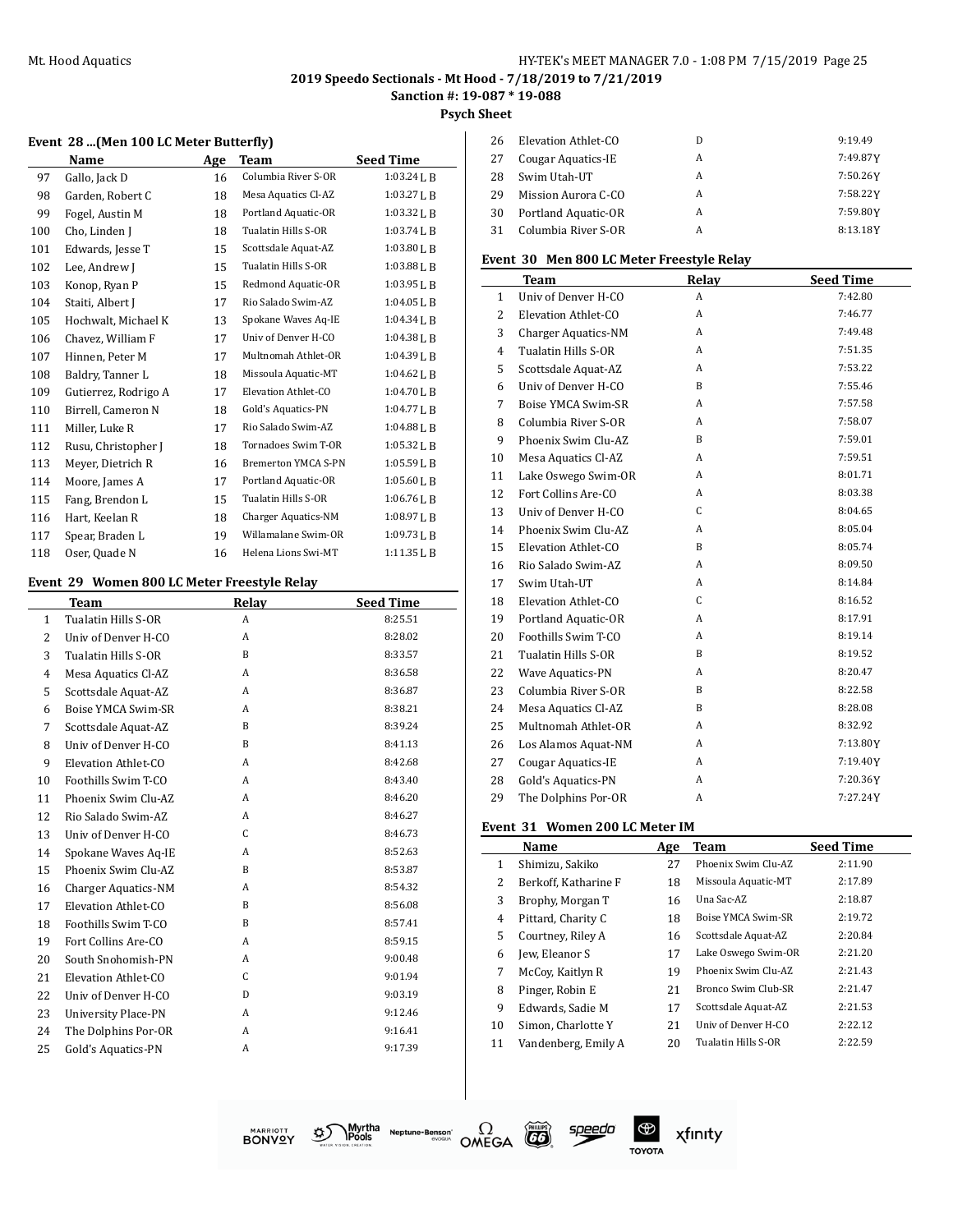2019 Speedo Sectionals - Mt Hood - 7/18/2019 to 7/21/2019

Sanction #: 19-087 * 19-088

Psych Sheet

### Event 28 ...(Men 100 LC Meter Butterfly)

| | Name | Age | Team | Seed Time |
|---|---|---|---|---|
| 97 | Gallo, Jack D | 16 | Columbia River S-OR | 1:03.24 L B |
| 98 | Garden, Robert C | 18 | Mesa Aquatics Cl-AZ | 1:03.27 L B |
| 99 | Fogel, Austin M | 18 | Portland Aquatic-OR | 1:03.32 L B |
| 100 | Cho, Linden J | 18 | Tualatin Hills S-OR | 1:03.74 L B |
| 101 | Edwards, Jesse T | 15 | Scottsdale Aquat-AZ | 1:03.80 L B |
| 102 | Lee, Andrew J | 15 | Tualatin Hills S-OR | 1:03.88 L B |
| 103 | Konop, Ryan P | 15 | Redmond Aquatic-OR | 1:03.95 L B |
| 104 | Staiti, Albert J | 17 | Rio Salado Swim-AZ | 1:04.05 L B |
| 105 | Hochwalt, Michael K | 13 | Spokane Waves Aq-IE | 1:04.34 L B |
| 106 | Chavez, William F | 17 | Univ of Denver H-CO | 1:04.38 L B |
| 107 | Hinnen, Peter M | 17 | Multnomah Athlet-OR | 1:04.39 L B |
| 108 | Baldry, Tanner L | 18 | Missoula Aquatic-MT | 1:04.62 L B |
| 109 | Gutierrez, Rodrigo A | 17 | Elevation Athlet-CO | 1:04.70 L B |
| 110 | Birrell, Cameron N | 18 | Gold's Aquatics-PN | 1:04.77 L B |
| 111 | Miller, Luke R | 17 | Rio Salado Swim-AZ | 1:04.88 L B |
| 112 | Rusu, Christopher J | 18 | Tornadoes Swim T-OR | 1:05.32 L B |
| 113 | Meyer, Dietrich R | 16 | Bremerton YMCA S-PN | 1:05.59 L B |
| 114 | Moore, James A | 17 | Portland Aquatic-OR | 1:05.60 L B |
| 115 | Fang, Brendon L | 15 | Tualatin Hills S-OR | 1:06.76 L B |
| 116 | Hart, Keelan R | 18 | Charger Aquatics-NM | 1:08.97 L B |
| 117 | Spear, Braden L | 19 | Willamalane Swim-OR | 1:09.73 L B |
| 118 | Oser, Quade N | 16 | Helena Lions Swi-MT | 1:11.35 L B |

### Event 29 Women 800 LC Meter Freestyle Relay

| | Team | Relay | Seed Time |
|---|---|---|---|
| 1 | Tualatin Hills S-OR | A | 8:25.51 |
| 2 | Univ of Denver H-CO | A | 8:28.02 |
| 3 | Tualatin Hills S-OR | B | 8:33.57 |
| 4 | Mesa Aquatics Cl-AZ | A | 8:36.58 |
| 5 | Scottsdale Aquat-AZ | A | 8:36.87 |
| 6 | Boise YMCA Swim-SR | A | 8:38.21 |
| 7 | Scottsdale Aquat-AZ | B | 8:39.24 |
| 8 | Univ of Denver H-CO | B | 8:41.13 |
| 9 | Elevation Athlet-CO | A | 8:42.68 |
| 10 | Foothills Swim T-CO | A | 8:43.40 |
| 11 | Phoenix Swim Clu-AZ | A | 8:46.20 |
| 12 | Rio Salado Swim-AZ | A | 8:46.27 |
| 13 | Univ of Denver H-CO | C | 8:46.73 |
| 14 | Spokane Waves Aq-IE | A | 8:52.63 |
| 15 | Phoenix Swim Clu-AZ | B | 8:53.87 |
| 16 | Charger Aquatics-NM | A | 8:54.32 |
| 17 | Elevation Athlet-CO | B | 8:56.08 |
| 18 | Foothills Swim T-CO | B | 8:57.41 |
| 19 | Fort Collins Are-CO | A | 8:59.15 |
| 20 | South Snohomish-PN | A | 9:00.48 |
| 21 | Elevation Athlet-CO | C | 9:01.94 |
| 22 | Univ of Denver H-CO | D | 9:03.19 |
| 23 | University Place-PN | A | 9:12.46 |
| 24 | The Dolphins Por-OR | A | 9:16.41 |
| 25 | Gold's Aquatics-PN | A | 9:17.39 |
| 26 | Elevation Athlet-CO | D | 9:19.49 |
| 27 | Cougar Aquatics-IE | A | 7:49.87Y |
| 28 | Swim Utah-UT | A | 7:50.26Y |
| 29 | Mission Aurora C-CO | A | 7:58.22Y |
| 30 | Portland Aquatic-OR | A | 7:59.80Y |
| 31 | Columbia River S-OR | A | 8:13.18Y |

### Event 30 Men 800 LC Meter Freestyle Relay

| | Team | Relay | Seed Time |
|---|---|---|---|
| 1 | Univ of Denver H-CO | A | 7:42.80 |
| 2 | Elevation Athlet-CO | A | 7:46.77 |
| 3 | Charger Aquatics-NM | A | 7:49.48 |
| 4 | Tualatin Hills S-OR | A | 7:51.35 |
| 5 | Scottsdale Aquat-AZ | A | 7:53.22 |
| 6 | Univ of Denver H-CO | B | 7:55.46 |
| 7 | Boise YMCA Swim-SR | A | 7:57.58 |
| 8 | Columbia River S-OR | A | 7:58.07 |
| 9 | Phoenix Swim Clu-AZ | B | 7:59.01 |
| 10 | Mesa Aquatics Cl-AZ | A | 7:59.51 |
| 11 | Lake Oswego Swim-OR | A | 8:01.71 |
| 12 | Fort Collins Are-CO | A | 8:03.38 |
| 13 | Univ of Denver H-CO | C | 8:04.65 |
| 14 | Phoenix Swim Clu-AZ | A | 8:05.04 |
| 15 | Elevation Athlet-CO | B | 8:05.74 |
| 16 | Rio Salado Swim-AZ | A | 8:09.50 |
| 17 | Swim Utah-UT | A | 8:14.84 |
| 18 | Elevation Athlet-CO | C | 8:16.52 |
| 19 | Portland Aquatic-OR | A | 8:17.91 |
| 20 | Foothills Swim T-CO | A | 8:19.14 |
| 21 | Tualatin Hills S-OR | B | 8:19.52 |
| 22 | Wave Aquatics-PN | A | 8:20.47 |
| 23 | Columbia River S-OR | B | 8:22.58 |
| 24 | Mesa Aquatics Cl-AZ | B | 8:28.08 |
| 25 | Multnomah Athlet-OR | A | 8:32.92 |
| 26 | Los Alamos Aquat-NM | A | 7:13.80Y |
| 27 | Cougar Aquatics-IE | A | 7:19.40Y |
| 28 | Gold's Aquatics-PN | A | 7:20.36Y |
| 29 | The Dolphins Por-OR | A | 7:27.24Y |

### Event 31 Women 200 LC Meter IM

| | Name | Age | Team | Seed Time |
|---|---|---|---|---|
| 1 | Shimizu, Sakiko | 27 | Phoenix Swim Clu-AZ | 2:11.90 |
| 2 | Berkoff, Katharine F | 18 | Missoula Aquatic-MT | 2:17.89 |
| 3 | Brophy, Morgan T | 16 | Una Sac-AZ | 2:18.87 |
| 4 | Pittard, Charity C | 18 | Boise YMCA Swim-SR | 2:19.72 |
| 5 | Courtney, Riley A | 16 | Scottsdale Aquat-AZ | 2:20.84 |
| 6 | Jew, Eleanor S | 17 | Lake Oswego Swim-OR | 2:21.20 |
| 7 | McCoy, Kaitlyn R | 19 | Phoenix Swim Clu-AZ | 2:21.43 |
| 8 | Pinger, Robin E | 21 | Bronco Swim Club-SR | 2:21.47 |
| 9 | Edwards, Sadie M | 17 | Scottsdale Aquat-AZ | 2:21.53 |
| 10 | Simon, Charlotte Y | 21 | Univ of Denver H-CO | 2:22.12 |
| 11 | Vandenberg, Emily A | 20 | Tualatin Hills S-OR | 2:22.59 |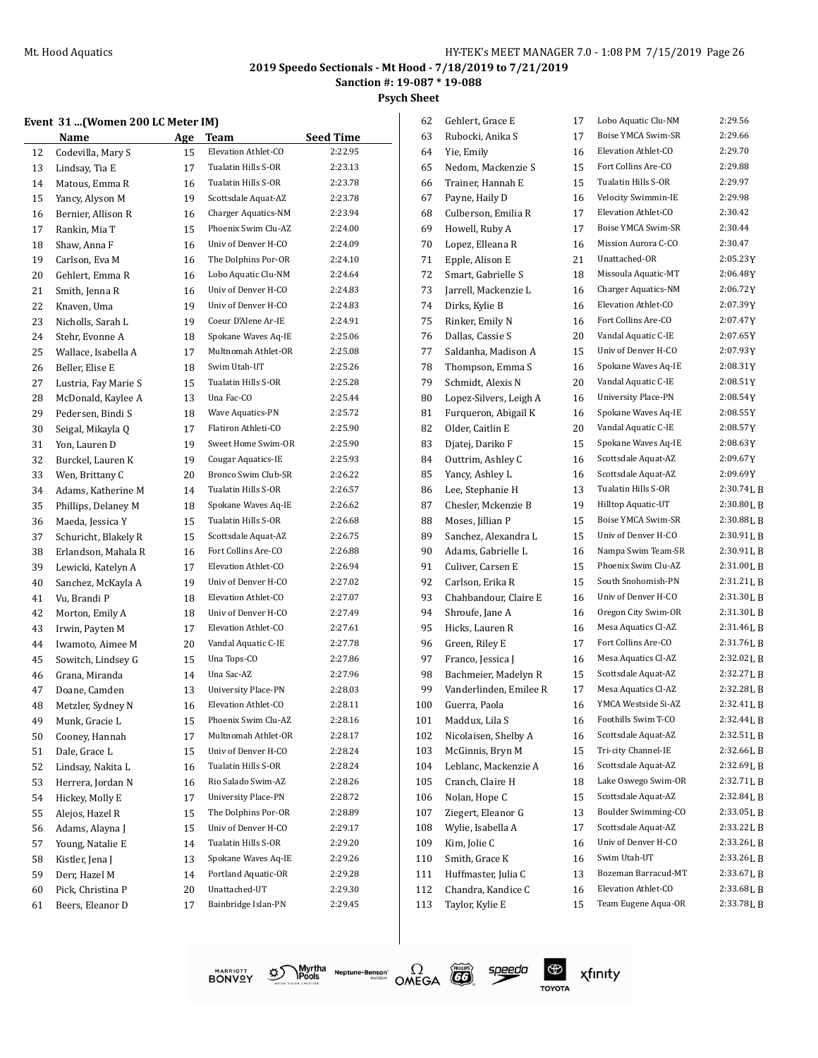2019 Speedo Sectionals - Mt Hood - 7/18/2019 to 7/21/2019

Sanction #: 19-087 * 19-088

Psych Sheet

### Event 31 ...(Women 200 LC Meter IM)

| | Name | Age | Team | Seed Time |
|---|---|---|---|---|
| 12 | Codevilla, Mary S | 15 | Elevation Athlet-CO | 2:22.95 |
| 13 | Lindsay, Tia E | 17 | Tualatin Hills S-OR | 2:23.13 |
| 14 | Matous, Emma R | 16 | Tualatin Hills S-OR | 2:23.78 |
| 15 | Yancy, Alyson M | 19 | Scottsdale Aquat-AZ | 2:23.78 |
| 16 | Bernier, Allison R | 16 | Charger Aquatics-NM | 2:23.94 |
| 17 | Rankin, Mia T | 15 | Phoenix Swim Clu-AZ | 2:24.00 |
| 18 | Shaw, Anna F | 16 | Univ of Denver H-CO | 2:24.09 |
| 19 | Carlson, Eva M | 16 | The Dolphins Por-OR | 2:24.10 |
| 20 | Gehlert, Emma R | 16 | Lobo Aquatic Clu-NM | 2:24.64 |
| 21 | Smith, Jenna R | 16 | Univ of Denver H-CO | 2:24.83 |
| 22 | Knaven, Uma | 19 | Univ of Denver H-CO | 2:24.83 |
| 23 | Nicholls, Sarah L | 19 | Coeur D'Alene Ar-IE | 2:24.91 |
| 24 | Stehr, Evonne A | 18 | Spokane Waves Aq-IE | 2:25.06 |
| 25 | Wallace, Isabella A | 17 | Multnomah Athlet-OR | 2:25.08 |
| 26 | Beller, Elise E | 18 | Swim Utah-UT | 2:25.26 |
| 27 | Lustria, Fay Marie S | 15 | Tualatin Hills S-OR | 2:25.28 |
| 28 | McDonald, Kaylee A | 13 | Una Fac-CO | 2:25.44 |
| 29 | Pedersen, Bindi S | 18 | Wave Aquatics-PN | 2:25.72 |
| 30 | Seigal, Mikayla Q | 17 | Flatiron Athleti-CO | 2:25.90 |
| 31 | Yon, Lauren D | 19 | Sweet Home Swim-OR | 2:25.90 |
| 32 | Burckel, Lauren K | 19 | Cougar Aquatics-IE | 2:25.93 |
| 33 | Wen, Brittany C | 20 | Bronco Swim Club-SR | 2:26.22 |
| 34 | Adams, Katherine M | 14 | Tualatin Hills S-OR | 2:26.57 |
| 35 | Phillips, Delaney M | 18 | Spokane Waves Aq-IE | 2:26.62 |
| 36 | Maeda, Jessica Y | 15 | Tualatin Hills S-OR | 2:26.68 |
| 37 | Schuricht, Blakely R | 15 | Scottsdale Aquat-AZ | 2:26.75 |
| 38 | Erlandson, Mahala R | 16 | Fort Collins Are-CO | 2:26.88 |
| 39 | Lewicki, Katelyn A | 17 | Elevation Athlet-CO | 2:26.94 |
| 40 | Sanchez, McKayla A | 19 | Univ of Denver H-CO | 2:27.02 |
| 41 | Vu, Brandi P | 18 | Elevation Athlet-CO | 2:27.07 |
| 42 | Morton, Emily A | 18 | Univ of Denver H-CO | 2:27.49 |
| 43 | Irwin, Payten M | 17 | Elevation Athlet-CO | 2:27.61 |
| 44 | Iwamoto, Aimee M | 20 | Vandal Aquatic C-IE | 2:27.78 |
| 45 | Sowitch, Lindsey G | 15 | Una Tops-CO | 2:27.86 |
| 46 | Grana, Miranda | 14 | Una Sac-AZ | 2:27.96 |
| 47 | Doane, Camden | 13 | University Place-PN | 2:28.03 |
| 48 | Metzler, Sydney N | 16 | Elevation Athlet-CO | 2:28.11 |
| 49 | Munk, Gracie L | 15 | Phoenix Swim Clu-AZ | 2:28.16 |
| 50 | Cooney, Hannah | 17 | Multnomah Athlet-OR | 2:28.17 |
| 51 | Dale, Grace L | 15 | Univ of Denver H-CO | 2:28.24 |
| 52 | Lindsay, Nakita L | 16 | Tualatin Hills S-OR | 2:28.24 |
| 53 | Herrera, Jordan N | 16 | Rio Salado Swim-AZ | 2:28.26 |
| 54 | Hickey, Molly E | 17 | University Place-PN | 2:28.72 |
| 55 | Alejos, Hazel R | 15 | The Dolphins Por-OR | 2:28.89 |
| 56 | Adams, Alayna J | 15 | Univ of Denver H-CO | 2:29.17 |
| 57 | Young, Natalie E | 14 | Tualatin Hills S-OR | 2:29.20 |
| 58 | Kistler, Jena J | 13 | Spokane Waves Aq-IE | 2:29.26 |
| 59 | Derr, Hazel M | 14 | Portland Aquatic-OR | 2:29.28 |
| 60 | Pick, Christina P | 20 | Unattached-UT | 2:29.30 |
| 61 | Beers, Eleanor D | 17 | Bainbridge Islan-PN | 2:29.45 |
| 62 | Gehlert, Grace E | 17 | Lobo Aquatic Clu-NM | 2:29.56 |
| 63 | Rubocki, Anika S | 17 | Boise YMCA Swim-SR | 2:29.66 |
| 64 | Yie, Emily | 16 | Elevation Athlet-CO | 2:29.70 |
| 65 | Nedom, Mackenzie S | 15 | Fort Collins Are-CO | 2:29.88 |
| 66 | Trainer, Hannah E | 15 | Tualatin Hills S-OR | 2:29.97 |
| 67 | Payne, Haily D | 16 | Velocity Swimmin-IE | 2:29.98 |
| 68 | Culberson, Emilia R | 17 | Elevation Athlet-CO | 2:30.42 |
| 69 | Howell, Ruby A | 17 | Boise YMCA Swim-SR | 2:30.44 |
| 70 | Lopez, Elleana R | 16 | Mission Aurora C-CO | 2:30.47 |
| 71 | Epple, Alison E | 21 | Unattached-OR | 2:05.23Y |
| 72 | Smart, Gabrielle S | 18 | Missoula Aquatic-MT | 2:06.48Y |
| 73 | Jarrell, Mackenzie L | 16 | Charger Aquatics-NM | 2:06.72Y |
| 74 | Dirks, Kylie B | 16 | Elevation Athlet-CO | 2:07.39Y |
| 75 | Rinker, Emily N | 16 | Fort Collins Are-CO | 2:07.47Y |
| 76 | Dallas, Cassie S | 20 | Vandal Aquatic C-IE | 2:07.65Y |
| 77 | Saldanha, Madison A | 15 | Univ of Denver H-CO | 2:07.93Y |
| 78 | Thompson, Emma S | 16 | Spokane Waves Aq-IE | 2:08.31Y |
| 79 | Schmidt, Alexis N | 20 | Vandal Aquatic C-IE | 2:08.51Y |
| 80 | Lopez-Silvers, Leigh A | 16 | University Place-PN | 2:08.54Y |
| 81 | Furqueron, Abigail K | 16 | Spokane Waves Aq-IE | 2:08.55Y |
| 82 | Older, Caitlin E | 20 | Vandal Aquatic C-IE | 2:08.57Y |
| 83 | Djatej, Dariko F | 15 | Spokane Waves Aq-IE | 2:08.63Y |
| 84 | Outtrim, Ashley C | 16 | Scottsdale Aquat-AZ | 2:09.67Y |
| 85 | Yancy, Ashley L | 16 | Scottsdale Aquat-AZ | 2:09.69Y |
| 86 | Lee, Stephanie H | 13 | Tualatin Hills S-OR | 2:30.74L B |
| 87 | Chesler, Mckenzie B | 19 | Hilltop Aquatic-UT | 2:30.80L B |
| 88 | Moses, Jillian P | 15 | Boise YMCA Swim-SR | 2:30.88L B |
| 89 | Sanchez, Alexandra L | 15 | Univ of Denver H-CO | 2:30.91L B |
| 90 | Adams, Gabrielle L | 16 | Nampa Swim Team-SR | 2:30.91L B |
| 91 | Culiver, Carsen E | 15 | Phoenix Swim Clu-AZ | 2:31.00L B |
| 92 | Carlson, Erika R | 15 | South Snohomish-PN | 2:31.21L B |
| 93 | Chahbandour, Claire E | 16 | Univ of Denver H-CO | 2:31.30L B |
| 94 | Shroufe, Jane A | 16 | Oregon City Swim-OR | 2:31.30L B |
| 95 | Hicks, Lauren R | 16 | Mesa Aquatics Cl-AZ | 2:31.46L B |
| 96 | Green, Riley E | 17 | Fort Collins Are-CO | 2:31.76L B |
| 97 | Franco, Jessica J | 16 | Mesa Aquatics Cl-AZ | 2:32.02L B |
| 98 | Bachmeier, Madelyn R | 15 | Scottsdale Aquat-AZ | 2:32.27L B |
| 99 | Vanderlinden, Emilee R | 17 | Mesa Aquatics Cl-AZ | 2:32.28L B |
| 100 | Guerra, Paola | 16 | YMCA Westside Si-AZ | 2:32.41L B |
| 101 | Maddux, Lila S | 16 | Foothills Swim T-CO | 2:32.44L B |
| 102 | Nicolaisen, Shelby A | 16 | Scottsdale Aquat-AZ | 2:32.51L B |
| 103 | McGinnis, Bryn M | 15 | Tri-city Channel-IE | 2:32.66L B |
| 104 | Leblanc, Mackenzie A | 16 | Scottsdale Aquat-AZ | 2:32.69L B |
| 105 | Cranch, Claire H | 18 | Lake Oswego Swim-OR | 2:32.71L B |
| 106 | Nolan, Hope C | 15 | Scottsdale Aquat-AZ | 2:32.84L B |
| 107 | Ziegert, Eleanor G | 13 | Boulder Swimming-CO | 2:33.05L B |
| 108 | Wylie, Isabella A | 17 | Scottsdale Aquat-AZ | 2:33.22L B |
| 109 | Kim, Jolie C | 16 | Univ of Denver H-CO | 2:33.26L B |
| 110 | Smith, Grace K | 16 | Swim Utah-UT | 2:33.26L B |
| 111 | Huffmaster, Julia C | 13 | Bozeman Barracud-MT | 2:33.67L B |
| 112 | Chandra, Kandice C | 16 | Elevation Athlet-CO | 2:33.68L B |
| 113 | Taylor, Kylie E | 15 | Team Eugene Aqua-OR | 2:33.78L B |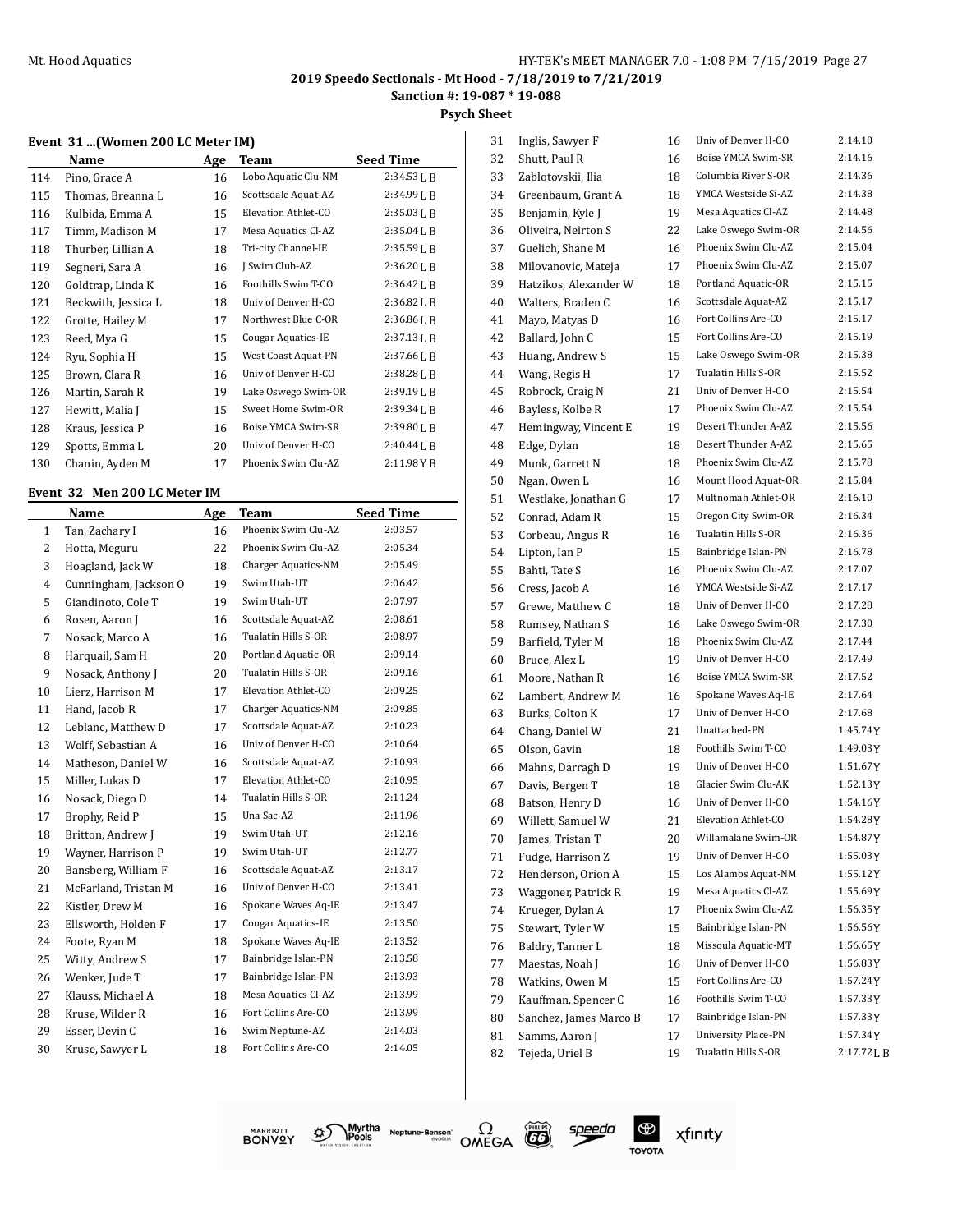2019 Speedo Sectionals - Mt Hood - 7/18/2019 to 7/21/2019

Sanction #: 19-087 * 19-088

Psych Sheet

### Event 31 ...(Women 200 LC Meter IM)

| | Name | Age | Team | Seed Time |
|---|---|---|---|---|
| 114 | Pino, Grace A | 16 | Lobo Aquatic Clu-NM | 2:34.53 L B |
| 115 | Thomas, Breanna L | 16 | Scottsdale Aquat-AZ | 2:34.99 L B |
| 116 | Kulbida, Emma A | 15 | Elevation Athlet-CO | 2:35.03 L B |
| 117 | Timm, Madison M | 17 | Mesa Aquatics Cl-AZ | 2:35.04 L B |
| 118 | Thurber, Lillian A | 18 | Tri-city Channel-IE | 2:35.59 L B |
| 119 | Segneri, Sara A | 16 | J Swim Club-AZ | 2:36.20 L B |
| 120 | Goldtrap, Linda K | 16 | Foothills Swim T-CO | 2:36.42 L B |
| 121 | Beckwith, Jessica L | 18 | Univ of Denver H-CO | 2:36.82 L B |
| 122 | Grotte, Hailey M | 17 | Northwest Blue C-OR | 2:36.86 L B |
| 123 | Reed, Mya G | 15 | Cougar Aquatics-IE | 2:37.13 L B |
| 124 | Ryu, Sophia H | 15 | West Coast Aquat-PN | 2:37.66 L B |
| 125 | Brown, Clara R | 16 | Univ of Denver H-CO | 2:38.28 L B |
| 126 | Martin, Sarah R | 19 | Lake Oswego Swim-OR | 2:39.19 L B |
| 127 | Hewitt, Malia J | 15 | Sweet Home Swim-OR | 2:39.34 L B |
| 128 | Kraus, Jessica P | 16 | Boise YMCA Swim-SR | 2:39.80 L B |
| 129 | Spotts, Emma L | 20 | Univ of Denver H-CO | 2:40.44 L B |
| 130 | Chanin, Ayden M | 17 | Phoenix Swim Clu-AZ | 2:11.98 Y B |

### Event 32 Men 200 LC Meter IM

| | Name | Age | Team | Seed Time |
|---|---|---|---|---|
| 1 | Tan, Zachary I | 16 | Phoenix Swim Clu-AZ | 2:03.57 |
| 2 | Hotta, Meguru | 22 | Phoenix Swim Clu-AZ | 2:05.34 |
| 3 | Hoagland, Jack W | 18 | Charger Aquatics-NM | 2:05.49 |
| 4 | Cunningham, Jackson O | 19 | Swim Utah-UT | 2:06.42 |
| 5 | Giandinoto, Cole T | 19 | Swim Utah-UT | 2:07.97 |
| 6 | Rosen, Aaron J | 16 | Scottsdale Aquat-AZ | 2:08.61 |
| 7 | Nosack, Marco A | 16 | Tualatin Hills S-OR | 2:08.97 |
| 8 | Harquail, Sam H | 20 | Portland Aquatic-OR | 2:09.14 |
| 9 | Nosack, Anthony J | 20 | Tualatin Hills S-OR | 2:09.16 |
| 10 | Lierz, Harrison M | 17 | Elevation Athlet-CO | 2:09.25 |
| 11 | Hand, Jacob R | 17 | Charger Aquatics-NM | 2:09.85 |
| 12 | Leblanc, Matthew D | 17 | Scottsdale Aquat-AZ | 2:10.23 |
| 13 | Wolff, Sebastian A | 16 | Univ of Denver H-CO | 2:10.64 |
| 14 | Matheson, Daniel W | 16 | Scottsdale Aquat-AZ | 2:10.93 |
| 15 | Miller, Lukas D | 17 | Elevation Athlet-CO | 2:10.95 |
| 16 | Nosack, Diego D | 14 | Tualatin Hills S-OR | 2:11.24 |
| 17 | Brophy, Reid P | 15 | Una Sac-AZ | 2:11.96 |
| 18 | Britton, Andrew J | 19 | Swim Utah-UT | 2:12.16 |
| 19 | Wayner, Harrison P | 19 | Swim Utah-UT | 2:12.77 |
| 20 | Bansberg, William F | 16 | Scottsdale Aquat-AZ | 2:13.17 |
| 21 | McFarland, Tristan M | 16 | Univ of Denver H-CO | 2:13.41 |
| 22 | Kistler, Drew M | 16 | Spokane Waves Aq-IE | 2:13.47 |
| 23 | Ellsworth, Holden F | 17 | Cougar Aquatics-IE | 2:13.50 |
| 24 | Foote, Ryan M | 18 | Spokane Waves Aq-IE | 2:13.52 |
| 25 | Witty, Andrew S | 17 | Bainbridge Islan-PN | 2:13.58 |
| 26 | Wenker, Jude T | 17 | Bainbridge Islan-PN | 2:13.93 |
| 27 | Klauss, Michael A | 18 | Mesa Aquatics Cl-AZ | 2:13.99 |
| 28 | Kruse, Wilder R | 16 | Fort Collins Are-CO | 2:13.99 |
| 29 | Esser, Devin C | 16 | Swim Neptune-AZ | 2:14.03 |
| 30 | Kruse, Sawyer L | 18 | Fort Collins Are-CO | 2:14.05 |
| 31 | Inglis, Sawyer F | 16 | Univ of Denver H-CO | 2:14.10 |
| 32 | Shutt, Paul R | 16 | Boise YMCA Swim-SR | 2:14.16 |
| 33 | Zablotovskii, Ilia | 18 | Columbia River S-OR | 2:14.36 |
| 34 | Greenbaum, Grant A | 18 | YMCA Westside Si-AZ | 2:14.38 |
| 35 | Benjamin, Kyle J | 19 | Mesa Aquatics Cl-AZ | 2:14.48 |
| 36 | Oliveira, Neirton S | 22 | Lake Oswego Swim-OR | 2:14.56 |
| 37 | Guelich, Shane M | 16 | Phoenix Swim Clu-AZ | 2:15.04 |
| 38 | Milovanovic, Mateja | 17 | Phoenix Swim Clu-AZ | 2:15.07 |
| 39 | Hatzikos, Alexander W | 18 | Portland Aquatic-OR | 2:15.15 |
| 40 | Walters, Braden C | 16 | Scottsdale Aquat-AZ | 2:15.17 |
| 41 | Mayo, Matyas D | 16 | Fort Collins Are-CO | 2:15.17 |
| 42 | Ballard, John C | 15 | Fort Collins Are-CO | 2:15.19 |
| 43 | Huang, Andrew S | 15 | Lake Oswego Swim-OR | 2:15.38 |
| 44 | Wang, Regis H | 17 | Tualatin Hills S-OR | 2:15.52 |
| 45 | Robrock, Craig N | 21 | Univ of Denver H-CO | 2:15.54 |
| 46 | Bayless, Kolbe R | 17 | Phoenix Swim Clu-AZ | 2:15.54 |
| 47 | Hemingway, Vincent E | 19 | Desert Thunder A-AZ | 2:15.56 |
| 48 | Edge, Dylan | 18 | Desert Thunder A-AZ | 2:15.65 |
| 49 | Munk, Garrett N | 18 | Phoenix Swim Clu-AZ | 2:15.78 |
| 50 | Ngan, Owen L | 16 | Mount Hood Aquat-OR | 2:15.84 |
| 51 | Westlake, Jonathan G | 17 | Multnomah Athlet-OR | 2:16.10 |
| 52 | Conrad, Adam R | 15 | Oregon City Swim-OR | 2:16.34 |
| 53 | Corbeau, Angus R | 16 | Tualatin Hills S-OR | 2:16.36 |
| 54 | Lipton, Ian P | 15 | Bainbridge Islan-PN | 2:16.78 |
| 55 | Bahti, Tate S | 16 | Phoenix Swim Clu-AZ | 2:17.07 |
| 56 | Cress, Jacob A | 16 | YMCA Westside Si-AZ | 2:17.17 |
| 57 | Grewe, Matthew C | 18 | Univ of Denver H-CO | 2:17.28 |
| 58 | Rumsey, Nathan S | 16 | Lake Oswego Swim-OR | 2:17.30 |
| 59 | Barfield, Tyler M | 18 | Phoenix Swim Clu-AZ | 2:17.44 |
| 60 | Bruce, Alex L | 19 | Univ of Denver H-CO | 2:17.49 |
| 61 | Moore, Nathan R | 16 | Boise YMCA Swim-SR | 2:17.52 |
| 62 | Lambert, Andrew M | 16 | Spokane Waves Aq-IE | 2:17.64 |
| 63 | Burks, Colton K | 17 | Univ of Denver H-CO | 2:17.68 |
| 64 | Chang, Daniel W | 21 | Unattached-PN | 1:45.74 Y |
| 65 | Olson, Gavin | 18 | Foothills Swim T-CO | 1:49.03 Y |
| 66 | Mahns, Darragh D | 19 | Univ of Denver H-CO | 1:51.67 Y |
| 67 | Davis, Bergen T | 18 | Glacier Swim Clu-AK | 1:52.13 Y |
| 68 | Batson, Henry D | 16 | Univ of Denver H-CO | 1:54.16 Y |
| 69 | Willett, Samuel W | 21 | Elevation Athlet-CO | 1:54.28 Y |
| 70 | James, Tristan T | 20 | Willamalane Swim-OR | 1:54.87 Y |
| 71 | Fudge, Harrison Z | 19 | Univ of Denver H-CO | 1:55.03 Y |
| 72 | Henderson, Orion A | 15 | Los Alamos Aquat-NM | 1:55.12 Y |
| 73 | Waggoner, Patrick R | 19 | Mesa Aquatics Cl-AZ | 1:55.69 Y |
| 74 | Krueger, Dylan A | 17 | Phoenix Swim Clu-AZ | 1:56.35 Y |
| 75 | Stewart, Tyler W | 15 | Bainbridge Islan-PN | 1:56.56 Y |
| 76 | Baldry, Tanner L | 18 | Missoula Aquatic-MT | 1:56.65 Y |
| 77 | Maestas, Noah J | 16 | Univ of Denver H-CO | 1:56.83 Y |
| 78 | Watkins, Owen M | 15 | Fort Collins Are-CO | 1:57.24 Y |
| 79 | Kauffman, Spencer C | 16 | Foothills Swim T-CO | 1:57.33 Y |
| 80 | Sanchez, James Marco B | 17 | Bainbridge Islan-PN | 1:57.33 Y |
| 81 | Samms, Aaron J | 17 | University Place-PN | 1:57.34 Y |
| 82 | Tejeda, Uriel B | 19 | Tualatin Hills S-OR | 2:17.72 L B |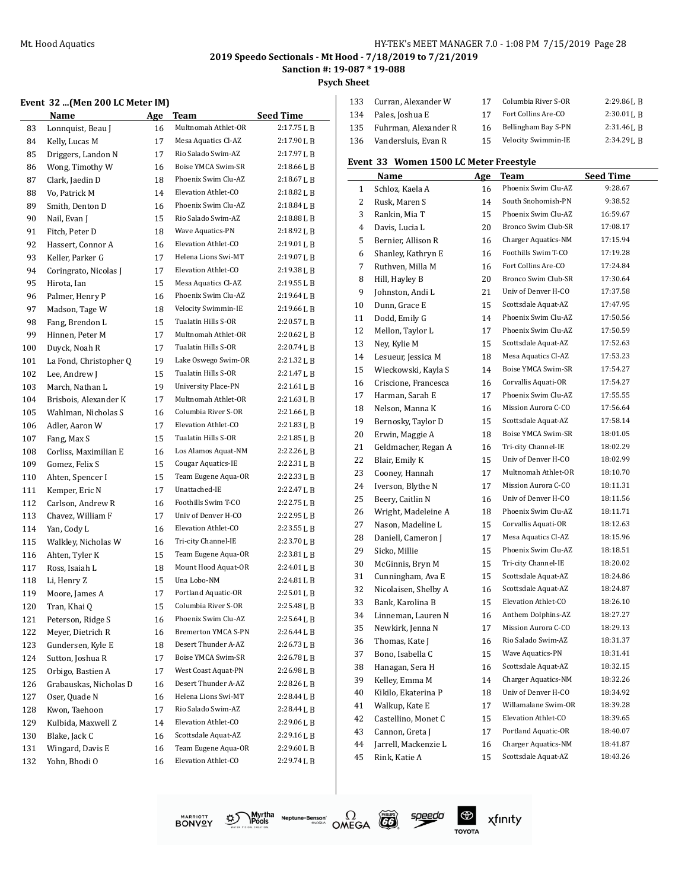## Event 32 ...(Men 200 LC Meter IM)

| | Name | Age | Team | Seed Time |
|---|---|---|---|---|
| 83 | Lonnquist, Beau J | 16 | Multnomah Athlet-OR | 2:17.75 L B |
| 84 | Kelly, Lucas M | 17 | Mesa Aquatics Cl-AZ | 2:17.90 L B |
| 85 | Driggers, Landon N | 17 | Rio Salado Swim-AZ | 2:17.97 L B |
| 86 | Wong, Timothy W | 16 | Boise YMCA Swim-SR | 2:18.66 L B |
| 87 | Clark, Jaedin D | 18 | Phoenix Swim Clu-AZ | 2:18.67 L B |
| 88 | Vo, Patrick M | 14 | Elevation Athlet-CO | 2:18.82 L B |
| 89 | Smith, Denton D | 16 | Phoenix Swim Clu-AZ | 2:18.84 L B |
| 90 | Nail, Evan J | 15 | Rio Salado Swim-AZ | 2:18.88 L B |
| 91 | Fitch, Peter D | 18 | Wave Aquatics-PN | 2:18.92 L B |
| 92 | Hassert, Connor A | 16 | Elevation Athlet-CO | 2:19.01 L B |
| 93 | Keller, Parker G | 17 | Helena Lions Swi-MT | 2:19.07 L B |
| 94 | Coringrato, Nicolas J | 17 | Elevation Athlet-CO | 2:19.38 L B |
| 95 | Hirota, Ian | 15 | Mesa Aquatics Cl-AZ | 2:19.55 L B |
| 96 | Palmer, Henry P | 16 | Phoenix Swim Clu-AZ | 2:19.64 L B |
| 97 | Madson, Tage W | 18 | Velocity Swimmin-IE | 2:19.66 L B |
| 98 | Fang, Brendon L | 15 | Tualatin Hills S-OR | 2:20.57 L B |
| 99 | Hinnen, Peter M | 17 | Multnomah Athlet-OR | 2:20.62 L B |
| 100 | Duyck, Noah R | 17 | Tualatin Hills S-OR | 2:20.74 L B |
| 101 | La Fond, Christopher Q | 19 | Lake Oswego Swim-OR | 2:21.32 L B |
| 102 | Lee, Andrew J | 15 | Tualatin Hills S-OR | 2:21.47 L B |
| 103 | March, Nathan L | 19 | University Place-PN | 2:21.61 L B |
| 104 | Brisbois, Alexander K | 17 | Multnomah Athlet-OR | 2:21.63 L B |
| 105 | Wahlman, Nicholas S | 16 | Columbia River S-OR | 2:21.66 L B |
| 106 | Adler, Aaron W | 17 | Elevation Athlet-CO | 2:21.83 L B |
| 107 | Fang, Max S | 15 | Tualatin Hills S-OR | 2:21.85 L B |
| 108 | Corliss, Maximilian E | 16 | Los Alamos Aquat-NM | 2:22.26 L B |
| 109 | Gomez, Felix S | 15 | Cougar Aquatics-IE | 2:22.31 L B |
| 110 | Ahten, Spencer I | 15 | Team Eugene Aqua-OR | 2:22.33 L B |
| 111 | Kemper, Eric N | 17 | Unattached-IE | 2:22.47 L B |
| 112 | Carlson, Andrew R | 16 | Foothills Swim T-CO | 2:22.75 L B |
| 113 | Chavez, William F | 17 | Univ of Denver H-CO | 2:22.95 L B |
| 114 | Yan, Cody L | 16 | Elevation Athlet-CO | 2:23.55 L B |
| 115 | Walkley, Nicholas W | 16 | Tri-city Channel-IE | 2:23.70 L B |
| 116 | Ahten, Tyler K | 15 | Team Eugene Aqua-OR | 2:23.81 L B |
| 117 | Ross, Isaiah L | 18 | Mount Hood Aquat-OR | 2:24.01 L B |
| 118 | Li, Henry Z | 15 | Una Lobo-NM | 2:24.81 L B |
| 119 | Moore, James A | 17 | Portland Aquatic-OR | 2:25.01 L B |
| 120 | Tran, Khai Q | 15 | Columbia River S-OR | 2:25.48 L B |
| 121 | Peterson, Ridge S | 16 | Phoenix Swim Clu-AZ | 2:25.64 L B |
| 122 | Meyer, Dietrich R | 16 | Bremerton YMCA S-PN | 2:26.44 L B |
| 123 | Gundersen, Kyle E | 18 | Desert Thunder A-AZ | 2:26.73 L B |
| 124 | Sutton, Joshua R | 17 | Boise YMCA Swim-SR | 2:26.78 L B |
| 125 | Orbigo, Bastien A | 17 | West Coast Aquat-PN | 2:26.98 L B |
| 126 | Grabauskas, Nicholas D | 16 | Desert Thunder A-AZ | 2:28.26 L B |
| 127 | Oser, Quade N | 16 | Helena Lions Swi-MT | 2:28.44 L B |
| 128 | Kwon, Taehoon | 17 | Rio Salado Swim-AZ | 2:28.44 L B |
| 129 | Kulbida, Maxwell Z | 14 | Elevation Athlet-CO | 2:29.06 L B |
| 130 | Blake, Jack C | 16 | Scottsdale Aquat-AZ | 2:29.16 L B |
| 131 | Wingard, Davis E | 16 | Team Eugene Aqua-OR | 2:29.60 L B |
| 132 | Yohn, Bhodi O | 16 | Elevation Athlet-CO | 2:29.74 L B |
| 133 | Curran, Alexander W | 17 | Columbia River S-OR | 2:29.86 L B |
| 134 | Pales, Joshua E | 17 | Fort Collins Are-CO | 2:30.01 L B |
| 135 | Fuhrman, Alexander R | 16 | Bellingham Bay S-PN | 2:31.46 L B |
| 136 | Vandersluis, Evan R | 15 | Velocity Swimmin-IE | 2:34.29 L B |

## Event 33 Women 1500 LC Meter Freestyle

| | Name | Age | Team | Seed Time |
|---|---|---|---|---|
| 1 | Schloz, Kaela A | 16 | Phoenix Swim Clu-AZ | 9:28.67 |
| 2 | Rusk, Maren S | 14 | South Snohomish-PN | 9:38.52 |
| 3 | Rankin, Mia T | 15 | Phoenix Swim Clu-AZ | 16:59.67 |
| 4 | Davis, Lucia L | 20 | Bronco Swim Club-SR | 17:08.17 |
| 5 | Bernier, Allison R | 16 | Charger Aquatics-NM | 17:15.94 |
| 6 | Shanley, Kathryn E | 16 | Foothills Swim T-CO | 17:19.28 |
| 7 | Ruthven, Milla M | 16 | Fort Collins Are-CO | 17:24.84 |
| 8 | Hill, Hayley B | 20 | Bronco Swim Club-SR | 17:30.64 |
| 9 | Johnston, Andi L | 21 | Univ of Denver H-CO | 17:37.58 |
| 10 | Dunn, Grace E | 15 | Scottsdale Aquat-AZ | 17:47.95 |
| 11 | Dodd, Emily G | 14 | Phoenix Swim Clu-AZ | 17:50.56 |
| 12 | Mellon, Taylor L | 17 | Phoenix Swim Clu-AZ | 17:50.59 |
| 13 | Ney, Kylie M | 15 | Scottsdale Aquat-AZ | 17:52.63 |
| 14 | Lesueur, Jessica M | 18 | Mesa Aquatics Cl-AZ | 17:53.23 |
| 15 | Wieckowski, Kayla S | 14 | Boise YMCA Swim-SR | 17:54.27 |
| 16 | Criscione, Francesca | 16 | Corvallis Aquati-OR | 17:54.27 |
| 17 | Harman, Sarah E | 17 | Phoenix Swim Clu-AZ | 17:55.55 |
| 18 | Nelson, Manna K | 16 | Mission Aurora C-CO | 17:56.64 |
| 19 | Bernosky, Taylor D | 15 | Scottsdale Aquat-AZ | 17:58.14 |
| 20 | Erwin, Maggie A | 18 | Boise YMCA Swim-SR | 18:01.05 |
| 21 | Geldmacher, Regan A | 16 | Tri-city Channel-IE | 18:02.29 |
| 22 | Blair, Emily K | 15 | Univ of Denver H-CO | 18:02.99 |
| 23 | Cooney, Hannah | 17 | Multnomah Athlet-OR | 18:10.70 |
| 24 | Iverson, Blythe N | 17 | Mission Aurora C-CO | 18:11.31 |
| 25 | Beery, Caitlin N | 16 | Univ of Denver H-CO | 18:11.56 |
| 26 | Wright, Madeleine A | 18 | Phoenix Swim Clu-AZ | 18:11.71 |
| 27 | Nason, Madeline L | 15 | Corvallis Aquati-OR | 18:12.63 |
| 28 | Daniell, Cameron J | 17 | Mesa Aquatics Cl-AZ | 18:15.96 |
| 29 | Sicko, Millie | 15 | Phoenix Swim Clu-AZ | 18:18.51 |
| 30 | McGinnis, Bryn M | 15 | Tri-city Channel-IE | 18:20.02 |
| 31 | Cunningham, Ava E | 15 | Scottsdale Aquat-AZ | 18:24.86 |
| 32 | Nicolaisen, Shelby A | 16 | Scottsdale Aquat-AZ | 18:24.87 |
| 33 | Bank, Karolina B | 15 | Elevation Athlet-CO | 18:26.10 |
| 34 | Linneman, Lauren N | 16 | Anthem Dolphins-AZ | 18:27.27 |
| 35 | Newkirk, Jenna N | 17 | Mission Aurora C-CO | 18:29.13 |
| 36 | Thomas, Kate J | 16 | Rio Salado Swim-AZ | 18:31.37 |
| 37 | Bono, Isabella C | 15 | Wave Aquatics-PN | 18:31.41 |
| 38 | Hanagan, Sera H | 16 | Scottsdale Aquat-AZ | 18:32.15 |
| 39 | Kelley, Emma M | 14 | Charger Aquatics-NM | 18:32.26 |
| 40 | Kikilo, Ekaterina P | 18 | Univ of Denver H-CO | 18:34.92 |
| 41 | Walkup, Kate E | 17 | Willamalane Swim-OR | 18:39.28 |
| 42 | Castellino, Monet C | 15 | Elevation Athlet-CO | 18:39.65 |
| 43 | Cannon, Greta J | 17 | Portland Aquatic-OR | 18:40.07 |
| 44 | Jarrell, Mackenzie L | 16 | Charger Aquatics-NM | 18:41.87 |
| 45 | Rink, Katie A | 15 | Scottsdale Aquat-AZ | 18:43.26 |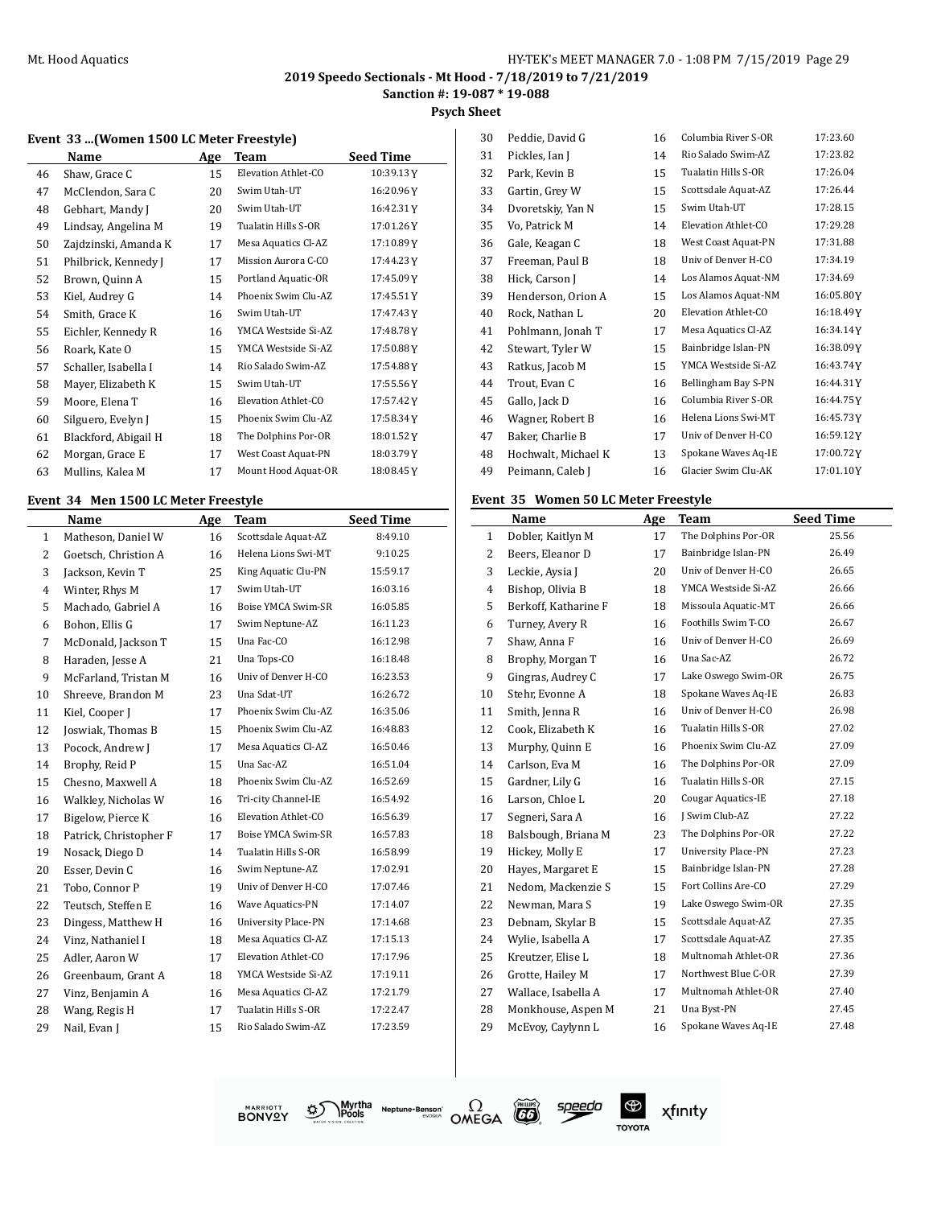## 2019 Speedo Sectionals - Mt Hood - 7/18/2019 to 7/21/2019

**Sanction #: 19-087 * 19-088**

**Psych Sheet**

### Event 33 ...(Women 1500 LC Meter Freestyle)

| | Name | Age | Team | Seed Time |
|---|---|---|---|---|
| 46 | Shaw, Grace C | 15 | Elevation Athlet-CO | 10:39.13Y |
| 47 | McClendon, Sara C | 20 | Swim Utah-UT | 16:20.96Y |
| 48 | Gebhart, Mandy J | 20 | Swim Utah-UT | 16:42.31Y |
| 49 | Lindsay, Angelina M | 19 | Tualatin Hills S-OR | 17:01.26Y |
| 50 | Zajdzinski, Amanda K | 17 | Mesa Aquatics Cl-AZ | 17:10.89Y |
| 51 | Philbrick, Kennedy J | 17 | Mission Aurora C-CO | 17:44.23Y |
| 52 | Brown, Quinn A | 15 | Portland Aquatic-OR | 17:45.09Y |
| 53 | Kiel, Audrey G | 14 | Phoenix Swim Clu-AZ | 17:45.51Y |
| 54 | Smith, Grace K | 16 | Swim Utah-UT | 17:47.43Y |
| 55 | Eichler, Kennedy R | 16 | YMCA Westside Si-AZ | 17:48.78Y |
| 56 | Roark, Kate O | 15 | YMCA Westside Si-AZ | 17:50.88Y |
| 57 | Schaller, Isabella I | 14 | Rio Salado Swim-AZ | 17:54.88Y |
| 58 | Mayer, Elizabeth K | 15 | Swim Utah-UT | 17:55.56Y |
| 59 | Moore, Elena T | 16 | Elevation Athlet-CO | 17:57.42Y |
| 60 | Silguero, Evelyn J | 15 | Phoenix Swim Clu-AZ | 17:58.34Y |
| 61 | Blackford, Abigail H | 18 | The Dolphins Por-OR | 18:01.52Y |
| 62 | Morgan, Grace E | 17 | West Coast Aquat-PN | 18:03.79Y |
| 63 | Mullins, Kalea M | 17 | Mount Hood Aquat-OR | 18:08.45Y |

### Event 34 Men 1500 LC Meter Freestyle

| | Name | Age | Team | Seed Time |
|---|---|---|---|---|
| 1 | Matheson, Daniel W | 16 | Scottsdale Aquat-AZ | 8:49.10 |
| 2 | Goetsch, Christion A | 16 | Helena Lions Swi-MT | 9:10.25 |
| 3 | Jackson, Kevin T | 25 | King Aquatic Clu-PN | 15:59.17 |
| 4 | Winter, Rhys M | 17 | Swim Utah-UT | 16:03.16 |
| 5 | Machado, Gabriel A | 16 | Boise YMCA Swim-SR | 16:05.85 |
| 6 | Bohon, Ellis G | 17 | Swim Neptune-AZ | 16:11.23 |
| 7 | McDonald, Jackson T | 15 | Una Fac-CO | 16:12.98 |
| 8 | Haraden, Jesse A | 21 | Una Tops-CO | 16:18.48 |
| 9 | McFarland, Tristan M | 16 | Univ of Denver H-CO | 16:23.53 |
| 10 | Shreeve, Brandon M | 23 | Una Sdat-UT | 16:26.72 |
| 11 | Kiel, Cooper J | 17 | Phoenix Swim Clu-AZ | 16:35.06 |
| 12 | Joswiak, Thomas B | 15 | Phoenix Swim Clu-AZ | 16:48.83 |
| 13 | Pocock, Andrew J | 17 | Mesa Aquatics Cl-AZ | 16:50.46 |
| 14 | Brophy, Reid P | 15 | Una Sac-AZ | 16:51.04 |
| 15 | Chesno, Maxwell A | 18 | Phoenix Swim Clu-AZ | 16:52.69 |
| 16 | Walkley, Nicholas W | 16 | Tri-city Channel-IE | 16:54.92 |
| 17 | Bigelow, Pierce K | 16 | Elevation Athlet-CO | 16:56.39 |
| 18 | Patrick, Christopher F | 17 | Boise YMCA Swim-SR | 16:57.83 |
| 19 | Nosack, Diego D | 14 | Tualatin Hills S-OR | 16:58.99 |
| 20 | Esser, Devin C | 16 | Swim Neptune-AZ | 17:02.91 |
| 21 | Tobo, Connor P | 19 | Univ of Denver H-CO | 17:07.46 |
| 22 | Teutsch, Steffen E | 16 | Wave Aquatics-PN | 17:14.07 |
| 23 | Dingess, Matthew H | 16 | University Place-PN | 17:14.68 |
| 24 | Vinz, Nathaniel I | 18 | Mesa Aquatics Cl-AZ | 17:15.13 |
| 25 | Adler, Aaron W | 17 | Elevation Athlet-CO | 17:17.96 |
| 26 | Greenbaum, Grant A | 18 | YMCA Westside Si-AZ | 17:19.11 |
| 27 | Vinz, Benjamin A | 16 | Mesa Aquatics Cl-AZ | 17:21.79 |
| 28 | Wang, Regis H | 17 | Tualatin Hills S-OR | 17:22.47 |
| 29 | Nail, Evan J | 15 | Rio Salado Swim-AZ | 17:23.59 |
| 30 | Peddie, David G | 16 | Columbia River S-OR | 17:23.60 |
| 31 | Pickles, Ian J | 14 | Rio Salado Swim-AZ | 17:23.82 |
| 32 | Park, Kevin B | 15 | Tualatin Hills S-OR | 17:26.04 |
| 33 | Gartin, Grey W | 15 | Scottsdale Aquat-AZ | 17:26.44 |
| 34 | Dvoretskiy, Yan N | 15 | Swim Utah-UT | 17:28.15 |
| 35 | Vo, Patrick M | 14 | Elevation Athlet-CO | 17:29.28 |
| 36 | Gale, Keagan C | 18 | West Coast Aquat-PN | 17:31.88 |
| 37 | Freeman, Paul B | 18 | Univ of Denver H-CO | 17:34.19 |
| 38 | Hick, Carson J | 14 | Los Alamos Aquat-NM | 17:34.69 |
| 39 | Henderson, Orion A | 15 | Los Alamos Aquat-NM | 16:05.80Y |
| 40 | Rock, Nathan L | 20 | Elevation Athlet-CO | 16:18.49Y |
| 41 | Pohlmann, Jonah T | 17 | Mesa Aquatics Cl-AZ | 16:34.14Y |
| 42 | Stewart, Tyler W | 15 | Bainbridge Islan-PN | 16:38.09Y |
| 43 | Ratkus, Jacob M | 15 | YMCA Westside Si-AZ | 16:43.74Y |
| 44 | Trout, Evan C | 16 | Bellingham Bay S-PN | 16:44.31Y |
| 45 | Gallo, Jack D | 16 | Columbia River S-OR | 16:44.75Y |
| 46 | Wagner, Robert B | 16 | Helena Lions Swi-MT | 16:45.73Y |
| 47 | Baker, Charlie B | 17 | Univ of Denver H-CO | 16:59.12Y |
| 48 | Hochwalt, Michael K | 13 | Spokane Waves Aq-IE | 17:00.72Y |
| 49 | Peimann, Caleb J | 16 | Glacier Swim Clu-AK | 17:01.10Y |

### Event 35 Women 50 LC Meter Freestyle

| | Name | Age | Team | Seed Time |
|---|---|---|---|---|
| 1 | Dobler, Kaitlyn M | 17 | The Dolphins Por-OR | 25.56 |
| 2 | Beers, Eleanor D | 17 | Bainbridge Islan-PN | 26.49 |
| 3 | Leckie, Aysia J | 20 | Univ of Denver H-CO | 26.65 |
| 4 | Bishop, Olivia B | 18 | YMCA Westside Si-AZ | 26.66 |
| 5 | Berkoff, Katharine F | 18 | Missoula Aquatic-MT | 26.66 |
| 6 | Turney, Avery R | 16 | Foothills Swim T-CO | 26.67 |
| 7 | Shaw, Anna F | 16 | Univ of Denver H-CO | 26.69 |
| 8 | Brophy, Morgan T | 16 | Una Sac-AZ | 26.72 |
| 9 | Gingras, Audrey C | 17 | Lake Oswego Swim-OR | 26.75 |
| 10 | Stehr, Evonne A | 18 | Spokane Waves Aq-IE | 26.83 |
| 11 | Smith, Jenna R | 16 | Univ of Denver H-CO | 26.98 |
| 12 | Cook, Elizabeth K | 16 | Tualatin Hills S-OR | 27.02 |
| 13 | Murphy, Quinn E | 16 | Phoenix Swim Clu-AZ | 27.09 |
| 14 | Carlson, Eva M | 16 | The Dolphins Por-OR | 27.09 |
| 15 | Gardner, Lily G | 16 | Tualatin Hills S-OR | 27.15 |
| 16 | Larson, Chloe L | 20 | Cougar Aquatics-IE | 27.18 |
| 17 | Segneri, Sara A | 16 | J Swim Club-AZ | 27.22 |
| 18 | Balsbough, Briana M | 23 | The Dolphins Por-OR | 27.22 |
| 19 | Hickey, Molly E | 17 | University Place-PN | 27.23 |
| 20 | Hayes, Margaret E | 15 | Bainbridge Islan-PN | 27.28 |
| 21 | Nedom, Mackenzie S | 15 | Fort Collins Are-CO | 27.29 |
| 22 | Newman, Mara S | 19 | Lake Oswego Swim-OR | 27.35 |
| 23 | Debnam, Skylar B | 15 | Scottsdale Aquat-AZ | 27.35 |
| 24 | Wylie, Isabella A | 17 | Scottsdale Aquat-AZ | 27.35 |
| 25 | Kreutzer, Elise L | 18 | Multnomah Athlet-OR | 27.36 |
| 26 | Grotte, Hailey M | 17 | Northwest Blue C-OR | 27.39 |
| 27 | Wallace, Isabella A | 17 | Multnomah Athlet-OR | 27.40 |
| 28 | Monkhouse, Aspen M | 21 | Una Byst-PN | 27.45 |
| 29 | McEvoy, Caylynn L | 16 | Spokane Waves Aq-IE | 27.48 |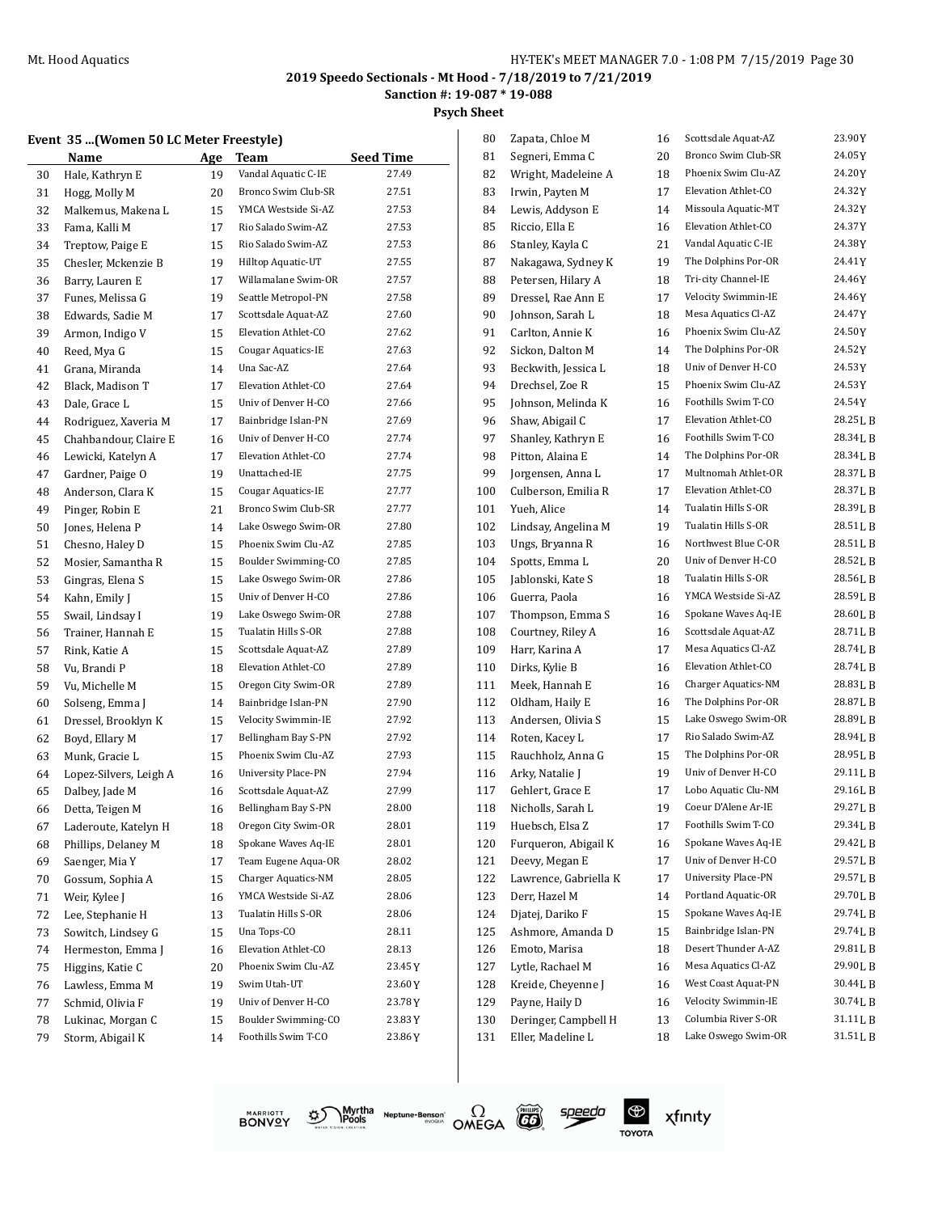## 2019 Speedo Sectionals - Mt Hood - 7/18/2019 to 7/21/2019

**Sanction #: 19-087 * 19-088**

**Psych Sheet**

### Event 35 ...(Women 50 LC Meter Freestyle)

| | Name | Age | Team | Seed Time |
|---|---|---|---|---|
| 30 | Hale, Kathryn E | 19 | Vandal Aquatic C-IE | 27.49 |
| 31 | Hogg, Molly M | 20 | Bronco Swim Club-SR | 27.51 |
| 32 | Malkemus, Makena L | 15 | YMCA Westside Si-AZ | 27.53 |
| 33 | Fama, Kalli M | 17 | Rio Salado Swim-AZ | 27.53 |
| 34 | Treptow, Paige E | 15 | Rio Salado Swim-AZ | 27.53 |
| 35 | Chesler, Mckenzie B | 19 | Hilltop Aquatic-UT | 27.55 |
| 36 | Barry, Lauren E | 17 | Willamalane Swim-OR | 27.57 |
| 37 | Funes, Melissa G | 19 | Seattle Metropol-PN | 27.58 |
| 38 | Edwards, Sadie M | 17 | Scottsdale Aquat-AZ | 27.60 |
| 39 | Armon, Indigo V | 15 | Elevation Athlet-CO | 27.62 |
| 40 | Reed, Mya G | 15 | Cougar Aquatics-IE | 27.63 |
| 41 | Grana, Miranda | 14 | Una Sac-AZ | 27.64 |
| 42 | Black, Madison T | 17 | Elevation Athlet-CO | 27.64 |
| 43 | Dale, Grace L | 15 | Univ of Denver H-CO | 27.66 |
| 44 | Rodriguez, Xaveria M | 17 | Bainbridge Islan-PN | 27.69 |
| 45 | Chahbandour, Claire E | 16 | Univ of Denver H-CO | 27.74 |
| 46 | Lewicki, Katelyn A | 17 | Elevation Athlet-CO | 27.74 |
| 47 | Gardner, Paige O | 19 | Unattached-IE | 27.75 |
| 48 | Anderson, Clara K | 15 | Cougar Aquatics-IE | 27.77 |
| 49 | Pinger, Robin E | 21 | Bronco Swim Club-SR | 27.77 |
| 50 | Jones, Helena P | 14 | Lake Oswego Swim-OR | 27.80 |
| 51 | Chesno, Haley D | 15 | Phoenix Swim Clu-AZ | 27.85 |
| 52 | Mosier, Samantha R | 15 | Boulder Swimming-CO | 27.85 |
| 53 | Gingras, Elena S | 15 | Lake Oswego Swim-OR | 27.86 |
| 54 | Kahn, Emily J | 15 | Univ of Denver H-CO | 27.86 |
| 55 | Swail, Lindsay I | 19 | Lake Oswego Swim-OR | 27.88 |
| 56 | Trainer, Hannah E | 15 | Tualatin Hills S-OR | 27.88 |
| 57 | Rink, Katie A | 15 | Scottsdale Aquat-AZ | 27.89 |
| 58 | Vu, Brandi P | 18 | Elevation Athlet-CO | 27.89 |
| 59 | Vu, Michelle M | 15 | Oregon City Swim-OR | 27.89 |
| 60 | Solseng, Emma J | 14 | Bainbridge Islan-PN | 27.90 |
| 61 | Dressel, Brooklyn K | 15 | Velocity Swimmin-IE | 27.92 |
| 62 | Boyd, Ellary M | 17 | Bellingham Bay S-PN | 27.92 |
| 63 | Munk, Gracie L | 15 | Phoenix Swim Clu-AZ | 27.93 |
| 64 | Lopez-Silvers, Leigh A | 16 | University Place-PN | 27.94 |
| 65 | Dalbey, Jade M | 16 | Scottsdale Aquat-AZ | 27.99 |
| 66 | Detta, Teigen M | 16 | Bellingham Bay S-PN | 28.00 |
| 67 | Laderoute, Katelyn H | 18 | Oregon City Swim-OR | 28.01 |
| 68 | Phillips, Delaney M | 18 | Spokane Waves Aq-IE | 28.01 |
| 69 | Saenger, Mia Y | 17 | Team Eugene Aqua-OR | 28.02 |
| 70 | Gossum, Sophia A | 15 | Charger Aquatics-NM | 28.05 |
| 71 | Weir, Kylee J | 16 | YMCA Westside Si-AZ | 28.06 |
| 72 | Lee, Stephanie H | 13 | Tualatin Hills S-OR | 28.06 |
| 73 | Sowitch, Lindsey G | 15 | Una Tops-CO | 28.11 |
| 74 | Hermeston, Emma J | 16 | Elevation Athlet-CO | 28.13 |
| 75 | Higgins, Katie C | 20 | Phoenix Swim Clu-AZ | 23.45Y |
| 76 | Lawless, Emma M | 19 | Swim Utah-UT | 23.60Y |
| 77 | Schmid, Olivia F | 19 | Univ of Denver H-CO | 23.78Y |
| 78 | Lukinac, Morgan C | 15 | Boulder Swimming-CO | 23.83Y |
| 79 | Storm, Abigail K | 14 | Foothills Swim T-CO | 23.86Y |
| 80 | Zapata, Chloe M | 16 | Scottsdale Aquat-AZ | 23.90Y |
| 81 | Segneri, Emma C | 20 | Bronco Swim Club-SR | 24.05Y |
| 82 | Wright, Madeleine A | 18 | Phoenix Swim Clu-AZ | 24.20Y |
| 83 | Irwin, Payten M | 17 | Elevation Athlet-CO | 24.32Y |
| 84 | Lewis, Addyson E | 14 | Missoula Aquatic-MT | 24.32Y |
| 85 | Riccio, Ella E | 16 | Elevation Athlet-CO | 24.37Y |
| 86 | Stanley, Kayla C | 21 | Vandal Aquatic C-IE | 24.38Y |
| 87 | Nakagawa, Sydney K | 19 | The Dolphins Por-OR | 24.41Y |
| 88 | Petersen, Hilary A | 18 | Tri-city Channel-IE | 24.46Y |
| 89 | Dressel, Rae Ann E | 17 | Velocity Swimmin-IE | 24.46Y |
| 90 | Johnson, Sarah L | 18 | Mesa Aquatics Cl-AZ | 24.47Y |
| 91 | Carlton, Annie K | 16 | Phoenix Swim Clu-AZ | 24.50Y |
| 92 | Sickon, Dalton M | 14 | The Dolphins Por-OR | 24.52Y |
| 93 | Beckwith, Jessica L | 18 | Univ of Denver H-CO | 24.53Y |
| 94 | Drechsel, Zoe R | 15 | Phoenix Swim Clu-AZ | 24.53Y |
| 95 | Johnson, Melinda K | 16 | Foothills Swim T-CO | 24.54Y |
| 96 | Shaw, Abigail C | 17 | Elevation Athlet-CO | 28.25L B |
| 97 | Shanley, Kathryn E | 16 | Foothills Swim T-CO | 28.34L B |
| 98 | Pitton, Alaina E | 14 | The Dolphins Por-OR | 28.34L B |
| 99 | Jorgensen, Anna L | 17 | Multnomah Athlet-OR | 28.37L B |
| 100 | Culberson, Emilia R | 17 | Elevation Athlet-CO | 28.37L B |
| 101 | Yueh, Alice | 14 | Tualatin Hills S-OR | 28.39L B |
| 102 | Lindsay, Angelina M | 19 | Tualatin Hills S-OR | 28.51L B |
| 103 | Ungs, Bryanna R | 16 | Northwest Blue C-OR | 28.51L B |
| 104 | Spotts, Emma L | 20 | Univ of Denver H-CO | 28.52L B |
| 105 | Jablonski, Kate S | 18 | Tualatin Hills S-OR | 28.56L B |
| 106 | Guerra, Paola | 16 | YMCA Westside Si-AZ | 28.59L B |
| 107 | Thompson, Emma S | 16 | Spokane Waves Aq-IE | 28.60L B |
| 108 | Courtney, Riley A | 16 | Scottsdale Aquat-AZ | 28.71L B |
| 109 | Harr, Karina M | 17 | Mesa Aquatics Cl-AZ | 28.74L B |
| 110 | Dirks, Kylie B | 16 | Elevation Athlet-CO | 28.74L B |
| 111 | Meek, Hannah E | 16 | Charger Aquatics-NM | 28.83L B |
| 112 | Oldham, Haily E | 16 | The Dolphins Por-OR | 28.87L B |
| 113 | Andersen, Olivia S | 15 | Lake Oswego Swim-OR | 28.89L B |
| 114 | Roten, Kacey L | 17 | Rio Salado Swim-AZ | 28.94L B |
| 115 | Rauchholz, Anna G | 15 | The Dolphins Por-OR | 28.95L B |
| 116 | Arky, Natalie J | 19 | Univ of Denver H-CO | 29.11L B |
| 117 | Gehlert, Grace E | 17 | Lobo Aquatic Clu-NM | 29.16L B |
| 118 | Nicholls, Sarah L | 19 | Coeur D'Alene Ar-IE | 29.27L B |
| 119 | Huebsch, Elsa Z | 17 | Foothills Swim T-CO | 29.34L B |
| 120 | Furqueron, Abigail K | 16 | Spokane Waves Aq-IE | 29.42L B |
| 121 | Deevy, Megan E | 17 | Univ of Denver H-CO | 29.57L B |
| 122 | Lawrence, Gabriella K | 17 | University Place-PN | 29.57L B |
| 123 | Derr, Hazel M | 14 | Portland Aquatic-OR | 29.70L B |
| 124 | Djatej, Dariko F | 15 | Spokane Waves Aq-IE | 29.74L B |
| 125 | Ashmore, Amanda D | 15 | Bainbridge Islan-PN | 29.74L B |
| 126 | Emoto, Marisa | 18 | Desert Thunder A-AZ | 29.81L B |
| 127 | Lytle, Rachael M | 16 | Mesa Aquatics Cl-AZ | 29.90L B |
| 128 | Kreide, Cheyenne J | 16 | West Coast Aquat-PN | 30.44L B |
| 129 | Payne, Haily D | 16 | Velocity Swimmin-IE | 30.74L B |
| 130 | Deringer, Campbell H | 13 | Columbia River S-OR | 31.11L B |
| 131 | Eller, Madeline L | 18 | Lake Oswego Swim-OR | 31.51L B |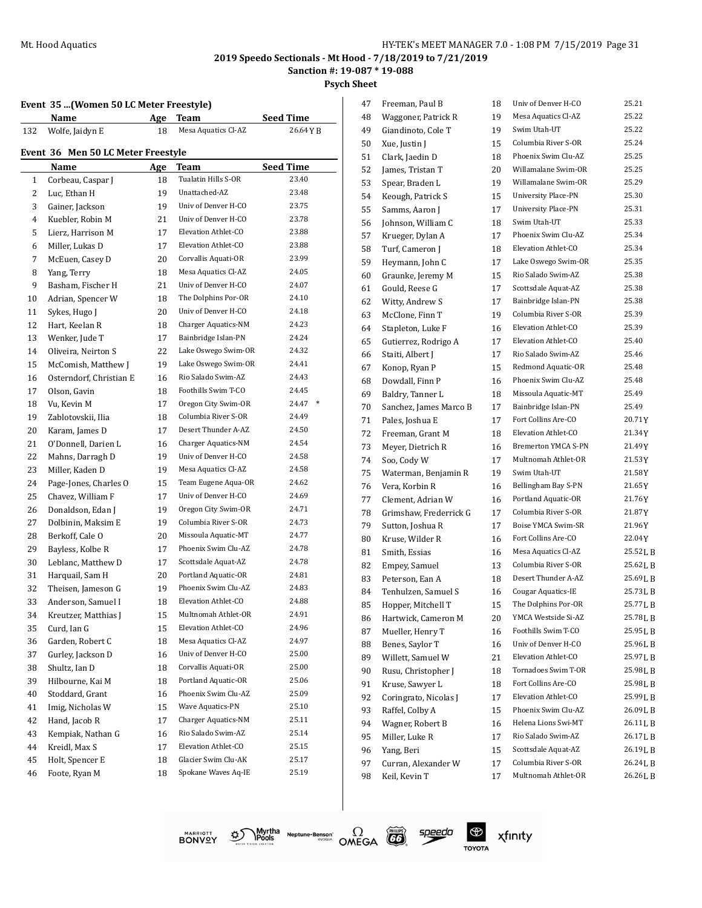2019 Speedo Sectionals - Mt Hood - 7/18/2019 to 7/21/2019

Sanction #: 19-087 * 19-088

Psych Sheet

**Event 35 ...(Women 50 LC Meter Freestyle)**

| | Name | Age | Team | Seed Time |
|---|---|---|---|---|
| 132 | Wolfe, Jaidyn E | 18 | Mesa Aquatics Cl-AZ | 26.64Y B |

**Event 36 Men 50 LC Meter Freestyle**

| | Name | Age | Team | Seed Time |
|---|---|---|---|---|
| 1 | Corbeau, Caspar J | 18 | Tualatin Hills S-OR | 23.40 |
| 2 | Luc, Ethan H | 19 | Unattached-AZ | 23.48 |
| 3 | Gainer, Jackson | 19 | Univ of Denver H-CO | 23.75 |
| 4 | Kuebler, Robin M | 21 | Univ of Denver H-CO | 23.78 |
| 5 | Lierz, Harrison M | 17 | Elevation Athlet-CO | 23.88 |
| 6 | Miller, Lukas D | 17 | Elevation Athlet-CO | 23.88 |
| 7 | McEuen, Casey D | 20 | Corvallis Aquati-OR | 23.99 |
| 8 | Yang, Terry | 18 | Mesa Aquatics Cl-AZ | 24.05 |
| 9 | Basham, Fischer H | 21 | Univ of Denver H-CO | 24.07 |
| 10 | Adrian, Spencer W | 18 | The Dolphins Por-OR | 24.10 |
| 11 | Sykes, Hugo J | 20 | Univ of Denver H-CO | 24.18 |
| 12 | Hart, Keelan R | 18 | Charger Aquatics-NM | 24.23 |
| 13 | Wenker, Jude T | 17 | Bainbridge Islan-PN | 24.24 |
| 14 | Oliveira, Neirton S | 22 | Lake Oswego Swim-OR | 24.32 |
| 15 | McComish, Matthew J | 19 | Lake Oswego Swim-OR | 24.41 |
| 16 | Osterndorf, Christian E | 16 | Rio Salado Swim-AZ | 24.43 |
| 17 | Olson, Gavin | 18 | Foothills Swim T-CO | 24.45 |
| 18 | Vu, Kevin M | 17 | Oregon City Swim-OR | 24.47 * |
| 19 | Zablotovskii, Ilia | 18 | Columbia River S-OR | 24.49 |
| 20 | Karam, James D | 17 | Desert Thunder A-AZ | 24.50 |
| 21 | O'Donnell, Darien L | 16 | Charger Aquatics-NM | 24.54 |
| 22 | Mahns, Darragh D | 19 | Univ of Denver H-CO | 24.58 |
| 23 | Miller, Kaden D | 19 | Mesa Aquatics Cl-AZ | 24.58 |
| 24 | Page-Jones, Charles O | 15 | Team Eugene Aqua-OR | 24.62 |
| 25 | Chavez, William F | 17 | Univ of Denver H-CO | 24.69 |
| 26 | Donaldson, Edan J | 19 | Oregon City Swim-OR | 24.71 |
| 27 | Dolbinin, Maksim E | 19 | Columbia River S-OR | 24.73 |
| 28 | Berkoff, Cale O | 20 | Missoula Aquatic-MT | 24.77 |
| 29 | Bayless, Kolbe R | 17 | Phoenix Swim Clu-AZ | 24.78 |
| 30 | Leblanc, Matthew D | 17 | Scottsdale Aquat-AZ | 24.78 |
| 31 | Harquail, Sam H | 20 | Portland Aquatic-OR | 24.81 |
| 32 | Theisen, Jameson G | 19 | Phoenix Swim Clu-AZ | 24.83 |
| 33 | Anderson, Samuel I | 18 | Elevation Athlet-CO | 24.88 |
| 34 | Kreutzer, Matthias J | 15 | Multnomah Athlet-OR | 24.91 |
| 35 | Curd, Ian G | 15 | Elevation Athlet-CO | 24.96 |
| 36 | Garden, Robert C | 18 | Mesa Aquatics Cl-AZ | 24.97 |
| 37 | Gurley, Jackson D | 16 | Univ of Denver H-CO | 25.00 |
| 38 | Shultz, Ian D | 18 | Corvallis Aquati-OR | 25.00 |
| 39 | Hilbourne, Kai M | 18 | Portland Aquatic-OR | 25.06 |
| 40 | Stoddard, Grant | 16 | Phoenix Swim Clu-AZ | 25.09 |
| 41 | Imig, Nicholas W | 15 | Wave Aquatics-PN | 25.10 |
| 42 | Hand, Jacob R | 17 | Charger Aquatics-NM | 25.11 |
| 43 | Kempiak, Nathan G | 16 | Rio Salado Swim-AZ | 25.14 |
| 44 | Kreidl, Max S | 17 | Elevation Athlet-CO | 25.15 |
| 45 | Holt, Spencer E | 18 | Glacier Swim Clu-AK | 25.17 |
| 46 | Foote, Ryan M | 18 | Spokane Waves Aq-IE | 25.19 |
| 47 | Freeman, Paul B | 18 | Univ of Denver H-CO | 25.21 |
| 48 | Waggoner, Patrick R | 19 | Mesa Aquatics Cl-AZ | 25.22 |
| 49 | Giandinoto, Cole T | 19 | Swim Utah-UT | 25.22 |
| 50 | Xue, Justin J | 15 | Columbia River S-OR | 25.24 |
| 51 | Clark, Jaedin D | 18 | Phoenix Swim Clu-AZ | 25.25 |
| 52 | James, Tristan T | 20 | Willamalane Swim-OR | 25.25 |
| 53 | Spear, Braden L | 19 | Willamalane Swim-OR | 25.29 |
| 54 | Keough, Patrick S | 15 | University Place-PN | 25.30 |
| 55 | Samms, Aaron J | 17 | University Place-PN | 25.31 |
| 56 | Johnson, William C | 18 | Swim Utah-UT | 25.33 |
| 57 | Krueger, Dylan A | 17 | Phoenix Swim Clu-AZ | 25.34 |
| 58 | Turf, Cameron J | 18 | Elevation Athlet-CO | 25.34 |
| 59 | Heymann, John C | 17 | Lake Oswego Swim-OR | 25.35 |
| 60 | Graunke, Jeremy M | 15 | Rio Salado Swim-AZ | 25.38 |
| 61 | Gould, Reese G | 17 | Scottsdale Aquat-AZ | 25.38 |
| 62 | Witty, Andrew S | 17 | Bainbridge Islan-PN | 25.38 |
| 63 | McClone, Finn T | 19 | Columbia River S-OR | 25.39 |
| 64 | Stapleton, Luke F | 16 | Elevation Athlet-CO | 25.39 |
| 65 | Gutierrez, Rodrigo A | 17 | Elevation Athlet-CO | 25.40 |
| 66 | Staiti, Albert J | 17 | Rio Salado Swim-AZ | 25.46 |
| 67 | Konop, Ryan P | 15 | Redmond Aquatic-OR | 25.48 |
| 68 | Dowdall, Finn P | 16 | Phoenix Swim Clu-AZ | 25.48 |
| 69 | Baldry, Tanner L | 18 | Missoula Aquatic-MT | 25.49 |
| 70 | Sanchez, James Marco B | 17 | Bainbridge Islan-PN | 25.49 |
| 71 | Pales, Joshua E | 17 | Fort Collins Are-CO | 20.71Y |
| 72 | Freeman, Grant M | 18 | Elevation Athlet-CO | 21.34Y |
| 73 | Meyer, Dietrich R | 16 | Bremerton YMCA S-PN | 21.49Y |
| 74 | Soo, Cody W | 17 | Multnomah Athlet-OR | 21.53Y |
| 75 | Waterman, Benjamin R | 19 | Swim Utah-UT | 21.58Y |
| 76 | Vera, Korbin R | 16 | Bellingham Bay S-PN | 21.65Y |
| 77 | Clement, Adrian W | 16 | Portland Aquatic-OR | 21.76Y |
| 78 | Grimshaw, Frederrick G | 17 | Columbia River S-OR | 21.87Y |
| 79 | Sutton, Joshua R | 17 | Boise YMCA Swim-SR | 21.96Y |
| 80 | Kruse, Wilder R | 16 | Fort Collins Are-CO | 22.04Y |
| 81 | Smith, Essias | 16 | Mesa Aquatics Cl-AZ | 25.52L B |
| 82 | Empey, Samuel | 13 | Columbia River S-OR | 25.62L B |
| 83 | Peterson, Ean A | 18 | Desert Thunder A-AZ | 25.69L B |
| 84 | Tenhulzen, Samuel S | 16 | Cougar Aquatics-IE | 25.73L B |
| 85 | Hopper, Mitchell T | 15 | The Dolphins Por-OR | 25.77L B |
| 86 | Hartwick, Cameron M | 20 | YMCA Westside Si-AZ | 25.78L B |
| 87 | Mueller, Henry T | 16 | Foothills Swim T-CO | 25.95L B |
| 88 | Benes, Saylor T | 16 | Univ of Denver H-CO | 25.96L B |
| 89 | Willett, Samuel W | 21 | Elevation Athlet-CO | 25.97L B |
| 90 | Rusu, Christopher J | 18 | Tornadoes Swim T-OR | 25.98L B |
| 91 | Kruse, Sawyer L | 18 | Fort Collins Are-CO | 25.98L B |
| 92 | Coringrato, Nicolas J | 17 | Elevation Athlet-CO | 25.99L B |
| 93 | Raffel, Colby A | 15 | Phoenix Swim Clu-AZ | 26.09L B |
| 94 | Wagner, Robert B | 16 | Helena Lions Swi-MT | 26.11L B |
| 95 | Miller, Luke R | 17 | Rio Salado Swim-AZ | 26.17L B |
| 96 | Yang, Beri | 15 | Scottsdale Aquat-AZ | 26.19L B |
| 97 | Curran, Alexander W | 17 | Columbia River S-OR | 26.24L B |
| 98 | Keil, Kevin T | 17 | Multnomah Athlet-OR | 26.26L B |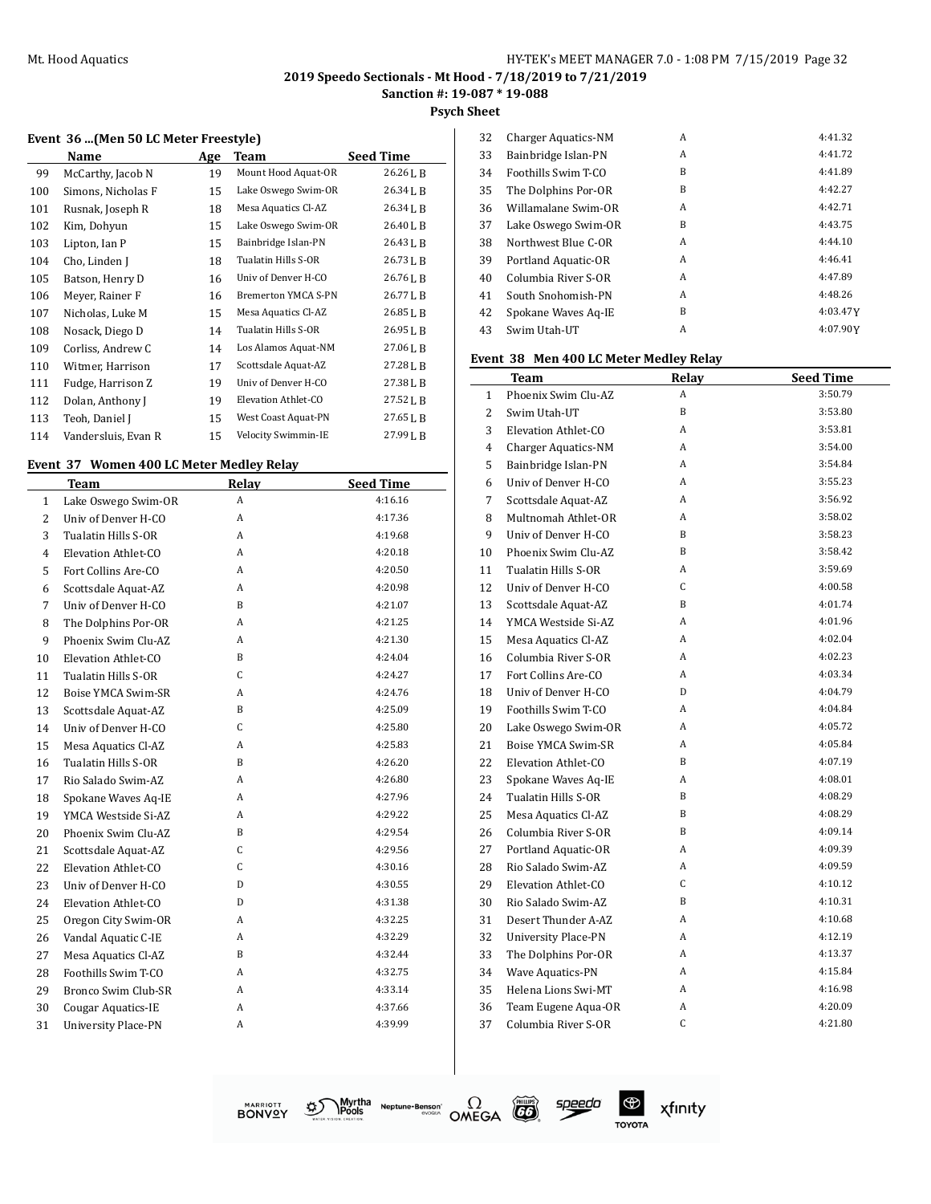**2019 Speedo Sectionals - Mt Hood - 7/18/2019 to 7/21/2019**
**Sanction #: 19-087 * 19-088**
**Psych Sheet**

### Event 36 ...(Men 50 LC Meter Freestyle)

| | Name | Age | Team | Seed Time |
|---|---|---|---|---|
| 99 | McCarthy, Jacob N | 19 | Mount Hood Aquat-OR | 26.26 L B |
| 100 | Simons, Nicholas F | 15 | Lake Oswego Swim-OR | 26.34 L B |
| 101 | Rusnak, Joseph R | 18 | Mesa Aquatics Cl-AZ | 26.34 L B |
| 102 | Kim, Dohyun | 15 | Lake Oswego Swim-OR | 26.40 L B |
| 103 | Lipton, Ian P | 15 | Bainbridge Islan-PN | 26.43 L B |
| 104 | Cho, Linden J | 18 | Tualatin Hills S-OR | 26.73 L B |
| 105 | Batson, Henry D | 16 | Univ of Denver H-CO | 26.76 L B |
| 106 | Meyer, Rainer F | 16 | Bremerton YMCA S-PN | 26.77 L B |
| 107 | Nicholas, Luke M | 15 | Mesa Aquatics Cl-AZ | 26.85 L B |
| 108 | Nosack, Diego D | 14 | Tualatin Hills S-OR | 26.95 L B |
| 109 | Corliss, Andrew C | 14 | Los Alamos Aquat-NM | 27.06 L B |
| 110 | Witmer, Harrison | 17 | Scottsdale Aquat-AZ | 27.28 L B |
| 111 | Fudge, Harrison Z | 19 | Univ of Denver H-CO | 27.38 L B |
| 112 | Dolan, Anthony J | 19 | Elevation Athlet-CO | 27.52 L B |
| 113 | Teoh, Daniel J | 15 | West Coast Aquat-PN | 27.65 L B |
| 114 | Vandersluis, Evan R | 15 | Velocity Swimmin-IE | 27.99 L B |

### Event 37 Women 400 LC Meter Medley Relay

| | Team | Relay | Seed Time |
|---|---|---|---|
| 1 | Lake Oswego Swim-OR | A | 4:16.16 |
| 2 | Univ of Denver H-CO | A | 4:17.36 |
| 3 | Tualatin Hills S-OR | A | 4:19.68 |
| 4 | Elevation Athlet-CO | A | 4:20.18 |
| 5 | Fort Collins Are-CO | A | 4:20.50 |
| 6 | Scottsdale Aquat-AZ | A | 4:20.98 |
| 7 | Univ of Denver H-CO | B | 4:21.07 |
| 8 | The Dolphins Por-OR | A | 4:21.25 |
| 9 | Phoenix Swim Clu-AZ | A | 4:21.30 |
| 10 | Elevation Athlet-CO | B | 4:24.04 |
| 11 | Tualatin Hills S-OR | C | 4:24.27 |
| 12 | Boise YMCA Swim-SR | A | 4:24.76 |
| 13 | Scottsdale Aquat-AZ | B | 4:25.09 |
| 14 | Univ of Denver H-CO | C | 4:25.80 |
| 15 | Mesa Aquatics Cl-AZ | A | 4:25.83 |
| 16 | Tualatin Hills S-OR | B | 4:26.20 |
| 17 | Rio Salado Swim-AZ | A | 4:26.80 |
| 18 | Spokane Waves Aq-IE | A | 4:27.96 |
| 19 | YMCA Westside Si-AZ | A | 4:29.22 |
| 20 | Phoenix Swim Clu-AZ | B | 4:29.54 |
| 21 | Scottsdale Aquat-AZ | C | 4:29.56 |
| 22 | Elevation Athlet-CO | C | 4:30.16 |
| 23 | Univ of Denver H-CO | D | 4:30.55 |
| 24 | Elevation Athlet-CO | D | 4:31.38 |
| 25 | Oregon City Swim-OR | A | 4:32.25 |
| 26 | Vandal Aquatic C-IE | A | 4:32.29 |
| 27 | Mesa Aquatics Cl-AZ | B | 4:32.44 |
| 28 | Foothills Swim T-CO | A | 4:32.75 |
| 29 | Bronco Swim Club-SR | A | 4:33.14 |
| 30 | Cougar Aquatics-IE | A | 4:37.66 |
| 31 | University Place-PN | A | 4:39.99 |
| 32 | Charger Aquatics-NM | A | 4:41.32 |
| 33 | Bainbridge Islan-PN | A | 4:41.72 |
| 34 | Foothills Swim T-CO | B | 4:41.89 |
| 35 | The Dolphins Por-OR | B | 4:42.27 |
| 36 | Willamalane Swim-OR | A | 4:42.71 |
| 37 | Lake Oswego Swim-OR | B | 4:43.75 |
| 38 | Northwest Blue C-OR | A | 4:44.10 |
| 39 | Portland Aquatic-OR | A | 4:46.41 |
| 40 | Columbia River S-OR | A | 4:47.89 |
| 41 | South Snohomish-PN | A | 4:48.26 |
| 42 | Spokane Waves Aq-IE | B | 4:03.47Y |
| 43 | Swim Utah-UT | A | 4:07.90Y |

### Event 38 Men 400 LC Meter Medley Relay

| | Team | Relay | Seed Time |
|---|---|---|---|
| 1 | Phoenix Swim Clu-AZ | A | 3:50.79 |
| 2 | Swim Utah-UT | B | 3:53.80 |
| 3 | Elevation Athlet-CO | A | 3:53.81 |
| 4 | Charger Aquatics-NM | A | 3:54.00 |
| 5 | Bainbridge Islan-PN | A | 3:54.84 |
| 6 | Univ of Denver H-CO | A | 3:55.23 |
| 7 | Scottsdale Aquat-AZ | A | 3:56.92 |
| 8 | Multnomah Athlet-OR | A | 3:58.02 |
| 9 | Univ of Denver H-CO | B | 3:58.23 |
| 10 | Phoenix Swim Clu-AZ | B | 3:58.42 |
| 11 | Tualatin Hills S-OR | A | 3:59.69 |
| 12 | Univ of Denver H-CO | C | 4:00.58 |
| 13 | Scottsdale Aquat-AZ | B | 4:01.74 |
| 14 | YMCA Westside Si-AZ | A | 4:01.96 |
| 15 | Mesa Aquatics Cl-AZ | A | 4:02.04 |
| 16 | Columbia River S-OR | A | 4:02.23 |
| 17 | Fort Collins Are-CO | A | 4:03.34 |
| 18 | Univ of Denver H-CO | D | 4:04.79 |
| 19 | Foothills Swim T-CO | A | 4:04.84 |
| 20 | Lake Oswego Swim-OR | A | 4:05.72 |
| 21 | Boise YMCA Swim-SR | A | 4:05.84 |
| 22 | Elevation Athlet-CO | B | 4:07.19 |
| 23 | Spokane Waves Aq-IE | A | 4:08.01 |
| 24 | Tualatin Hills S-OR | B | 4:08.29 |
| 25 | Mesa Aquatics Cl-AZ | B | 4:08.29 |
| 26 | Columbia River S-OR | B | 4:09.14 |
| 27 | Portland Aquatic-OR | A | 4:09.39 |
| 28 | Rio Salado Swim-AZ | A | 4:09.59 |
| 29 | Elevation Athlet-CO | C | 4:10.12 |
| 30 | Rio Salado Swim-AZ | B | 4:10.31 |
| 31 | Desert Thunder A-AZ | A | 4:10.68 |
| 32 | University Place-PN | A | 4:12.19 |
| 33 | The Dolphins Por-OR | A | 4:13.37 |
| 34 | Wave Aquatics-PN | A | 4:15.84 |
| 35 | Helena Lions Swi-MT | A | 4:16.98 |
| 36 | Team Eugene Aqua-OR | A | 4:20.09 |
| 37 | Columbia River S-OR | C | 4:21.80 |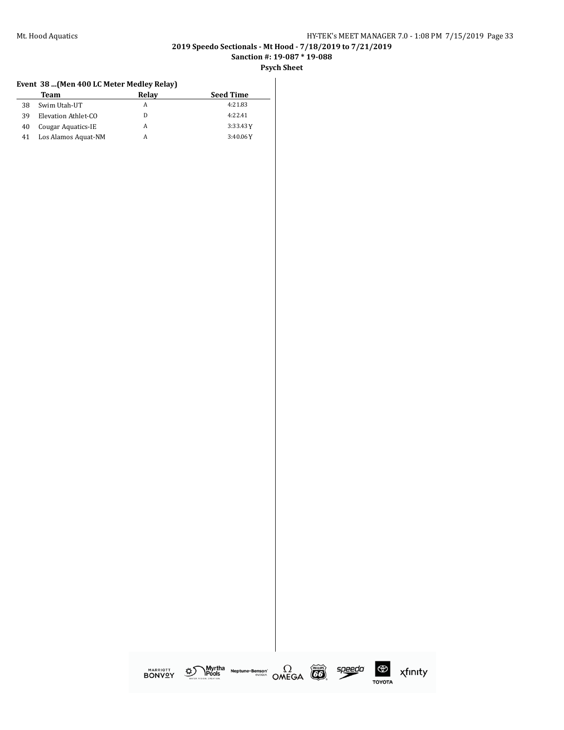**Event 38 ...(Men 400 LC Meter Medley Relay)**

| | Team | Relay | Seed Time |
|---|---|---|---|
| 38 | Swim Utah-UT | A | 4:21.83 |
| 39 | Elevation Athlet-CO | D | 4:22.41 |
| 40 | Cougar Aquatics-IE | A | 3:33.43 Y |
| 41 | Los Alamos Aquat-NM | A | 3:40.06 Y |